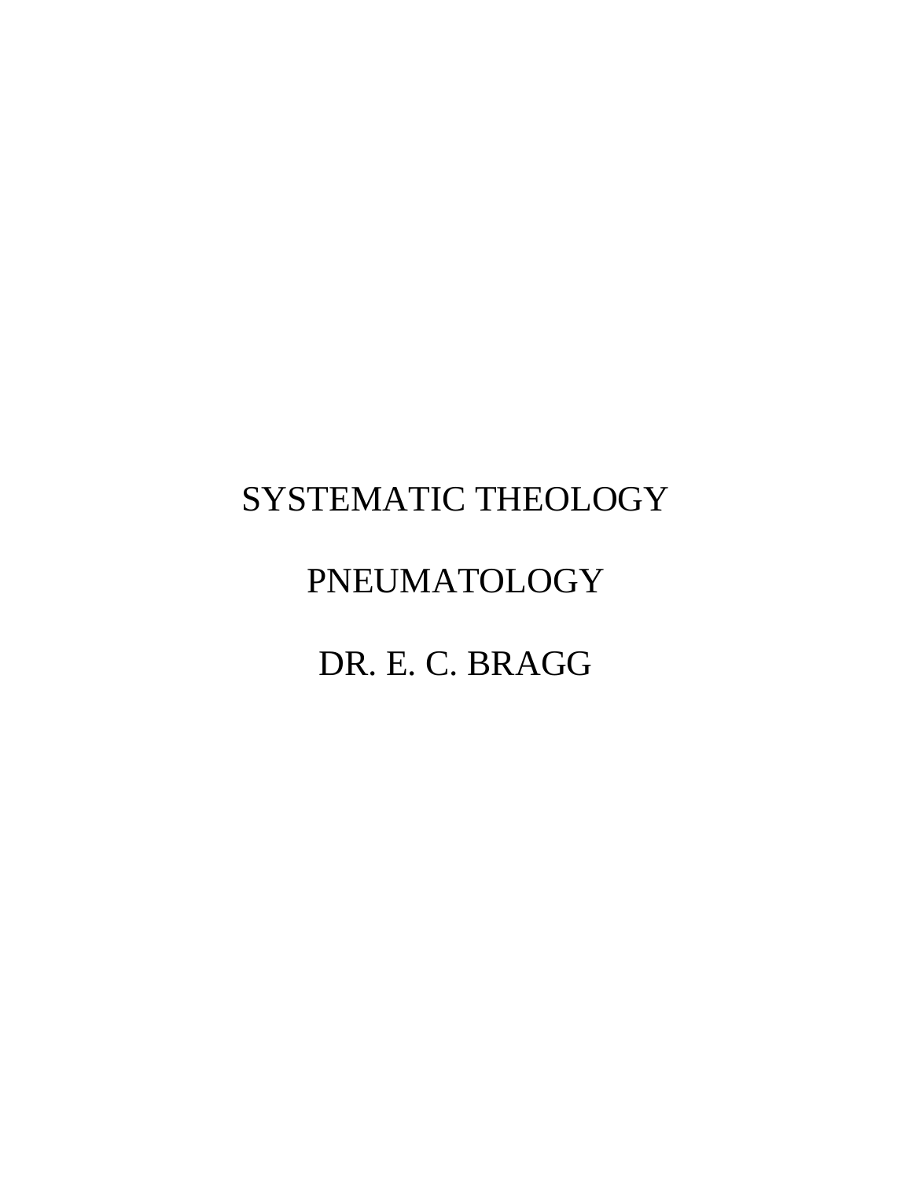# SYSTEMATIC THEOLOGY

# PNEUMATOLOGY

DR. E. C. BRAGG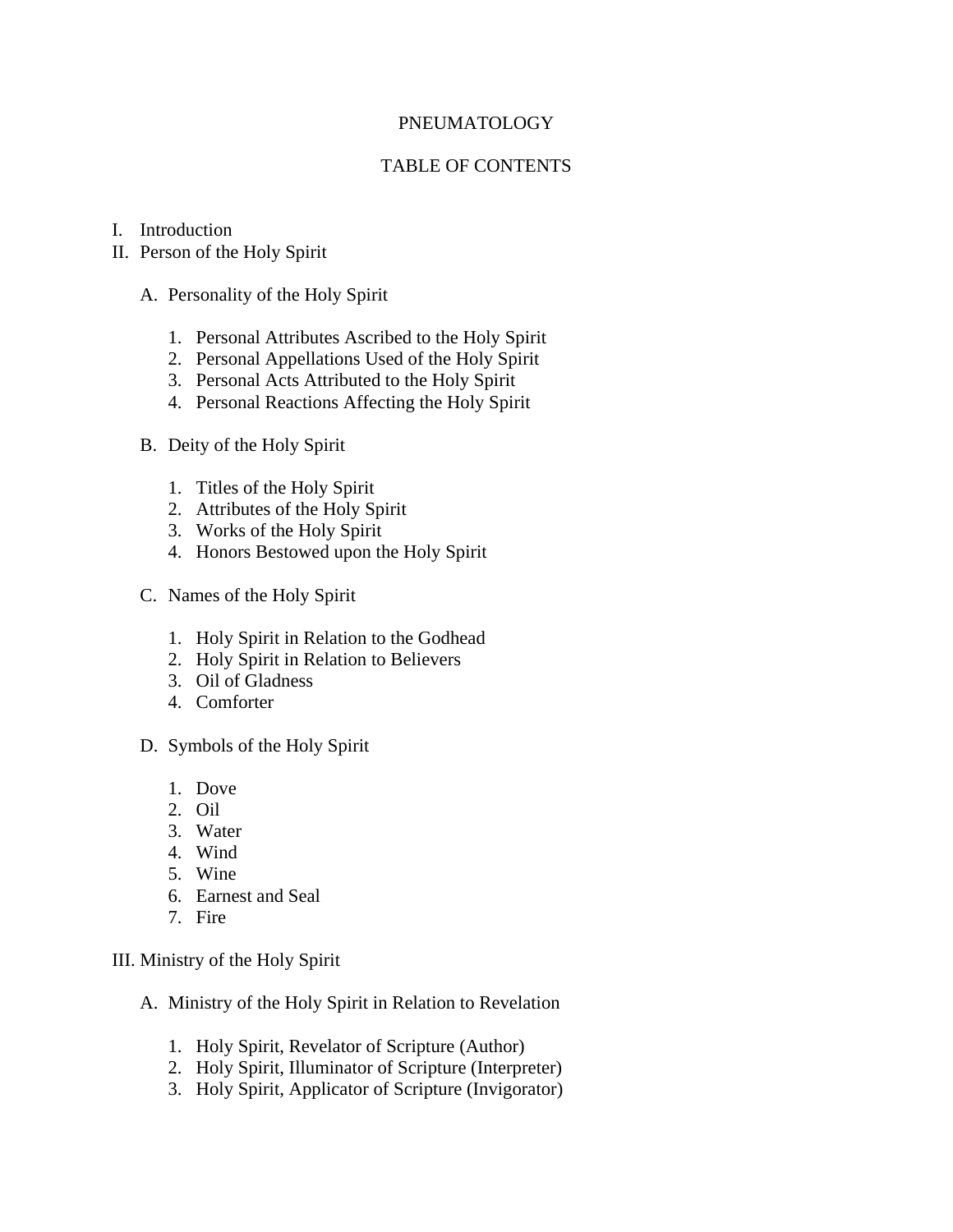# PNEUMATOLOGY

## TABLE OF CONTENTS

I. Introduction
II. Person of the Holy Spirit

   A. Personality of the Holy Spirit

      1. Personal Attributes Ascribed to the Holy Spirit
      2. Personal Appellations Used of the Holy Spirit
      3. Personal Acts Attributed to the Holy Spirit
      4. Personal Reactions Affecting the Holy Spirit

   B. Deity of the Holy Spirit

      1. Titles of the Holy Spirit
      2. Attributes of the Holy Spirit
      3. Works of the Holy Spirit
      4. Honors Bestowed upon the Holy Spirit

   C. Names of the Holy Spirit

      1. Holy Spirit in Relation to the Godhead
      2. Holy Spirit in Relation to Believers
      3. Oil of Gladness
      4. Comforter

   D. Symbols of the Holy Spirit

      1. Dove
      2. Oil
      3. Water
      4. Wind
      5. Wine
      6. Earnest and Seal
      7. Fire

III. Ministry of the Holy Spirit

   A. Ministry of the Holy Spirit in Relation to Revelation

      1. Holy Spirit, Revelator of Scripture (Author)
      2. Holy Spirit, Illuminator of Scripture (Interpreter)
      3. Holy Spirit, Applicator of Scripture (Invigorator)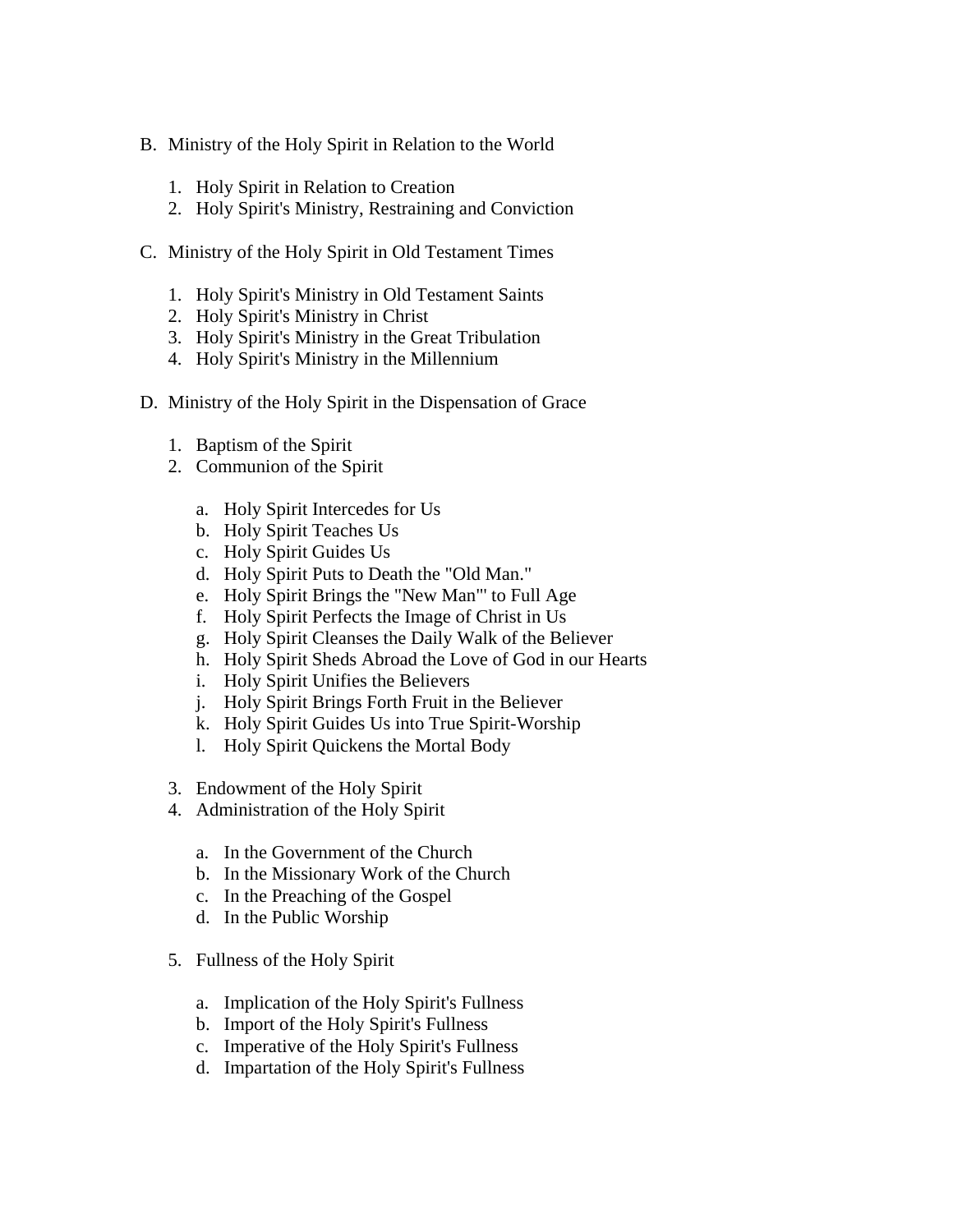B. Ministry of the Holy Spirit in Relation to the World

   1. Holy Spirit in Relation to Creation
   2. Holy Spirit's Ministry, Restraining and Conviction

C. Ministry of the Holy Spirit in Old Testament Times

   1. Holy Spirit's Ministry in Old Testament Saints
   2. Holy Spirit's Ministry in Christ
   3. Holy Spirit's Ministry in the Great Tribulation
   4. Holy Spirit's Ministry in the Millennium

D. Ministry of the Holy Spirit in the Dispensation of Grace

   1. Baptism of the Spirit
   2. Communion of the Spirit

      a. Holy Spirit Intercedes for Us
      b. Holy Spirit Teaches Us
      c. Holy Spirit Guides Us
      d. Holy Spirit Puts to Death the "Old Man."
      e. Holy Spirit Brings the "New Man'" to Full Age
      f. Holy Spirit Perfects the Image of Christ in Us
      g. Holy Spirit Cleanses the Daily Walk of the Believer
      h. Holy Spirit Sheds Abroad the Love of God in our Hearts
      i. Holy Spirit Unifies the Believers
      j. Holy Spirit Brings Forth Fruit in the Believer
      k. Holy Spirit Guides Us into True Spirit-Worship
      l. Holy Spirit Quickens the Mortal Body

   3. Endowment of the Holy Spirit
   4. Administration of the Holy Spirit

      a. In the Government of the Church
      b. In the Missionary Work of the Church
      c. In the Preaching of the Gospel
      d. In the Public Worship

   5. Fullness of the Holy Spirit

      a. Implication of the Holy Spirit's Fullness
      b. Import of the Holy Spirit's Fullness
      c. Imperative of the Holy Spirit's Fullness
      d. Impartation of the Holy Spirit's Fullness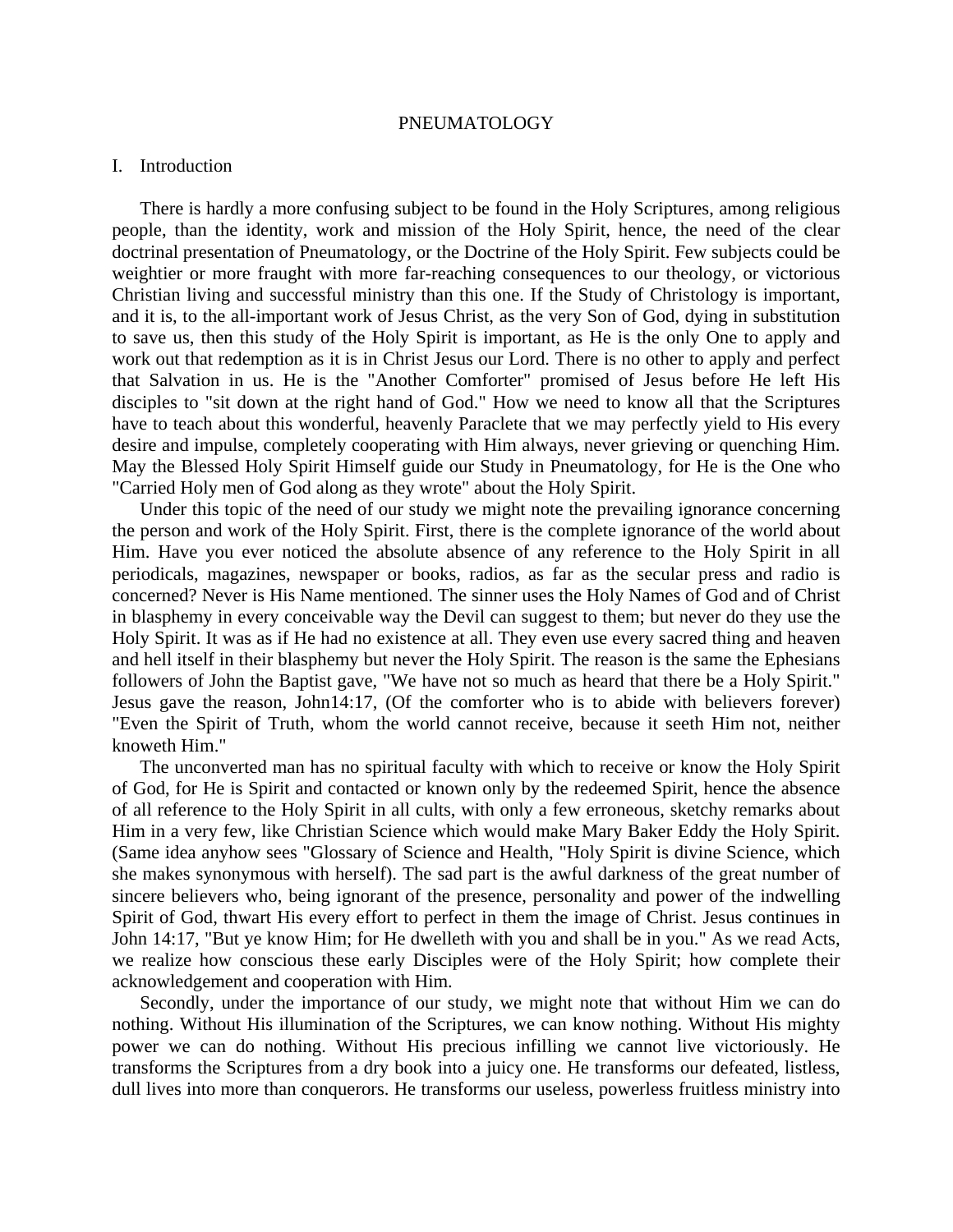# PNEUMATOLOGY

## I. Introduction

There is hardly a more confusing subject to be found in the Holy Scriptures, among religious people, than the identity, work and mission of the Holy Spirit, hence, the need of the clear doctrinal presentation of Pneumatology, or the Doctrine of the Holy Spirit. Few subjects could be weightier or more fraught with more far-reaching consequences to our theology, or victorious Christian living and successful ministry than this one. If the Study of Christology is important, and it is, to the all-important work of Jesus Christ, as the very Son of God, dying in substitution to save us, then this study of the Holy Spirit is important, as He is the only One to apply and work out that redemption as it is in Christ Jesus our Lord. There is no other to apply and perfect that Salvation in us. He is the "Another Comforter" promised of Jesus before He left His disciples to "sit down at the right hand of God." How we need to know all that the Scriptures have to teach about this wonderful, heavenly Paraclete that we may perfectly yield to His every desire and impulse, completely cooperating with Him always, never grieving or quenching Him. May the Blessed Holy Spirit Himself guide our Study in Pneumatology, for He is the One who "Carried Holy men of God along as they wrote" about the Holy Spirit.

Under this topic of the need of our study we might note the prevailing ignorance concerning the person and work of the Holy Spirit. First, there is the complete ignorance of the world about Him. Have you ever noticed the absolute absence of any reference to the Holy Spirit in all periodicals, magazines, newspaper or books, radios, as far as the secular press and radio is concerned? Never is His Name mentioned. The sinner uses the Holy Names of God and of Christ in blasphemy in every conceivable way the Devil can suggest to them; but never do they use the Holy Spirit. It was as if He had no existence at all. They even use every sacred thing and heaven and hell itself in their blasphemy but never the Holy Spirit. The reason is the same the Ephesians followers of John the Baptist gave, "We have not so much as heard that there be a Holy Spirit." Jesus gave the reason, John14:17, (Of the comforter who is to abide with believers forever) "Even the Spirit of Truth, whom the world cannot receive, because it seeth Him not, neither knoweth Him."

The unconverted man has no spiritual faculty with which to receive or know the Holy Spirit of God, for He is Spirit and contacted or known only by the redeemed Spirit, hence the absence of all reference to the Holy Spirit in all cults, with only a few erroneous, sketchy remarks about Him in a very few, like Christian Science which would make Mary Baker Eddy the Holy Spirit. (Same idea anyhow sees "Glossary of Science and Health, "Holy Spirit is divine Science, which she makes synonymous with herself). The sad part is the awful darkness of the great number of sincere believers who, being ignorant of the presence, personality and power of the indwelling Spirit of God, thwart His every effort to perfect in them the image of Christ. Jesus continues in John 14:17, "But ye know Him; for He dwelleth with you and shall be in you." As we read Acts, we realize how conscious these early Disciples were of the Holy Spirit; how complete their acknowledgement and cooperation with Him.

Secondly, under the importance of our study, we might note that without Him we can do nothing. Without His illumination of the Scriptures, we can know nothing. Without His mighty power we can do nothing. Without His precious infilling we cannot live victoriously. He transforms the Scriptures from a dry book into a juicy one. He transforms our defeated, listless, dull lives into more than conquerors. He transforms our useless, powerless fruitless ministry into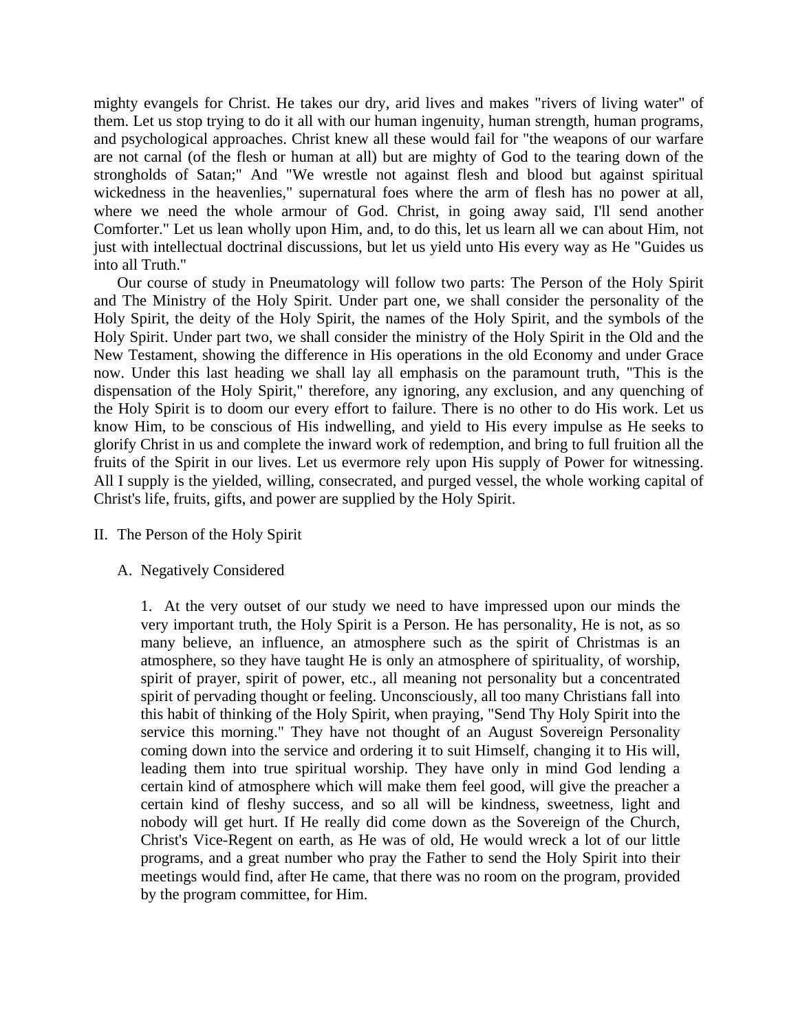mighty evangels for Christ. He takes our dry, arid lives and makes "rivers of living water" of them. Let us stop trying to do it all with our human ingenuity, human strength, human programs, and psychological approaches. Christ knew all these would fail for "the weapons of our warfare are not carnal (of the flesh or human at all) but are mighty of God to the tearing down of the strongholds of Satan;" And "We wrestle not against flesh and blood but against spiritual wickedness in the heavenlies," supernatural foes where the arm of flesh has no power at all, where we need the whole armour of God. Christ, in going away said, I'll send another Comforter." Let us lean wholly upon Him, and, to do this, let us learn all we can about Him, not just with intellectual doctrinal discussions, but let us yield unto His every way as He "Guides us into all Truth."

Our course of study in Pneumatology will follow two parts: The Person of the Holy Spirit and The Ministry of the Holy Spirit. Under part one, we shall consider the personality of the Holy Spirit, the deity of the Holy Spirit, the names of the Holy Spirit, and the symbols of the Holy Spirit. Under part two, we shall consider the ministry of the Holy Spirit in the Old and the New Testament, showing the difference in His operations in the old Economy and under Grace now. Under this last heading we shall lay all emphasis on the paramount truth, "This is the dispensation of the Holy Spirit," therefore, any ignoring, any exclusion, and any quenching of the Holy Spirit is to doom our every effort to failure. There is no other to do His work. Let us know Him, to be conscious of His indwelling, and yield to His every impulse as He seeks to glorify Christ in us and complete the inward work of redemption, and bring to full fruition all the fruits of the Spirit in our lives. Let us evermore rely upon His supply of Power for witnessing. All I supply is the yielded, willing, consecrated, and purged vessel, the whole working capital of Christ's life, fruits, gifts, and power are supplied by the Holy Spirit.

## II. The Person of the Holy Spirit

### A. Negatively Considered

1. At the very outset of our study we need to have impressed upon our minds the very important truth, the Holy Spirit is a Person. He has personality, He is not, as so many believe, an influence, an atmosphere such as the spirit of Christmas is an atmosphere, so they have taught He is only an atmosphere of spirituality, of worship, spirit of prayer, spirit of power, etc., all meaning not personality but a concentrated spirit of pervading thought or feeling. Unconsciously, all too many Christians fall into this habit of thinking of the Holy Spirit, when praying, "Send Thy Holy Spirit into the service this morning." They have not thought of an August Sovereign Personality coming down into the service and ordering it to suit Himself, changing it to His will, leading them into true spiritual worship. They have only in mind God lending a certain kind of atmosphere which will make them feel good, will give the preacher a certain kind of fleshy success, and so all will be kindness, sweetness, light and nobody will get hurt. If He really did come down as the Sovereign of the Church, Christ's Vice-Regent on earth, as He was of old, He would wreck a lot of our little programs, and a great number who pray the Father to send the Holy Spirit into their meetings would find, after He came, that there was no room on the program, provided by the program committee, for Him.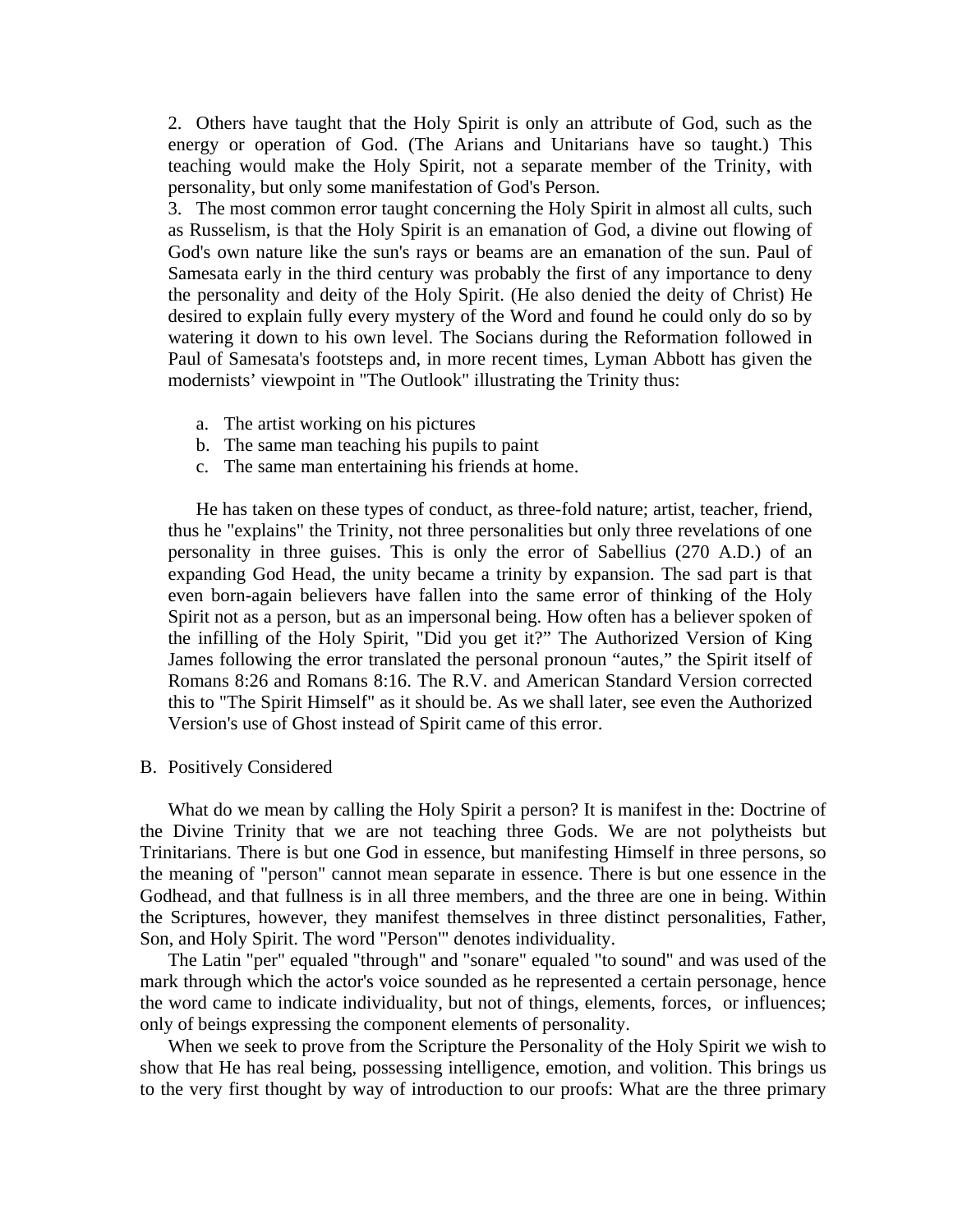2. Others have taught that the Holy Spirit is only an attribute of God, such as the energy or operation of God. (The Arians and Unitarians have so taught.) This teaching would make the Holy Spirit, not a separate member of the Trinity, with personality, but only some manifestation of God's Person.

3. The most common error taught concerning the Holy Spirit in almost all cults, such as Russelism, is that the Holy Spirit is an emanation of God, a divine out flowing of God's own nature like the sun's rays or beams are an emanation of the sun. Paul of Samesata early in the third century was probably the first of any importance to deny the personality and deity of the Holy Spirit. (He also denied the deity of Christ) He desired to explain fully every mystery of the Word and found he could only do so by watering it down to his own level. The Socians during the Reformation followed in Paul of Samesata's footsteps and, in more recent times, Lyman Abbott has given the modernists' viewpoint in "The Outlook" illustrating the Trinity thus:

   a. The artist working on his pictures
   b. The same man teaching his pupils to paint
   c. The same man entertaining his friends at home.

   He has taken on these types of conduct, as three-fold nature; artist, teacher, friend, thus he "explains" the Trinity, not three personalities but only three revelations of one personality in three guises. This is only the error of Sabellius (270 A.D.) of an expanding God Head, the unity became a trinity by expansion. The sad part is that even born-again believers have fallen into the same error of thinking of the Holy Spirit not as a person, but as an impersonal being. How often has a believer spoken of the infilling of the Holy Spirit, "Did you get it?" The Authorized Version of King James following the error translated the personal pronoun "autes," the Spirit itself of Romans 8:26 and Romans 8:16. The R.V. and American Standard Version corrected this to "The Spirit Himself" as it should be. As we shall later, see even the Authorized Version's use of Ghost instead of Spirit came of this error.

B. Positively Considered

What do we mean by calling the Holy Spirit a person? It is manifest in the: Doctrine of the Divine Trinity that we are not teaching three Gods. We are not polytheists but Trinitarians. There is but one God in essence, but manifesting Himself in three persons, so the meaning of "person" cannot mean separate in essence. There is but one essence in the Godhead, and that fullness is in all three members, and the three are one in being. Within the Scriptures, however, they manifest themselves in three distinct personalities, Father, Son, and Holy Spirit. The word "Person"' denotes individuality.

The Latin "per" equaled "through" and "sonare" equaled "to sound" and was used of the mark through which the actor's voice sounded as he represented a certain personage, hence the word came to indicate individuality, but not of things, elements, forces, or influences; only of beings expressing the component elements of personality.

When we seek to prove from the Scripture the Personality of the Holy Spirit we wish to show that He has real being, possessing intelligence, emotion, and volition. This brings us to the very first thought by way of introduction to our proofs: What are the three primary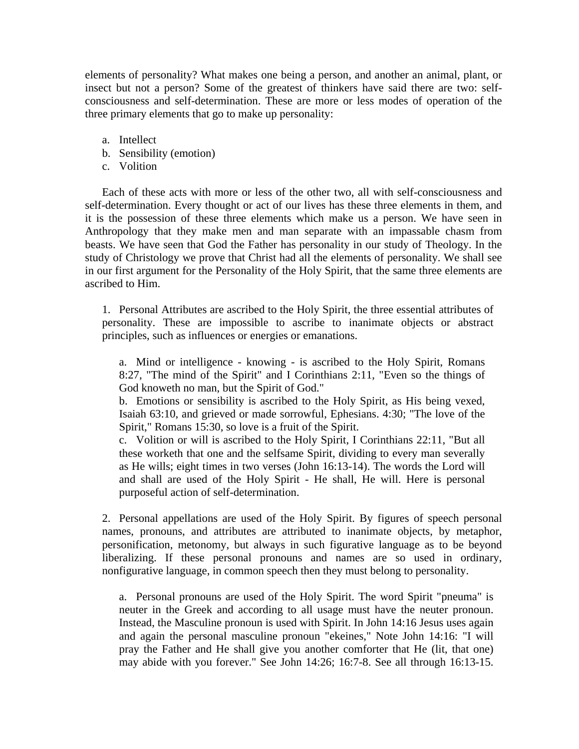elements of personality? What makes one being a person, and another an animal, plant, or insect but not a person? Some of the greatest of thinkers have said there are two: self-consciousness and self-determination. These are more or less modes of operation of the three primary elements that go to make up personality:

a. Intellect
b. Sensibility (emotion)
c. Volition

Each of these acts with more or less of the other two, all with self-consciousness and self-determination. Every thought or act of our lives has these three elements in them, and it is the possession of these three elements which make us a person. We have seen in Anthropology that they make men and man separate with an impassable chasm from beasts. We have seen that God the Father has personality in our study of Theology. In the study of Christology we prove that Christ had all the elements of personality. We shall see in our first argument for the Personality of the Holy Spirit, that the same three elements are ascribed to Him.

1. Personal Attributes are ascribed to the Holy Spirit, the three essential attributes of personality. These are impossible to ascribe to inanimate objects or abstract principles, such as influences or energies or emanations.

   a. Mind or intelligence - knowing - is ascribed to the Holy Spirit, Romans 8:27, "The mind of the Spirit" and I Corinthians 2:11, "Even so the things of God knoweth no man, but the Spirit of God."
   b. Emotions or sensibility is ascribed to the Holy Spirit, as His being vexed, Isaiah 63:10, and grieved or made sorrowful, Ephesians. 4:30; "The love of the Spirit," Romans 15:30, so love is a fruit of the Spirit.
   c. Volition or will is ascribed to the Holy Spirit, I Corinthians 22:11, "But all these worketh that one and the selfsame Spirit, dividing to every man severally as He wills; eight times in two verses (John 16:13-14). The words the Lord will and shall are used of the Holy Spirit - He shall, He will. Here is personal purposeful action of self-determination.

2. Personal appellations are used of the Holy Spirit. By figures of speech personal names, pronouns, and attributes are attributed to inanimate objects, by metaphor, personification, metonomy, but always in such figurative language as to be beyond liberalizing. If these personal pronouns and names are so used in ordinary, nonfigurative language, in common speech then they must belong to personality.

   a. Personal pronouns are used of the Holy Spirit. The word Spirit "pneuma" is neuter in the Greek and according to all usage must have the neuter pronoun. Instead, the Masculine pronoun is used with Spirit. In John 14:16 Jesus uses again and again the personal masculine pronoun "ekeines," Note John 14:16: "I will pray the Father and He shall give you another comforter that He (lit, that one) may abide with you forever." See John 14:26; 16:7-8. See all through 16:13-15.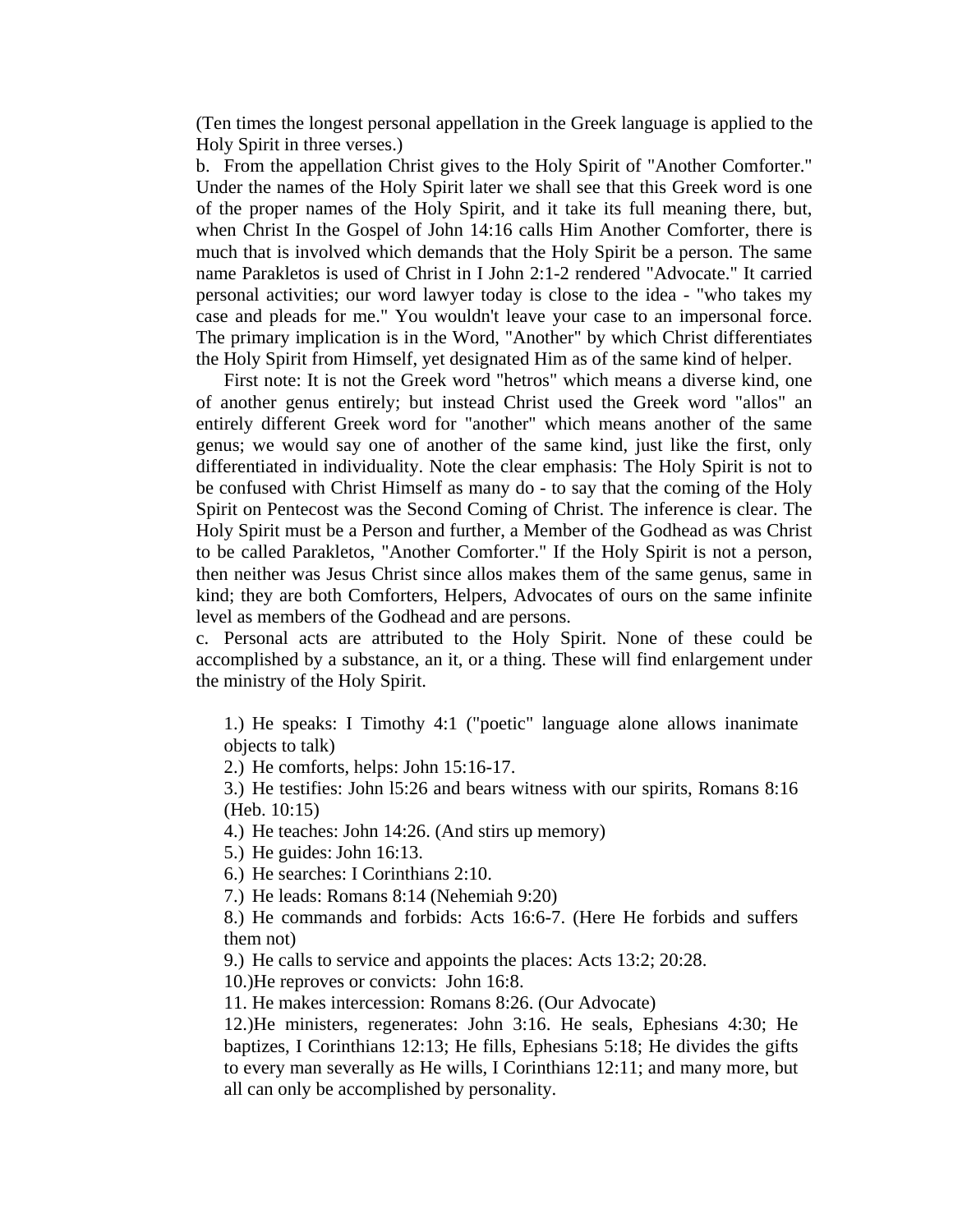(Ten times the longest personal appellation in the Greek language is applied to the Holy Spirit in three verses.)

b. From the appellation Christ gives to the Holy Spirit of "Another Comforter." Under the names of the Holy Spirit later we shall see that this Greek word is one of the proper names of the Holy Spirit, and it take its full meaning there, but, when Christ In the Gospel of John 14:16 calls Him Another Comforter, there is much that is involved which demands that the Holy Spirit be a person. The same name Parakletos is used of Christ in I John 2:1-2 rendered "Advocate." It carried personal activities; our word lawyer today is close to the idea - "who takes my case and pleads for me." You wouldn't leave your case to an impersonal force. The primary implication is in the Word, "Another" by which Christ differentiates the Holy Spirit from Himself, yet designated Him as of the same kind of helper.

First note: It is not the Greek word "hetros" which means a diverse kind, one of another genus entirely; but instead Christ used the Greek word "allos" an entirely different Greek word for "another" which means another of the same genus; we would say one of another of the same kind, just like the first, only differentiated in individuality. Note the clear emphasis: The Holy Spirit is not to be confused with Christ Himself as many do - to say that the coming of the Holy Spirit on Pentecost was the Second Coming of Christ. The inference is clear. The Holy Spirit must be a Person and further, a Member of the Godhead as was Christ to be called Parakletos, "Another Comforter." If the Holy Spirit is not a person, then neither was Jesus Christ since allos makes them of the same genus, same in kind; they are both Comforters, Helpers, Advocates of ours on the same infinite level as members of the Godhead and are persons.

c. Personal acts are attributed to the Holy Spirit. None of these could be accomplished by a substance, an it, or a thing. These will find enlargement under the ministry of the Holy Spirit.

1.) He speaks: I Timothy 4:1 ("poetic" language alone allows inanimate objects to talk)

2.) He comforts, helps: John 15:16-17.

3.) He testifies: John l5:26 and bears witness with our spirits, Romans 8:16 (Heb. 10:15)

4.) He teaches: John 14:26. (And stirs up memory)

5.) He guides: John 16:13.

6.) He searches: I Corinthians 2:10.

7.) He leads: Romans 8:14 (Nehemiah 9:20)

8.) He commands and forbids: Acts 16:6-7. (Here He forbids and suffers them not)

9.) He calls to service and appoints the places: Acts 13:2; 20:28.

10.)He reproves or convicts: John 16:8.

11. He makes intercession: Romans 8:26. (Our Advocate)

12.)He ministers, regenerates: John 3:16. He seals, Ephesians 4:30; He baptizes, I Corinthians 12:13; He fills, Ephesians 5:18; He divides the gifts to every man severally as He wills, I Corinthians 12:11; and many more, but all can only be accomplished by personality.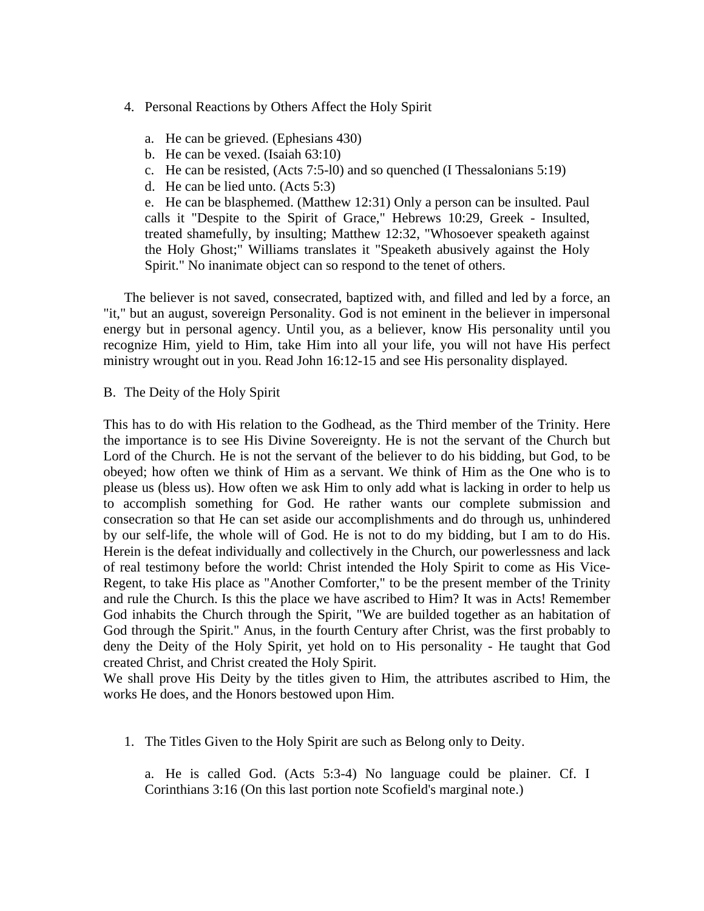4. Personal Reactions by Others Affect the Holy Spirit

   a. He can be grieved. (Ephesians 430)
   b. He can be vexed. (Isaiah 63:10)
   c. He can be resisted, (Acts 7:5-l0) and so quenched (I Thessalonians 5:19)
   d. He can be lied unto. (Acts 5:3)
   e. He can be blasphemed. (Matthew 12:31) Only a person can be insulted. Paul calls it "Despite to the Spirit of Grace," Hebrews 10:29, Greek - Insulted, treated shamefully, by insulting; Matthew 12:32, "Whosoever speaketh against the Holy Ghost;" Williams translates it "Speaketh abusively against the Holy Spirit." No inanimate object can so respond to the tenet of others.

The believer is not saved, consecrated, baptized with, and filled and led by a force, an "it," but an august, sovereign Personality. God is not eminent in the believer in impersonal energy but in personal agency. Until you, as a believer, know His personality until you recognize Him, yield to Him, take Him into all your life, you will not have His perfect ministry wrought out in you. Read John 16:12-15 and see His personality displayed.

B. The Deity of the Holy Spirit

This has to do with His relation to the Godhead, as the Third member of the Trinity. Here the importance is to see His Divine Sovereignty. He is not the servant of the Church but Lord of the Church. He is not the servant of the believer to do his bidding, but God, to be obeyed; how often we think of Him as a servant. We think of Him as the One who is to please us (bless us). How often we ask Him to only add what is lacking in order to help us to accomplish something for God. He rather wants our complete submission and consecration so that He can set aside our accomplishments and do through us, unhindered by our self-life, the whole will of God. He is not to do my bidding, but I am to do His. Herein is the defeat individually and collectively in the Church, our powerlessness and lack of real testimony before the world: Christ intended the Holy Spirit to come as His Vice-Regent, to take His place as "Another Comforter," to be the present member of the Trinity and rule the Church. Is this the place we have ascribed to Him? It was in Acts! Remember God inhabits the Church through the Spirit, "We are builded together as an habitation of God through the Spirit." Anus, in the fourth Century after Christ, was the first probably to deny the Deity of the Holy Spirit, yet hold on to His personality - He taught that God created Christ, and Christ created the Holy Spirit.
We shall prove His Deity by the titles given to Him, the attributes ascribed to Him, the works He does, and the Honors bestowed upon Him.

1. The Titles Given to the Holy Spirit are such as Belong only to Deity.

   a. He is called God. (Acts 5:3-4) No language could be plainer. Cf. I Corinthians 3:16 (On this last portion note Scofield's marginal note.)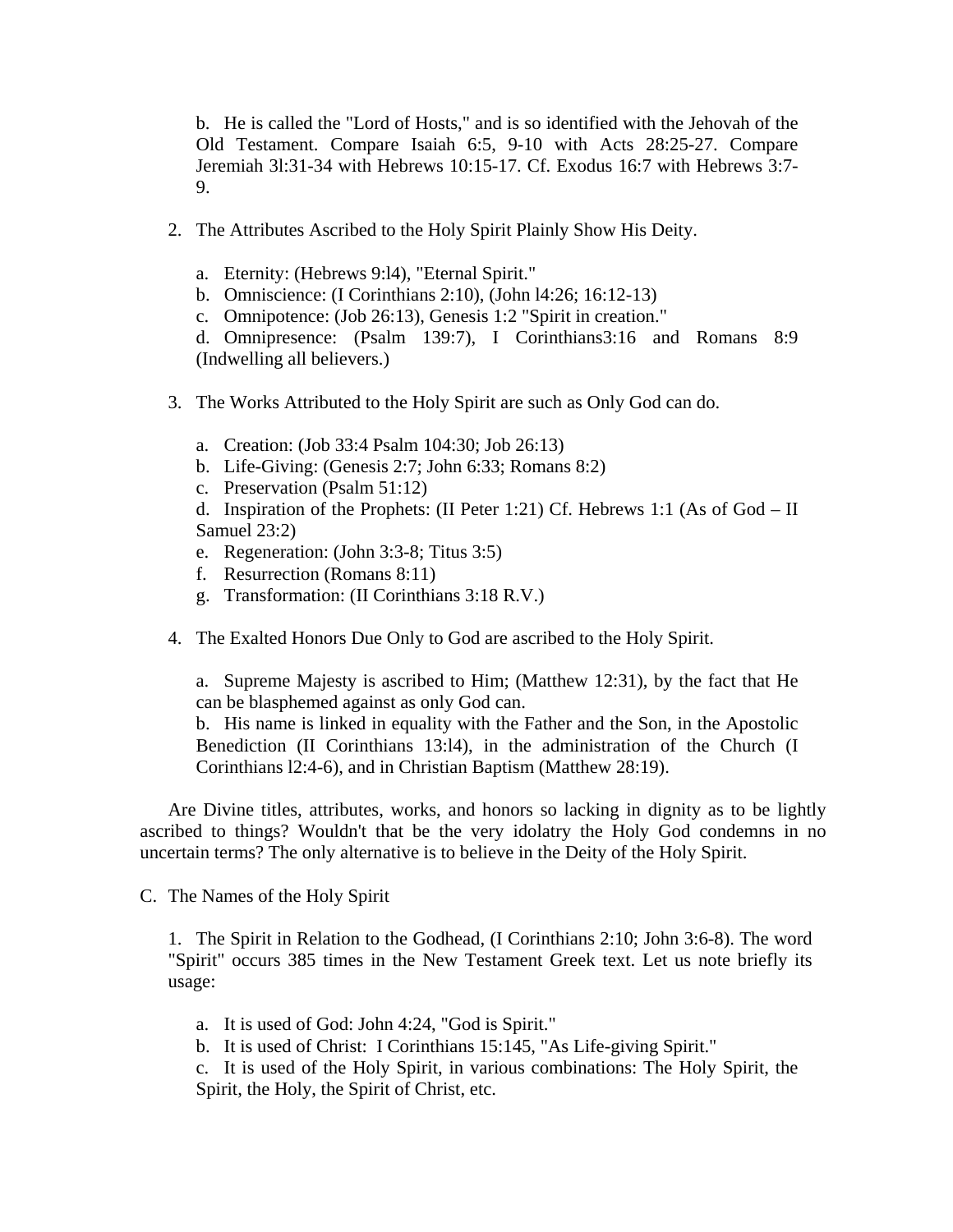b. He is called the "Lord of Hosts," and is so identified with the Jehovah of the Old Testament. Compare Isaiah 6:5, 9-10 with Acts 28:25-27. Compare Jeremiah 3l:31-34 with Hebrews 10:15-17. Cf. Exodus 16:7 with Hebrews 3:7-9.

2. The Attributes Ascribed to the Holy Spirit Plainly Show His Deity.

   a. Eternity: (Hebrews 9:l4), "Eternal Spirit."
   b. Omniscience: (I Corinthians 2:10), (John l4:26; 16:12-13)
   c. Omnipotence: (Job 26:13), Genesis 1:2 "Spirit in creation."
   d. Omnipresence: (Psalm 139:7), I Corinthians3:16 and Romans 8:9 (Indwelling all believers.)

3. The Works Attributed to the Holy Spirit are such as Only God can do.

   a. Creation: (Job 33:4 Psalm 104:30; Job 26:13)
   b. Life-Giving: (Genesis 2:7; John 6:33; Romans 8:2)
   c. Preservation (Psalm 51:12)
   d. Inspiration of the Prophets: (II Peter 1:21) Cf. Hebrews 1:1 (As of God – II Samuel 23:2)
   e. Regeneration: (John 3:3-8; Titus 3:5)
   f. Resurrection (Romans 8:11)
   g. Transformation: (II Corinthians 3:18 R.V.)

4. The Exalted Honors Due Only to God are ascribed to the Holy Spirit.

   a. Supreme Majesty is ascribed to Him; (Matthew 12:31), by the fact that He can be blasphemed against as only God can.
   b. His name is linked in equality with the Father and the Son, in the Apostolic Benediction (II Corinthians 13:l4), in the administration of the Church (I Corinthians l2:4-6), and in Christian Baptism (Matthew 28:19).

Are Divine titles, attributes, works, and honors so lacking in dignity as to be lightly ascribed to things? Wouldn't that be the very idolatry the Holy God condemns in no uncertain terms? The only alternative is to believe in the Deity of the Holy Spirit.

C. The Names of the Holy Spirit

1. The Spirit in Relation to the Godhead, (I Corinthians 2:10; John 3:6-8). The word "Spirit" occurs 385 times in the New Testament Greek text. Let us note briefly its usage:

   a. It is used of God: John 4:24, "God is Spirit."
   b. It is used of Christ: I Corinthians 15:145, "As Life-giving Spirit."
   c. It is used of the Holy Spirit, in various combinations: The Holy Spirit, the Spirit, the Holy, the Spirit of Christ, etc.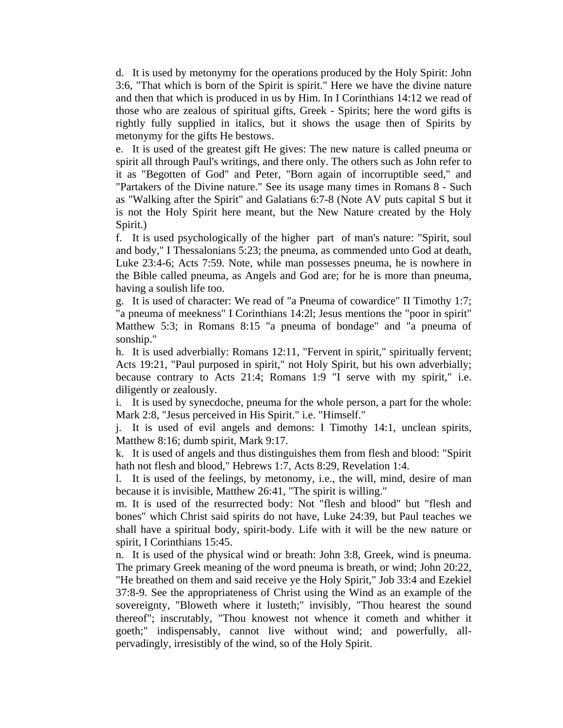d. It is used by metonymy for the operations produced by the Holy Spirit: John 3:6, "That which is born of the Spirit is spirit." Here we have the divine nature and then that which is produced in us by Him. In I Corinthians 14:12 we read of those who are zealous of spiritual gifts, Greek - Spirits; here the word gifts is rightly fully supplied in italics, but it shows the usage then of Spirits by metonymy for the gifts He bestows.

e. It is used of the greatest gift He gives: The new nature is called pneuma or spirit all through Paul's writings, and there only. The others such as John refer to it as "Begotten of God" and Peter, "Born again of incorruptible seed," and "Partakers of the Divine nature." See its usage many times in Romans 8 - Such as "Walking after the Spirit" and Galatians 6:7-8 (Note AV puts capital S but it is not the Holy Spirit here meant, but the New Nature created by the Holy Spirit.)

f. It is used psychologically of the higher part of man's nature: "Spirit, soul and body," I Thessalonians 5:23; the pneuma, as commended unto God at death, Luke 23:4-6; Acts 7:59. Note, while man possesses pneuma, he is nowhere in the Bible called pneuma, as Angels and God are; for he is more than pneuma, having a soulish life too.

g. It is used of character: We read of "a Pneuma of cowardice" II Timothy 1:7; "a pneuma of meekness" I Corinthians 14:2l; Jesus mentions the "poor in spirit" Matthew 5:3; in Romans 8:15 "a pneuma of bondage" and "a pneuma of sonship."

h. It is used adverbially: Romans 12:11, "Fervent in spirit," spiritually fervent; Acts 19:21, "Paul purposed in spirit," not Holy Spirit, but his own adverbially; because contrary to Acts 21:4; Romans 1:9 "I serve with my spirit," i.e. diligently or zealously.

i. It is used by synecdoche, pneuma for the whole person, a part for the whole: Mark 2:8, "Jesus perceived in His Spirit." i.e. "Himself."

j. It is used of evil angels and demons: I Timothy 14:1, unclean spirits, Matthew 8:16; dumb spirit, Mark 9:17.

k. It is used of angels and thus distinguishes them from flesh and blood: "Spirit hath not flesh and blood," Hebrews 1:7, Acts 8:29, Revelation 1:4.

l. It is used of the feelings, by metonomy, i.e., the will, mind, desire of man because it is invisible, Matthew 26:41, "The spirit is willing."

m. It is used of the resurrected body: Not "flesh and blood" but "flesh and bones" which Christ said spirits do not have, Luke 24:39, but Paul teaches we shall have a spiritual body, spirit-body. Life with it will be the new nature or spirit, I Corinthians 15:45.

n. It is used of the physical wind or breath: John 3:8, Greek, wind is pneuma. The primary Greek meaning of the word pneuma is breath, or wind; John 20:22, "He breathed on them and said receive ye the Holy Spirit," Job 33:4 and Ezekiel 37:8-9. See the appropriateness of Christ using the Wind as an example of the sovereignty, "Bloweth where it lusteth;" invisibly, "Thou hearest the sound thereof"; inscrutably, "Thou knowest not whence it cometh and whither it goeth;" indispensably, cannot live without wind; and powerfully, all-pervadingly, irresistibly of the wind, so of the Holy Spirit.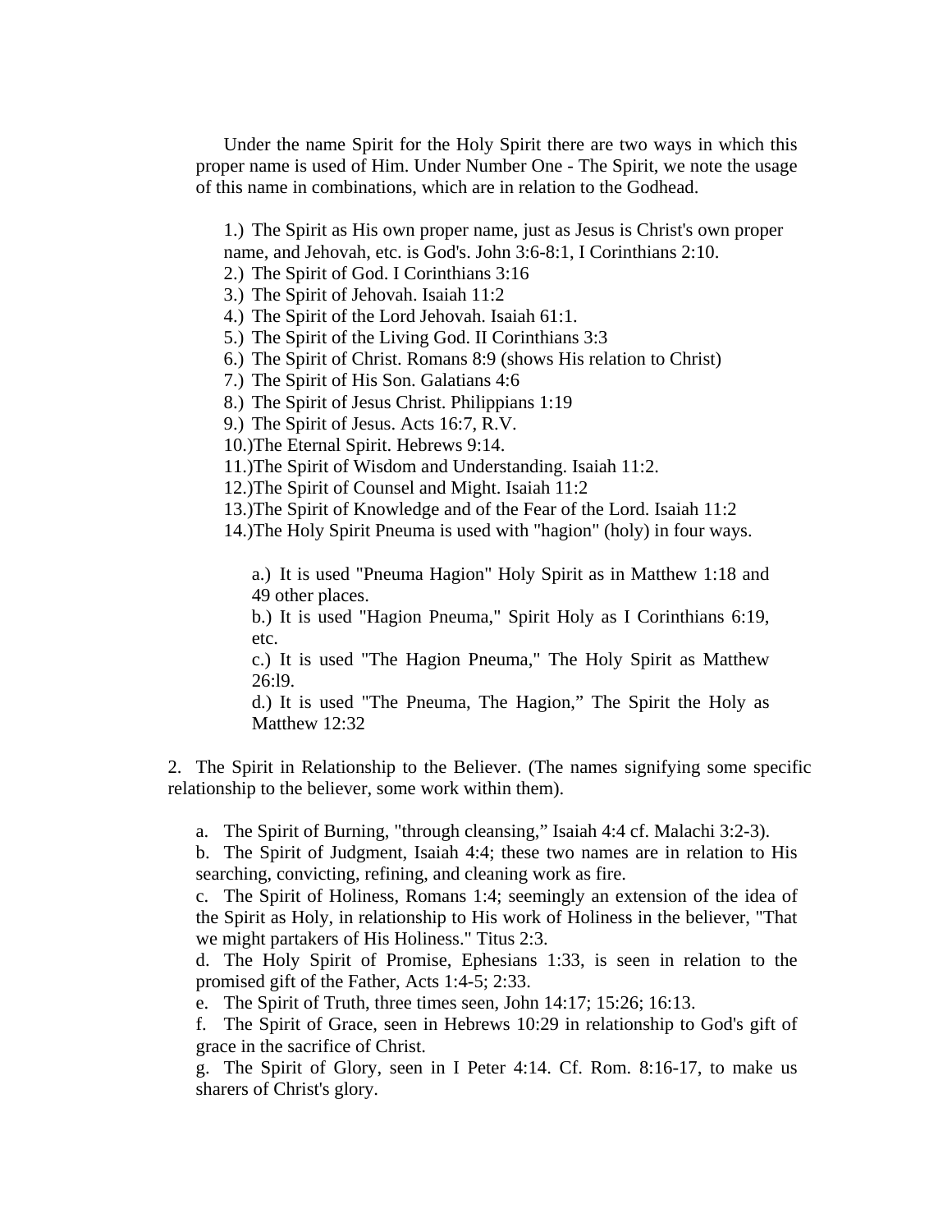Under the name Spirit for the Holy Spirit there are two ways in which this proper name is used of Him. Under Number One - The Spirit, we note the usage of this name in combinations, which are in relation to the Godhead.

1.) The Spirit as His own proper name, just as Jesus is Christ's own proper name, and Jehovah, etc. is God's. John 3:6-8:1, I Corinthians 2:10.
2.) The Spirit of God. I Corinthians 3:16
3.) The Spirit of Jehovah. Isaiah 11:2
4.) The Spirit of the Lord Jehovah. Isaiah 61:1.
5.) The Spirit of the Living God. II Corinthians 3:3
6.) The Spirit of Christ. Romans 8:9 (shows His relation to Christ)
7.) The Spirit of His Son. Galatians 4:6
8.) The Spirit of Jesus Christ. Philippians 1:19
9.) The Spirit of Jesus. Acts 16:7, R.V.
10.) The Eternal Spirit. Hebrews 9:14.
11.) The Spirit of Wisdom and Understanding. Isaiah 11:2.
12.) The Spirit of Counsel and Might. Isaiah 11:2
13.) The Spirit of Knowledge and of the Fear of the Lord. Isaiah 11:2
14.) The Holy Spirit Pneuma is used with "hagion" (holy) in four ways.

   a.) It is used "Pneuma Hagion" Holy Spirit as in Matthew 1:18 and 49 other places.
   b.) It is used "Hagion Pneuma," Spirit Holy as I Corinthians 6:19, etc.
   c.) It is used "The Hagion Pneuma," The Holy Spirit as Matthew 26:l9.
   d.) It is used "The Pneuma, The Hagion," The Spirit the Holy as Matthew 12:32

2. The Spirit in Relationship to the Believer. (The names signifying some specific relationship to the believer, some work within them).

a. The Spirit of Burning, "through cleansing," Isaiah 4:4 cf. Malachi 3:2-3).
b. The Spirit of Judgment, Isaiah 4:4; these two names are in relation to His searching, convicting, refining, and cleaning work as fire.
c. The Spirit of Holiness, Romans 1:4; seemingly an extension of the idea of the Spirit as Holy, in relationship to His work of Holiness in the believer, "That we might partakers of His Holiness." Titus 2:3.
d. The Holy Spirit of Promise, Ephesians 1:33, is seen in relation to the promised gift of the Father, Acts 1:4-5; 2:33.
e. The Spirit of Truth, three times seen, John 14:17; 15:26; 16:13.
f. The Spirit of Grace, seen in Hebrews 10:29 in relationship to God's gift of grace in the sacrifice of Christ.
g. The Spirit of Glory, seen in I Peter 4:14. Cf. Rom. 8:16-17, to make us sharers of Christ's glory.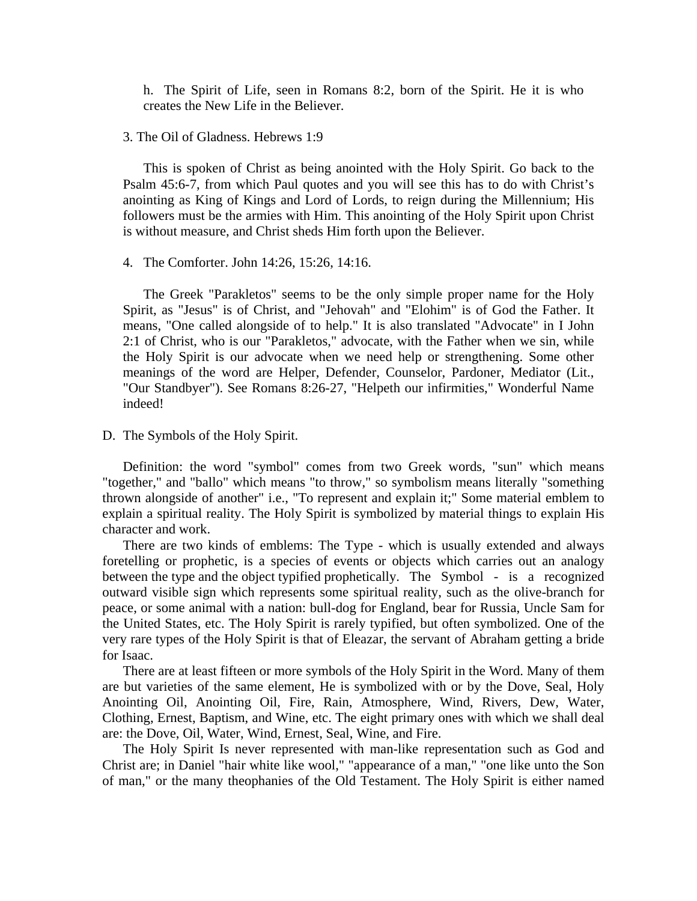h. The Spirit of Life, seen in Romans 8:2, born of the Spirit. He it is who creates the New Life in the Believer.

3. The Oil of Gladness. Hebrews 1:9

This is spoken of Christ as being anointed with the Holy Spirit. Go back to the Psalm 45:6-7, from which Paul quotes and you will see this has to do with Christ's anointing as King of Kings and Lord of Lords, to reign during the Millennium; His followers must be the armies with Him. This anointing of the Holy Spirit upon Christ is without measure, and Christ sheds Him forth upon the Believer.

4. The Comforter. John 14:26, 15:26, 14:16.

The Greek "Parakletos" seems to be the only simple proper name for the Holy Spirit, as "Jesus" is of Christ, and "Jehovah" and "Elohim" is of God the Father. It means, "One called alongside of to help." It is also translated "Advocate" in I John 2:1 of Christ, who is our "Parakletos," advocate, with the Father when we sin, while the Holy Spirit is our advocate when we need help or strengthening. Some other meanings of the word are Helper, Defender, Counselor, Pardoner, Mediator (Lit., "Our Standbyer"). See Romans 8:26-27, "Helpeth our infirmities," Wonderful Name indeed!

D. The Symbols of the Holy Spirit.

Definition: the word "symbol" comes from two Greek words, "sun" which means "together," and "ballo" which means "to throw," so symbolism means literally "something thrown alongside of another" i.e., "To represent and explain it;" Some material emblem to explain a spiritual reality. The Holy Spirit is symbolized by material things to explain His character and work.

There are two kinds of emblems: The Type - which is usually extended and always foretelling or prophetic, is a species of events or objects which carries out an analogy between the type and the object typified prophetically. The Symbol - is a recognized outward visible sign which represents some spiritual reality, such as the olive-branch for peace, or some animal with a nation: bull-dog for England, bear for Russia, Uncle Sam for the United States, etc. The Holy Spirit is rarely typified, but often symbolized. One of the very rare types of the Holy Spirit is that of Eleazar, the servant of Abraham getting a bride for Isaac.

There are at least fifteen or more symbols of the Holy Spirit in the Word. Many of them are but varieties of the same element, He is symbolized with or by the Dove, Seal, Holy Anointing Oil, Anointing Oil, Fire, Rain, Atmosphere, Wind, Rivers, Dew, Water, Clothing, Ernest, Baptism, and Wine, etc. The eight primary ones with which we shall deal are: the Dove, Oil, Water, Wind, Ernest, Seal, Wine, and Fire.

The Holy Spirit Is never represented with man-like representation such as God and Christ are; in Daniel "hair white like wool," "appearance of a man," "one like unto the Son of man," or the many theophanies of the Old Testament. The Holy Spirit is either named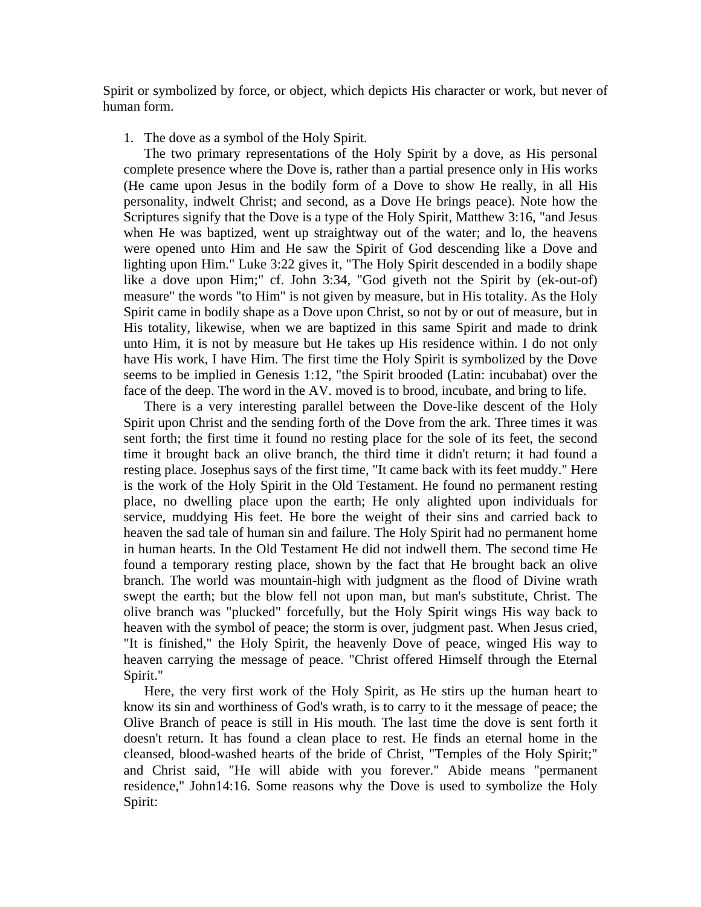Spirit or symbolized by force, or object, which depicts His character or work, but never of human form.

1. The dove as a symbol of the Holy Spirit.

   The two primary representations of the Holy Spirit by a dove, as His personal complete presence where the Dove is, rather than a partial presence only in His works (He came upon Jesus in the bodily form of a Dove to show He really, in all His personality, indwelt Christ; and second, as a Dove He brings peace). Note how the Scriptures signify that the Dove is a type of the Holy Spirit, Matthew 3:16, "and Jesus when He was baptized, went up straightway out of the water; and lo, the heavens were opened unto Him and He saw the Spirit of God descending like a Dove and lighting upon Him." Luke 3:22 gives it, "The Holy Spirit descended in a bodily shape like a dove upon Him;" cf. John 3:34, "God giveth not the Spirit by (ek-out-of) measure" the words "to Him" is not given by measure, but in His totality. As the Holy Spirit came in bodily shape as a Dove upon Christ, so not by or out of measure, but in His totality, likewise, when we are baptized in this same Spirit and made to drink unto Him, it is not by measure but He takes up His residence within. I do not only have His work, I have Him. The first time the Holy Spirit is symbolized by the Dove seems to be implied in Genesis 1:12, "the Spirit brooded (Latin: incubabat) over the face of the deep. The word in the AV. moved is to brood, incubate, and bring to life.

   There is a very interesting parallel between the Dove-like descent of the Holy Spirit upon Christ and the sending forth of the Dove from the ark. Three times it was sent forth; the first time it found no resting place for the sole of its feet, the second time it brought back an olive branch, the third time it didn't return; it had found a resting place. Josephus says of the first time, "It came back with its feet muddy." Here is the work of the Holy Spirit in the Old Testament. He found no permanent resting place, no dwelling place upon the earth; He only alighted upon individuals for service, muddying His feet. He bore the weight of their sins and carried back to heaven the sad tale of human sin and failure. The Holy Spirit had no permanent home in human hearts. In the Old Testament He did not indwell them. The second time He found a temporary resting place, shown by the fact that He brought back an olive branch. The world was mountain-high with judgment as the flood of Divine wrath swept the earth; but the blow fell not upon man, but man's substitute, Christ. The olive branch was "plucked" forcefully, but the Holy Spirit wings His way back to heaven with the symbol of peace; the storm is over, judgment past. When Jesus cried, "It is finished," the Holy Spirit, the heavenly Dove of peace, winged His way to heaven carrying the message of peace. "Christ offered Himself through the Eternal Spirit."

   Here, the very first work of the Holy Spirit, as He stirs up the human heart to know its sin and worthiness of God's wrath, is to carry to it the message of peace; the Olive Branch of peace is still in His mouth. The last time the dove is sent forth it doesn't return. It has found a clean place to rest. He finds an eternal home in the cleansed, blood-washed hearts of the bride of Christ, "Temples of the Holy Spirit;" and Christ said, "He will abide with you forever." Abide means "permanent residence," John14:16. Some reasons why the Dove is used to symbolize the Holy Spirit: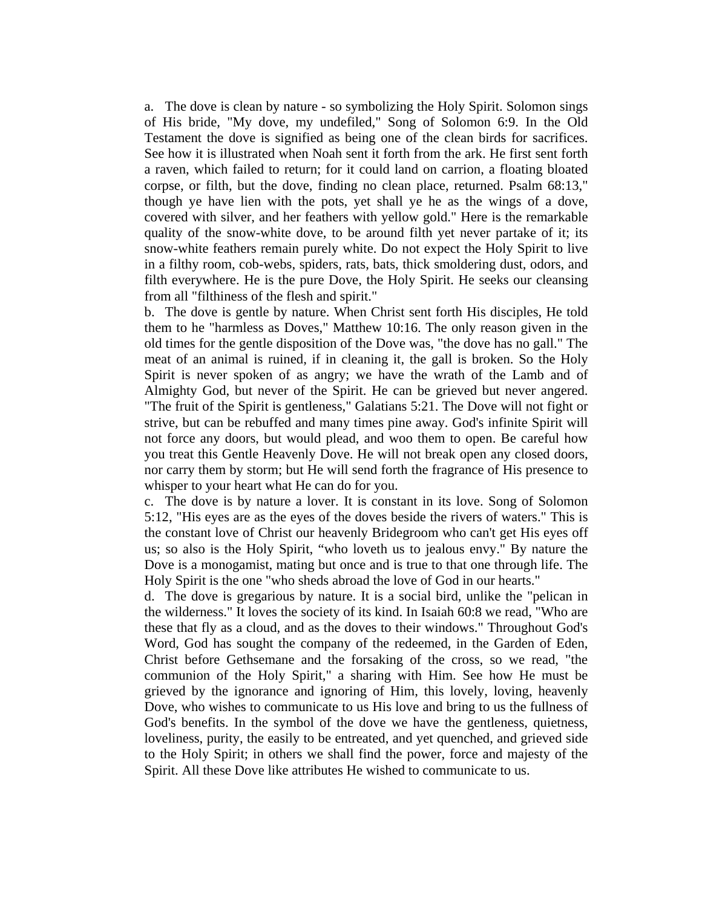a. The dove is clean by nature - so symbolizing the Holy Spirit. Solomon sings of His bride, "My dove, my undefiled," Song of Solomon 6:9. In the Old Testament the dove is signified as being one of the clean birds for sacrifices. See how it is illustrated when Noah sent it forth from the ark. He first sent forth a raven, which failed to return; for it could land on carrion, a floating bloated corpse, or filth, but the dove, finding no clean place, returned. Psalm 68:13," though ye have lien with the pots, yet shall ye he as the wings of a dove, covered with silver, and her feathers with yellow gold." Here is the remarkable quality of the snow-white dove, to be around filth yet never partake of it; its snow-white feathers remain purely white. Do not expect the Holy Spirit to live in a filthy room, cob-webs, spiders, rats, bats, thick smoldering dust, odors, and filth everywhere. He is the pure Dove, the Holy Spirit. He seeks our cleansing from all "filthiness of the flesh and spirit."

b. The dove is gentle by nature. When Christ sent forth His disciples, He told them to he "harmless as Doves," Matthew 10:16. The only reason given in the old times for the gentle disposition of the Dove was, "the dove has no gall." The meat of an animal is ruined, if in cleaning it, the gall is broken. So the Holy Spirit is never spoken of as angry; we have the wrath of the Lamb and of Almighty God, but never of the Spirit. He can be grieved but never angered. "The fruit of the Spirit is gentleness," Galatians 5:21. The Dove will not fight or strive, but can be rebuffed and many times pine away. God's infinite Spirit will not force any doors, but would plead, and woo them to open. Be careful how you treat this Gentle Heavenly Dove. He will not break open any closed doors, nor carry them by storm; but He will send forth the fragrance of His presence to whisper to your heart what He can do for you.

c. The dove is by nature a lover. It is constant in its love. Song of Solomon 5:12, "His eyes are as the eyes of the doves beside the rivers of waters." This is the constant love of Christ our heavenly Bridegroom who can't get His eyes off us; so also is the Holy Spirit, "who loveth us to jealous envy." By nature the Dove is a monogamist, mating but once and is true to that one through life. The Holy Spirit is the one "who sheds abroad the love of God in our hearts."

d. The dove is gregarious by nature. It is a social bird, unlike the "pelican in the wilderness." It loves the society of its kind. In Isaiah 60:8 we read, "Who are these that fly as a cloud, and as the doves to their windows." Throughout God's Word, God has sought the company of the redeemed, in the Garden of Eden, Christ before Gethsemane and the forsaking of the cross, so we read, "the communion of the Holy Spirit," a sharing with Him. See how He must be grieved by the ignorance and ignoring of Him, this lovely, loving, heavenly Dove, who wishes to communicate to us His love and bring to us the fullness of God's benefits. In the symbol of the dove we have the gentleness, quietness, loveliness, purity, the easily to be entreated, and yet quenched, and grieved side to the Holy Spirit; in others we shall find the power, force and majesty of the Spirit. All these Dove like attributes He wished to communicate to us.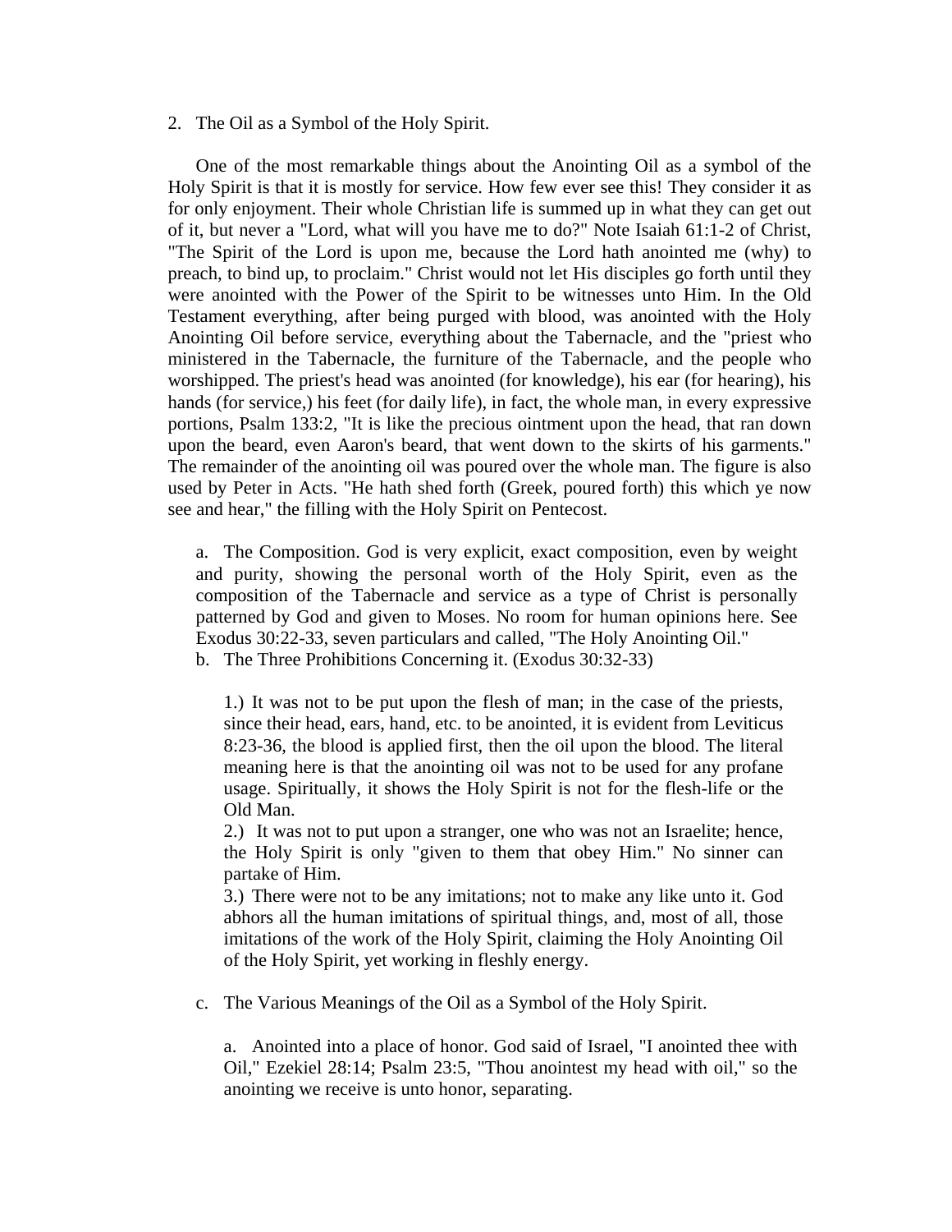2. The Oil as a Symbol of the Holy Spirit.

One of the most remarkable things about the Anointing Oil as a symbol of the Holy Spirit is that it is mostly for service. How few ever see this! They consider it as for only enjoyment. Their whole Christian life is summed up in what they can get out of it, but never a "Lord, what will you have me to do?" Note Isaiah 61:1-2 of Christ, "The Spirit of the Lord is upon me, because the Lord hath anointed me (why) to preach, to bind up, to proclaim." Christ would not let His disciples go forth until they were anointed with the Power of the Spirit to be witnesses unto Him. In the Old Testament everything, after being purged with blood, was anointed with the Holy Anointing Oil before service, everything about the Tabernacle, and the "priest who ministered in the Tabernacle, the furniture of the Tabernacle, and the people who worshipped. The priest's head was anointed (for knowledge), his ear (for hearing), his hands (for service,) his feet (for daily life), in fact, the whole man, in every expressive portions, Psalm 133:2, "It is like the precious ointment upon the head, that ran down upon the beard, even Aaron's beard, that went down to the skirts of his garments." The remainder of the anointing oil was poured over the whole man. The figure is also used by Peter in Acts. "He hath shed forth (Greek, poured forth) this which ye now see and hear," the filling with the Holy Spirit on Pentecost.

a. The Composition. God is very explicit, exact composition, even by weight and purity, showing the personal worth of the Holy Spirit, even as the composition of the Tabernacle and service as a type of Christ is personally patterned by God and given to Moses. No room for human opinions here. See Exodus 30:22-33, seven particulars and called, "The Holy Anointing Oil."

b. The Three Prohibitions Concerning it. (Exodus 30:32-33)

1.) It was not to be put upon the flesh of man; in the case of the priests, since their head, ears, hand, etc. to be anointed, it is evident from Leviticus 8:23-36, the blood is applied first, then the oil upon the blood. The literal meaning here is that the anointing oil was not to be used for any profane usage. Spiritually, it shows the Holy Spirit is not for the flesh-life or the Old Man.

2.) It was not to put upon a stranger, one who was not an Israelite; hence, the Holy Spirit is only "given to them that obey Him." No sinner can partake of Him.

3.) There were not to be any imitations; not to make any like unto it. God abhors all the human imitations of spiritual things, and, most of all, those imitations of the work of the Holy Spirit, claiming the Holy Anointing Oil of the Holy Spirit, yet working in fleshly energy.

c. The Various Meanings of the Oil as a Symbol of the Holy Spirit.

a. Anointed into a place of honor. God said of Israel, "I anointed thee with Oil," Ezekiel 28:14; Psalm 23:5, "Thou anointest my head with oil," so the anointing we receive is unto honor, separating.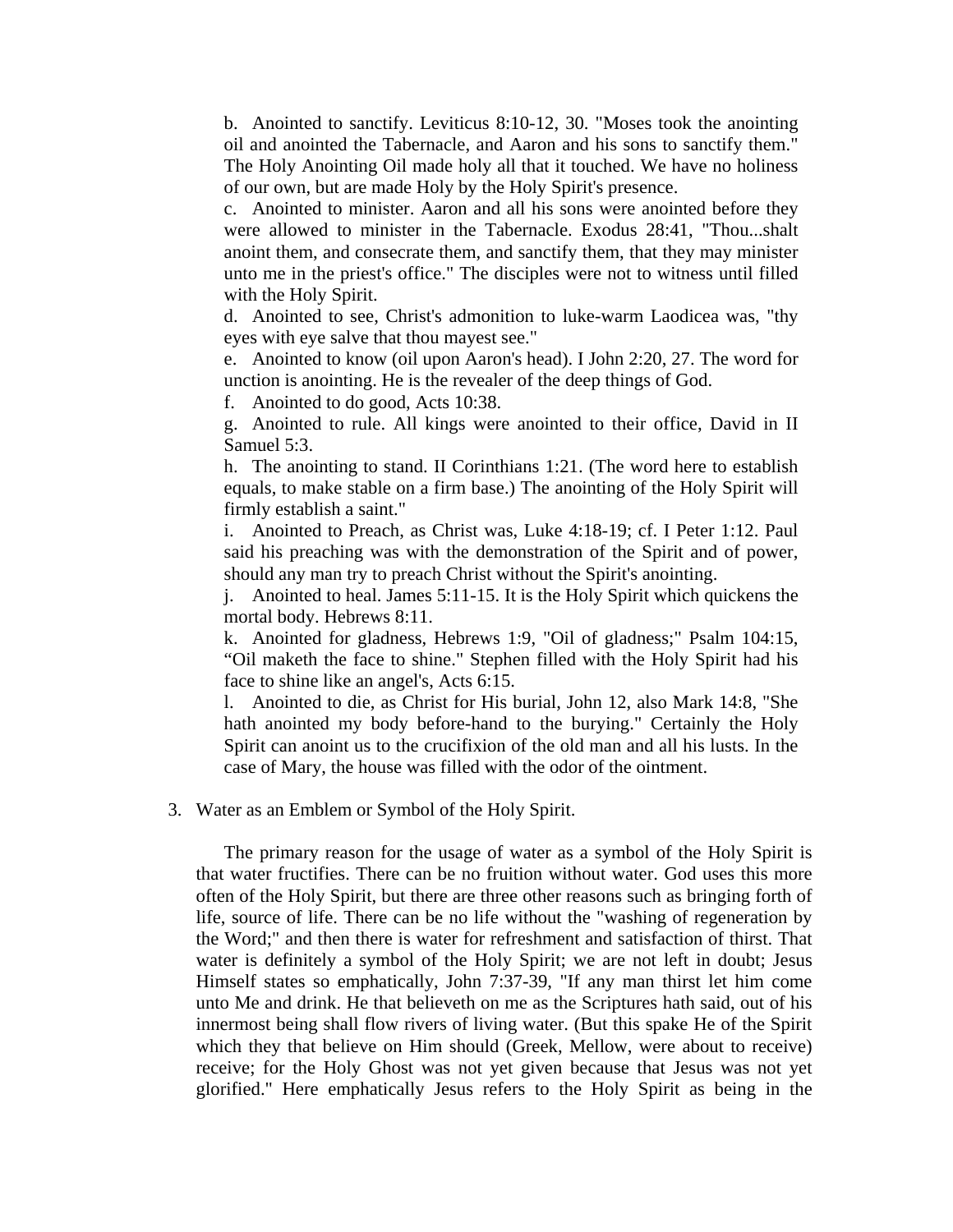b. Anointed to sanctify. Leviticus 8:10-12, 30. "Moses took the anointing oil and anointed the Tabernacle, and Aaron and his sons to sanctify them." The Holy Anointing Oil made holy all that it touched. We have no holiness of our own, but are made Holy by the Holy Spirit's presence.

c. Anointed to minister. Aaron and all his sons were anointed before they were allowed to minister in the Tabernacle. Exodus 28:41, "Thou...shalt anoint them, and consecrate them, and sanctify them, that they may minister unto me in the priest's office." The disciples were not to witness until filled with the Holy Spirit.

d. Anointed to see, Christ's admonition to luke-warm Laodicea was, "thy eyes with eye salve that thou mayest see."

e. Anointed to know (oil upon Aaron's head). I John 2:20, 27. The word for unction is anointing. He is the revealer of the deep things of God.

f. Anointed to do good, Acts 10:38.

g. Anointed to rule. All kings were anointed to their office, David in II Samuel 5:3.

h. The anointing to stand. II Corinthians 1:21. (The word here to establish equals, to make stable on a firm base.) The anointing of the Holy Spirit will firmly establish a saint."

i. Anointed to Preach, as Christ was, Luke 4:18-19; cf. I Peter 1:12. Paul said his preaching was with the demonstration of the Spirit and of power, should any man try to preach Christ without the Spirit's anointing.

j. Anointed to heal. James 5:11-15. It is the Holy Spirit which quickens the mortal body. Hebrews 8:11.

k. Anointed for gladness, Hebrews 1:9, "Oil of gladness;" Psalm 104:15, "Oil maketh the face to shine." Stephen filled with the Holy Spirit had his face to shine like an angel's, Acts 6:15.

l. Anointed to die, as Christ for His burial, John 12, also Mark 14:8, "She hath anointed my body before-hand to the burying." Certainly the Holy Spirit can anoint us to the crucifixion of the old man and all his lusts. In the case of Mary, the house was filled with the odor of the ointment.

3. Water as an Emblem or Symbol of the Holy Spirit.

The primary reason for the usage of water as a symbol of the Holy Spirit is that water fructifies. There can be no fruition without water. God uses this more often of the Holy Spirit, but there are three other reasons such as bringing forth of life, source of life. There can be no life without the "washing of regeneration by the Word;" and then there is water for refreshment and satisfaction of thirst. That water is definitely a symbol of the Holy Spirit; we are not left in doubt; Jesus Himself states so emphatically, John 7:37-39, "If any man thirst let him come unto Me and drink. He that believeth on me as the Scriptures hath said, out of his innermost being shall flow rivers of living water. (But this spake He of the Spirit which they that believe on Him should (Greek, Mellow, were about to receive) receive; for the Holy Ghost was not yet given because that Jesus was not yet glorified." Here emphatically Jesus refers to the Holy Spirit as being in the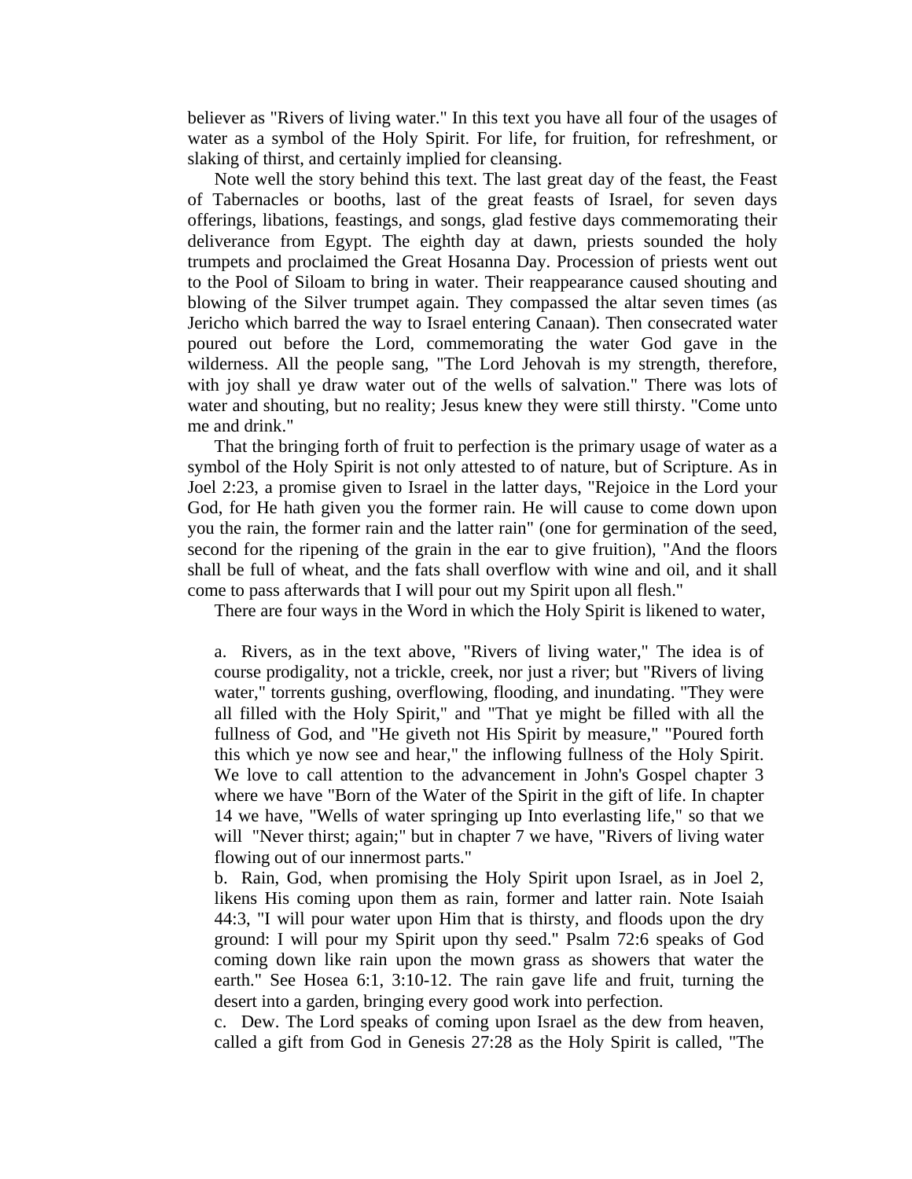believer as "Rivers of living water." In this text you have all four of the usages of water as a symbol of the Holy Spirit. For life, for fruition, for refreshment, or slaking of thirst, and certainly implied for cleansing.

Note well the story behind this text. The last great day of the feast, the Feast of Tabernacles or booths, last of the great feasts of Israel, for seven days offerings, libations, feastings, and songs, glad festive days commemorating their deliverance from Egypt. The eighth day at dawn, priests sounded the holy trumpets and proclaimed the Great Hosanna Day. Procession of priests went out to the Pool of Siloam to bring in water. Their reappearance caused shouting and blowing of the Silver trumpet again. They compassed the altar seven times (as Jericho which barred the way to Israel entering Canaan). Then consecrated water poured out before the Lord, commemorating the water God gave in the wilderness. All the people sang, "The Lord Jehovah is my strength, therefore, with joy shall ye draw water out of the wells of salvation." There was lots of water and shouting, but no reality; Jesus knew they were still thirsty. "Come unto me and drink."

That the bringing forth of fruit to perfection is the primary usage of water as a symbol of the Holy Spirit is not only attested to of nature, but of Scripture. As in Joel 2:23, a promise given to Israel in the latter days, "Rejoice in the Lord your God, for He hath given you the former rain. He will cause to come down upon you the rain, the former rain and the latter rain" (one for germination of the seed, second for the ripening of the grain in the ear to give fruition), "And the floors shall be full of wheat, and the fats shall overflow with wine and oil, and it shall come to pass afterwards that I will pour out my Spirit upon all flesh."

There are four ways in the Word in which the Holy Spirit is likened to water,

a. Rivers, as in the text above, "Rivers of living water," The idea is of course prodigality, not a trickle, creek, nor just a river; but "Rivers of living water," torrents gushing, overflowing, flooding, and inundating. "They were all filled with the Holy Spirit," and "That ye might be filled with all the fullness of God, and "He giveth not His Spirit by measure," "Poured forth this which ye now see and hear," the inflowing fullness of the Holy Spirit. We love to call attention to the advancement in John's Gospel chapter 3 where we have "Born of the Water of the Spirit in the gift of life. In chapter 14 we have, "Wells of water springing up Into everlasting life," so that we will "Never thirst; again;" but in chapter 7 we have, "Rivers of living water flowing out of our innermost parts."

b. Rain, God, when promising the Holy Spirit upon Israel, as in Joel 2, likens His coming upon them as rain, former and latter rain. Note Isaiah 44:3, "I will pour water upon Him that is thirsty, and floods upon the dry ground: I will pour my Spirit upon thy seed." Psalm 72:6 speaks of God coming down like rain upon the mown grass as showers that water the earth." See Hosea 6:1, 3:10-12. The rain gave life and fruit, turning the desert into a garden, bringing every good work into perfection.

c. Dew. The Lord speaks of coming upon Israel as the dew from heaven, called a gift from God in Genesis 27:28 as the Holy Spirit is called, "The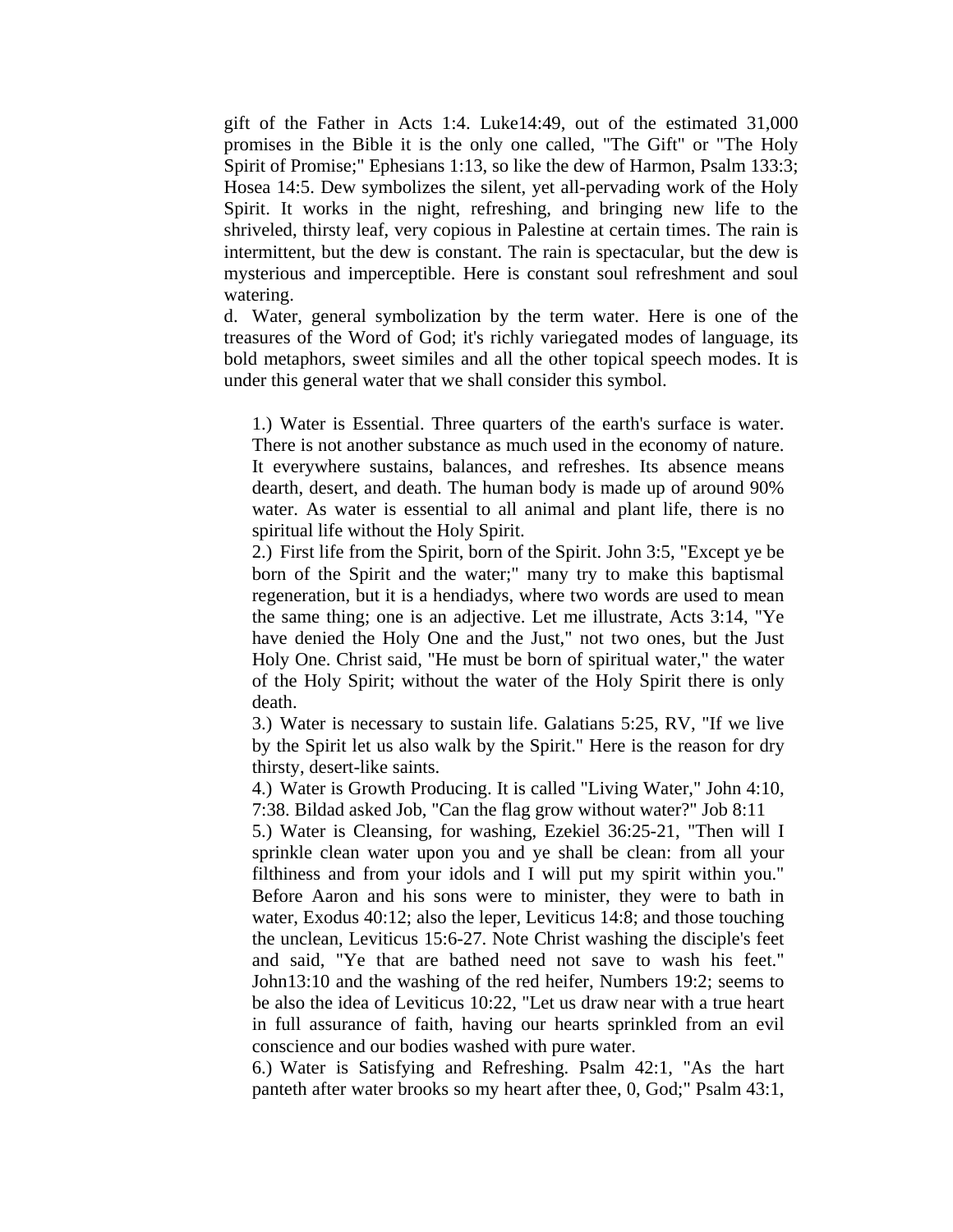gift of the Father in Acts 1:4. Luke14:49, out of the estimated 31,000 promises in the Bible it is the only one called, "The Gift" or "The Holy Spirit of Promise;" Ephesians 1:13, so like the dew of Harmon, Psalm 133:3; Hosea 14:5. Dew symbolizes the silent, yet all-pervading work of the Holy Spirit. It works in the night, refreshing, and bringing new life to the shriveled, thirsty leaf, very copious in Palestine at certain times. The rain is intermittent, but the dew is constant. The rain is spectacular, but the dew is mysterious and imperceptible. Here is constant soul refreshment and soul watering.

d. Water, general symbolization by the term water. Here is one of the treasures of the Word of God; it's richly variegated modes of language, its bold metaphors, sweet similes and all the other topical speech modes. It is under this general water that we shall consider this symbol.

> 1.) Water is Essential. Three quarters of the earth's surface is water. There is not another substance as much used in the economy of nature. It everywhere sustains, balances, and refreshes. Its absence means dearth, desert, and death. The human body is made up of around 90% water. As water is essential to all animal and plant life, there is no spiritual life without the Holy Spirit.
>
> 2.) First life from the Spirit, born of the Spirit. John 3:5, "Except ye be born of the Spirit and the water;" many try to make this baptismal regeneration, but it is a hendiadys, where two words are used to mean the same thing; one is an adjective. Let me illustrate, Acts 3:14, "Ye have denied the Holy One and the Just," not two ones, but the Just Holy One. Christ said, "He must be born of spiritual water," the water of the Holy Spirit; without the water of the Holy Spirit there is only death.
>
> 3.) Water is necessary to sustain life. Galatians 5:25, RV, "If we live by the Spirit let us also walk by the Spirit." Here is the reason for dry thirsty, desert-like saints.
>
> 4.) Water is Growth Producing. It is called "Living Water," John 4:10, 7:38. Bildad asked Job, "Can the flag grow without water?" Job 8:11
>
> 5.) Water is Cleansing, for washing, Ezekiel 36:25-21, "Then will I sprinkle clean water upon you and ye shall be clean: from all your filthiness and from your idols and I will put my spirit within you." Before Aaron and his sons were to minister, they were to bath in water, Exodus 40:12; also the leper, Leviticus 14:8; and those touching the unclean, Leviticus 15:6-27. Note Christ washing the disciple's feet and said, "Ye that are bathed need not save to wash his feet." John13:10 and the washing of the red heifer, Numbers 19:2; seems to be also the idea of Leviticus 10:22, "Let us draw near with a true heart in full assurance of faith, having our hearts sprinkled from an evil conscience and our bodies washed with pure water.
>
> 6.) Water is Satisfying and Refreshing. Psalm 42:1, "As the hart panteth after water brooks so my heart after thee, 0, God;" Psalm 43:1,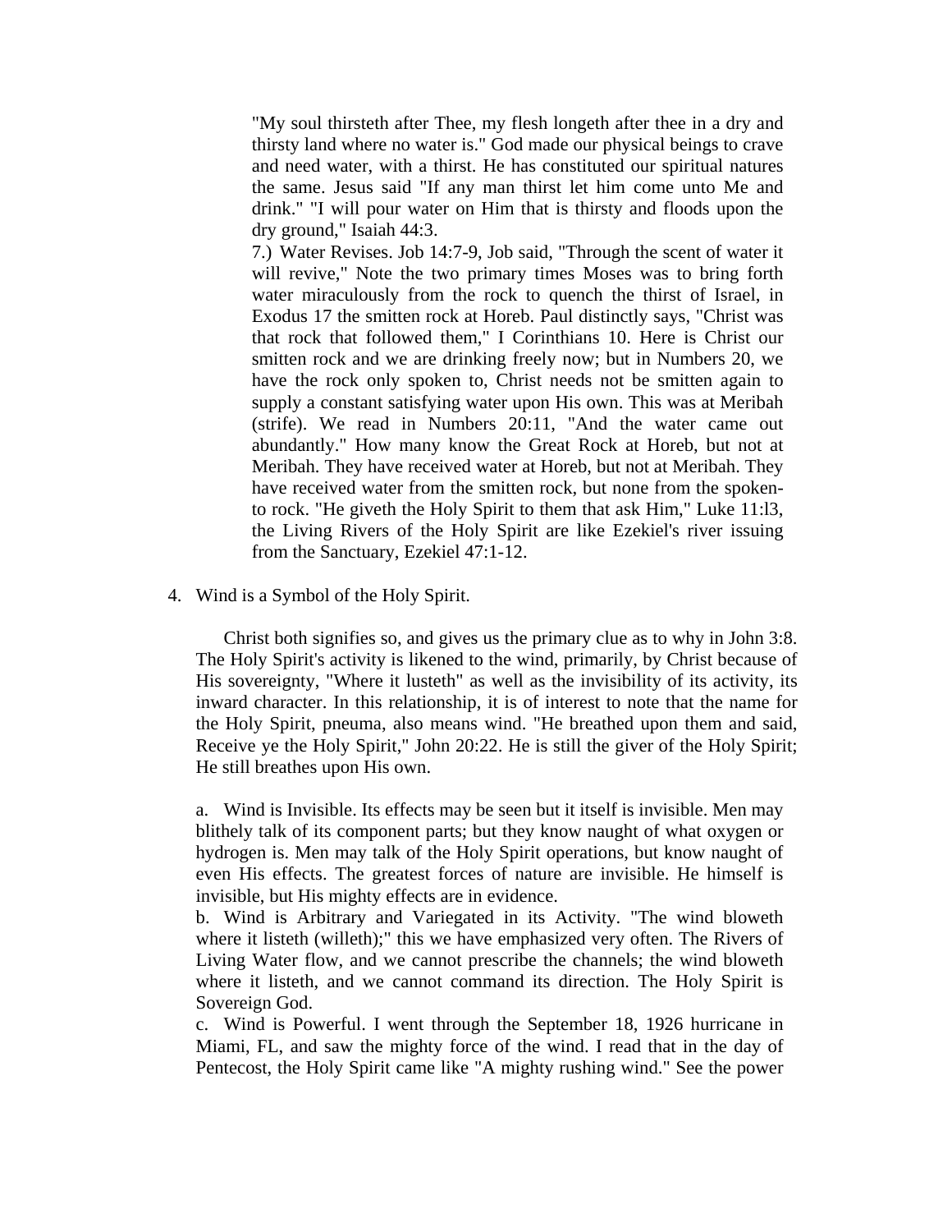"My soul thirsteth after Thee, my flesh longeth after thee in a dry and thirsty land where no water is." God made our physical beings to crave and need water, with a thirst. He has constituted our spiritual natures the same. Jesus said "If any man thirst let him come unto Me and drink." "I will pour water on Him that is thirsty and floods upon the dry ground," Isaiah 44:3.

7.) Water Revises. Job 14:7-9, Job said, "Through the scent of water it will revive," Note the two primary times Moses was to bring forth water miraculously from the rock to quench the thirst of Israel, in Exodus 17 the smitten rock at Horeb. Paul distinctly says, "Christ was that rock that followed them," I Corinthians 10. Here is Christ our smitten rock and we are drinking freely now; but in Numbers 20, we have the rock only spoken to, Christ needs not be smitten again to supply a constant satisfying water upon His own. This was at Meribah (strife). We read in Numbers 20:11, "And the water came out abundantly." How many know the Great Rock at Horeb, but not at Meribah. They have received water at Horeb, but not at Meribah. They have received water from the smitten rock, but none from the spoken-to rock. "He giveth the Holy Spirit to them that ask Him," Luke 11:l3, the Living Rivers of the Holy Spirit are like Ezekiel's river issuing from the Sanctuary, Ezekiel 47:1-12.

4. Wind is a Symbol of the Holy Spirit.

Christ both signifies so, and gives us the primary clue as to why in John 3:8. The Holy Spirit's activity is likened to the wind, primarily, by Christ because of His sovereignty, "Where it lusteth" as well as the invisibility of its activity, its inward character. In this relationship, it is of interest to note that the name for the Holy Spirit, pneuma, also means wind. "He breathed upon them and said, Receive ye the Holy Spirit," John 20:22. He is still the giver of the Holy Spirit; He still breathes upon His own.

a. Wind is Invisible. Its effects may be seen but it itself is invisible. Men may blithely talk of its component parts; but they know naught of what oxygen or hydrogen is. Men may talk of the Holy Spirit operations, but know naught of even His effects. The greatest forces of nature are invisible. He himself is invisible, but His mighty effects are in evidence.

b. Wind is Arbitrary and Variegated in its Activity. "The wind bloweth where it listeth (willeth);" this we have emphasized very often. The Rivers of Living Water flow, and we cannot prescribe the channels; the wind bloweth where it listeth, and we cannot command its direction. The Holy Spirit is Sovereign God.

c. Wind is Powerful. I went through the September 18, 1926 hurricane in Miami, FL, and saw the mighty force of the wind. I read that in the day of Pentecost, the Holy Spirit came like "A mighty rushing wind." See the power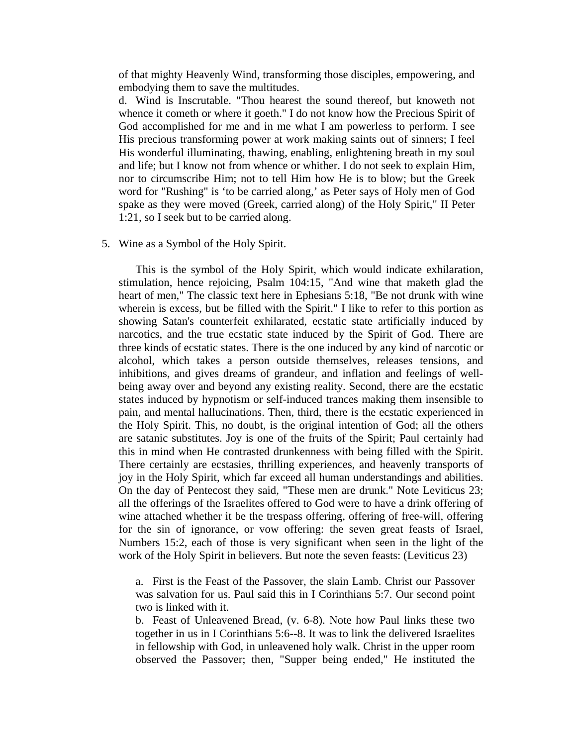of that mighty Heavenly Wind, transforming those disciples, empowering, and embodying them to save the multitudes.

d. Wind is Inscrutable. "Thou hearest the sound thereof, but knoweth not whence it cometh or where it goeth." I do not know how the Precious Spirit of God accomplished for me and in me what I am powerless to perform. I see His precious transforming power at work making saints out of sinners; I feel His wonderful illuminating, thawing, enabling, enlightening breath in my soul and life; but I know not from whence or whither. I do not seek to explain Him, nor to circumscribe Him; not to tell Him how He is to blow; but the Greek word for "Rushing" is 'to be carried along,' as Peter says of Holy men of God spake as they were moved (Greek, carried along) of the Holy Spirit," II Peter 1:21, so I seek but to be carried along.

5. Wine as a Symbol of the Holy Spirit.

This is the symbol of the Holy Spirit, which would indicate exhilaration, stimulation, hence rejoicing, Psalm 104:15, "And wine that maketh glad the heart of men," The classic text here in Ephesians 5:18, "Be not drunk with wine wherein is excess, but be filled with the Spirit." I like to refer to this portion as showing Satan's counterfeit exhilarated, ecstatic state artificially induced by narcotics, and the true ecstatic state induced by the Spirit of God. There are three kinds of ecstatic states. There is the one induced by any kind of narcotic or alcohol, which takes a person outside themselves, releases tensions, and inhibitions, and gives dreams of grandeur, and inflation and feelings of well-being away over and beyond any existing reality. Second, there are the ecstatic states induced by hypnotism or self-induced trances making them insensible to pain, and mental hallucinations. Then, third, there is the ecstatic experienced in the Holy Spirit. This, no doubt, is the original intention of God; all the others are satanic substitutes. Joy is one of the fruits of the Spirit; Paul certainly had this in mind when He contrasted drunkenness with being filled with the Spirit. There certainly are ecstasies, thrilling experiences, and heavenly transports of joy in the Holy Spirit, which far exceed all human understandings and abilities. On the day of Pentecost they said, "These men are drunk." Note Leviticus 23; all the offerings of the Israelites offered to God were to have a drink offering of wine attached whether it be the trespass offering, offering of free-will, offering for the sin of ignorance, or vow offering: the seven great feasts of Israel, Numbers 15:2, each of those is very significant when seen in the light of the work of the Holy Spirit in believers. But note the seven feasts: (Leviticus 23)

a. First is the Feast of the Passover, the slain Lamb. Christ our Passover was salvation for us. Paul said this in I Corinthians 5:7. Our second point two is linked with it.

b. Feast of Unleavened Bread, (v. 6-8). Note how Paul links these two together in us in I Corinthians 5:6--8. It was to link the delivered Israelites in fellowship with God, in unleavened holy walk. Christ in the upper room observed the Passover; then, "Supper being ended," He instituted the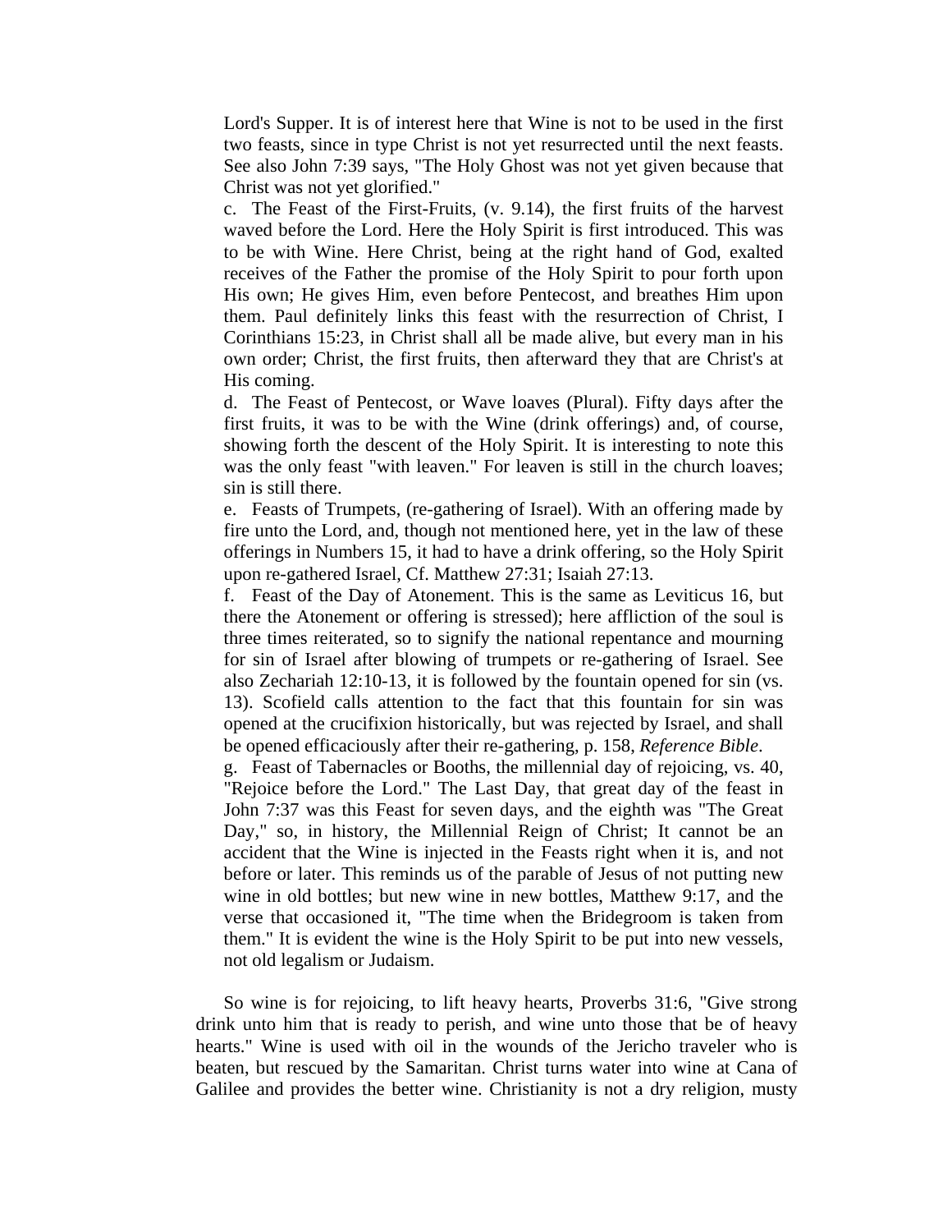Lord's Supper. It is of interest here that Wine is not to be used in the first two feasts, since in type Christ is not yet resurrected until the next feasts. See also John 7:39 says, "The Holy Ghost was not yet given because that Christ was not yet glorified."

c. The Feast of the First-Fruits, (v. 9.14), the first fruits of the harvest waved before the Lord. Here the Holy Spirit is first introduced. This was to be with Wine. Here Christ, being at the right hand of God, exalted receives of the Father the promise of the Holy Spirit to pour forth upon His own; He gives Him, even before Pentecost, and breathes Him upon them. Paul definitely links this feast with the resurrection of Christ, I Corinthians 15:23, in Christ shall all be made alive, but every man in his own order; Christ, the first fruits, then afterward they that are Christ's at His coming.

d. The Feast of Pentecost, or Wave loaves (Plural). Fifty days after the first fruits, it was to be with the Wine (drink offerings) and, of course, showing forth the descent of the Holy Spirit. It is interesting to note this was the only feast "with leaven." For leaven is still in the church loaves; sin is still there.

e. Feasts of Trumpets, (re-gathering of Israel). With an offering made by fire unto the Lord, and, though not mentioned here, yet in the law of these offerings in Numbers 15, it had to have a drink offering, so the Holy Spirit upon re-gathered Israel, Cf. Matthew 27:31; Isaiah 27:13.

f. Feast of the Day of Atonement. This is the same as Leviticus 16, but there the Atonement or offering is stressed); here affliction of the soul is three times reiterated, so to signify the national repentance and mourning for sin of Israel after blowing of trumpets or re-gathering of Israel. See also Zechariah 12:10-13, it is followed by the fountain opened for sin (vs. 13). Scofield calls attention to the fact that this fountain for sin was opened at the crucifixion historically, but was rejected by Israel, and shall be opened efficaciously after their re-gathering, p. 158, *Reference Bible*.

g. Feast of Tabernacles or Booths, the millennial day of rejoicing, vs. 40, "Rejoice before the Lord." The Last Day, that great day of the feast in John 7:37 was this Feast for seven days, and the eighth was "The Great Day," so, in history, the Millennial Reign of Christ; It cannot be an accident that the Wine is injected in the Feasts right when it is, and not before or later. This reminds us of the parable of Jesus of not putting new wine in old bottles; but new wine in new bottles, Matthew 9:17, and the verse that occasioned it, "The time when the Bridegroom is taken from them." It is evident the wine is the Holy Spirit to be put into new vessels, not old legalism or Judaism.

So wine is for rejoicing, to lift heavy hearts, Proverbs 31:6, "Give strong drink unto him that is ready to perish, and wine unto those that be of heavy hearts." Wine is used with oil in the wounds of the Jericho traveler who is beaten, but rescued by the Samaritan. Christ turns water into wine at Cana of Galilee and provides the better wine. Christianity is not a dry religion, musty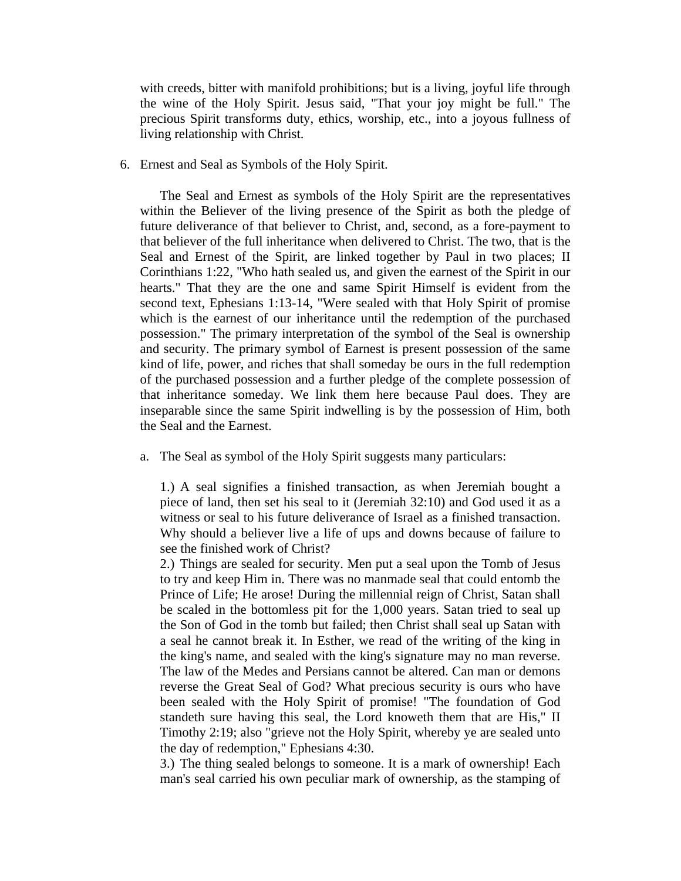with creeds, bitter with manifold prohibitions; but is a living, joyful life through the wine of the Holy Spirit. Jesus said, "That your joy might be full." The precious Spirit transforms duty, ethics, worship, etc., into a joyous fullness of living relationship with Christ.

6. Ernest and Seal as Symbols of the Holy Spirit.

   The Seal and Ernest as symbols of the Holy Spirit are the representatives within the Believer of the living presence of the Spirit as both the pledge of future deliverance of that believer to Christ, and, second, as a fore-payment to that believer of the full inheritance when delivered to Christ. The two, that is the Seal and Ernest of the Spirit, are linked together by Paul in two places; II Corinthians 1:22, "Who hath sealed us, and given the earnest of the Spirit in our hearts." That they are the one and same Spirit Himself is evident from the second text, Ephesians 1:13-14, "Were sealed with that Holy Spirit of promise which is the earnest of our inheritance until the redemption of the purchased possession." The primary interpretation of the symbol of the Seal is ownership and security. The primary symbol of Earnest is present possession of the same kind of life, power, and riches that shall someday be ours in the full redemption of the purchased possession and a further pledge of the complete possession of that inheritance someday. We link them here because Paul does. They are inseparable since the same Spirit indwelling is by the possession of Him, both the Seal and the Earnest.

   a. The Seal as symbol of the Holy Spirit suggests many particulars:

      1.) A seal signifies a finished transaction, as when Jeremiah bought a piece of land, then set his seal to it (Jeremiah 32:10) and God used it as a witness or seal to his future deliverance of Israel as a finished transaction. Why should a believer live a life of ups and downs because of failure to see the finished work of Christ?
      2.) Things are sealed for security. Men put a seal upon the Tomb of Jesus to try and keep Him in. There was no manmade seal that could entomb the Prince of Life; He arose! During the millennial reign of Christ, Satan shall be scaled in the bottomless pit for the 1,000 years. Satan tried to seal up the Son of God in the tomb but failed; then Christ shall seal up Satan with a seal he cannot break it. In Esther, we read of the writing of the king in the king's name, and sealed with the king's signature may no man reverse. The law of the Medes and Persians cannot be altered. Can man or demons reverse the Great Seal of God? What precious security is ours who have been sealed with the Holy Spirit of promise! "The foundation of God standeth sure having this seal, the Lord knoweth them that are His," II Timothy 2:19; also "grieve not the Holy Spirit, whereby ye are sealed unto the day of redemption," Ephesians 4:30.
      3.) The thing sealed belongs to someone. It is a mark of ownership! Each man's seal carried his own peculiar mark of ownership, as the stamping of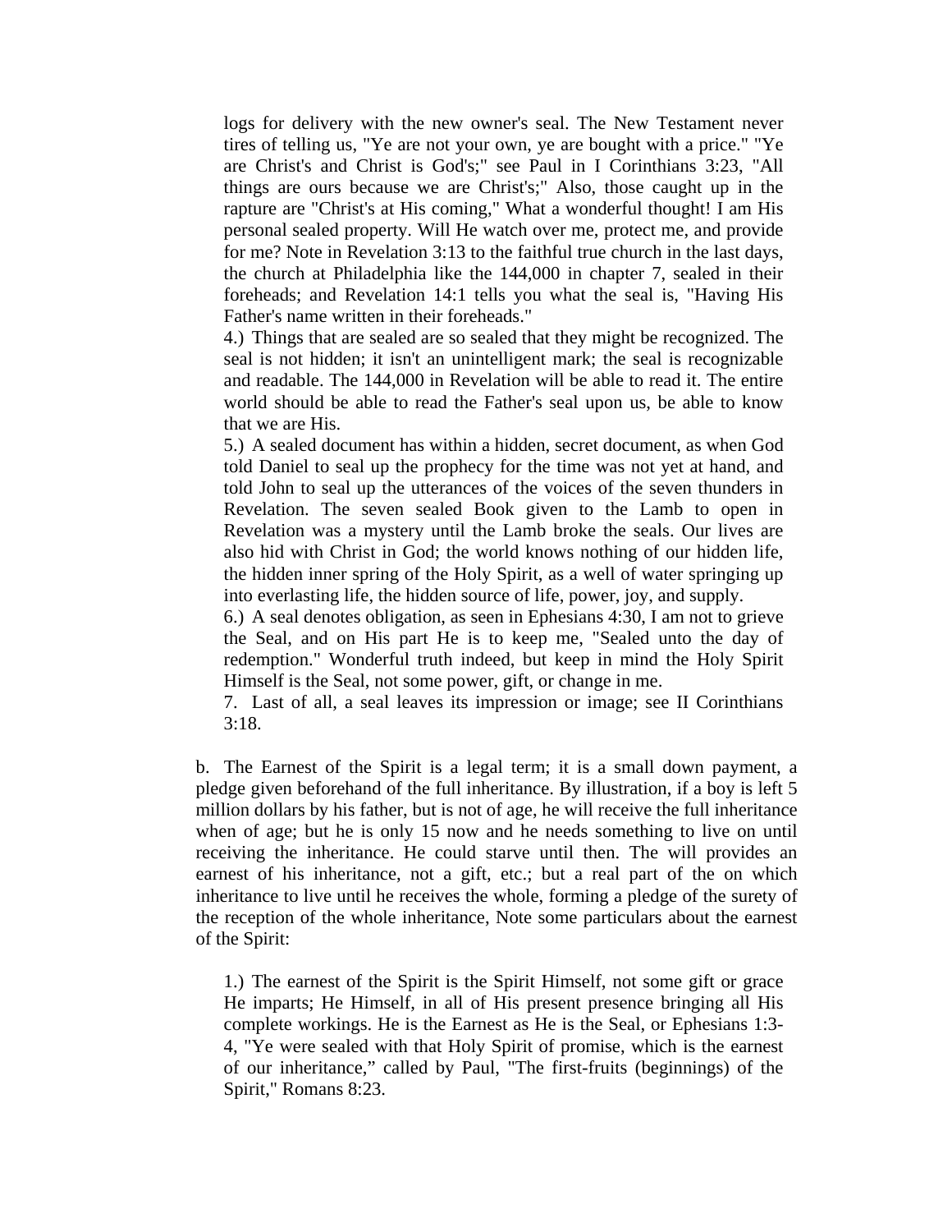logs for delivery with the new owner's seal. The New Testament never tires of telling us, "Ye are not your own, ye are bought with a price." "Ye are Christ's and Christ is God's;" see Paul in I Corinthians 3:23, "All things are ours because we are Christ's;" Also, those caught up in the rapture are "Christ's at His coming," What a wonderful thought! I am His personal sealed property. Will He watch over me, protect me, and provide for me? Note in Revelation 3:13 to the faithful true church in the last days, the church at Philadelphia like the 144,000 in chapter 7, sealed in their foreheads; and Revelation 14:1 tells you what the seal is, "Having His Father's name written in their foreheads."

4.) Things that are sealed are so sealed that they might be recognized. The seal is not hidden; it isn't an unintelligent mark; the seal is recognizable and readable. The 144,000 in Revelation will be able to read it. The entire world should be able to read the Father's seal upon us, be able to know that we are His.

5.) A sealed document has within a hidden, secret document, as when God told Daniel to seal up the prophecy for the time was not yet at hand, and told John to seal up the utterances of the voices of the seven thunders in Revelation. The seven sealed Book given to the Lamb to open in Revelation was a mystery until the Lamb broke the seals. Our lives are also hid with Christ in God; the world knows nothing of our hidden life, the hidden inner spring of the Holy Spirit, as a well of water springing up into everlasting life, the hidden source of life, power, joy, and supply.

6.) A seal denotes obligation, as seen in Ephesians 4:30, I am not to grieve the Seal, and on His part He is to keep me, "Sealed unto the day of redemption." Wonderful truth indeed, but keep in mind the Holy Spirit Himself is the Seal, not some power, gift, or change in me.

7. Last of all, a seal leaves its impression or image; see II Corinthians 3:18.

b. The Earnest of the Spirit is a legal term; it is a small down payment, a pledge given beforehand of the full inheritance. By illustration, if a boy is left 5 million dollars by his father, but is not of age, he will receive the full inheritance when of age; but he is only 15 now and he needs something to live on until receiving the inheritance. He could starve until then. The will provides an earnest of his inheritance, not a gift, etc.; but a real part of the on which inheritance to live until he receives the whole, forming a pledge of the surety of the reception of the whole inheritance, Note some particulars about the earnest of the Spirit:

1.) The earnest of the Spirit is the Spirit Himself, not some gift or grace He imparts; He Himself, in all of His present presence bringing all His complete workings. He is the Earnest as He is the Seal, or Ephesians 1:3-4, "Ye were sealed with that Holy Spirit of promise, which is the earnest of our inheritance," called by Paul, "The first-fruits (beginnings) of the Spirit," Romans 8:23.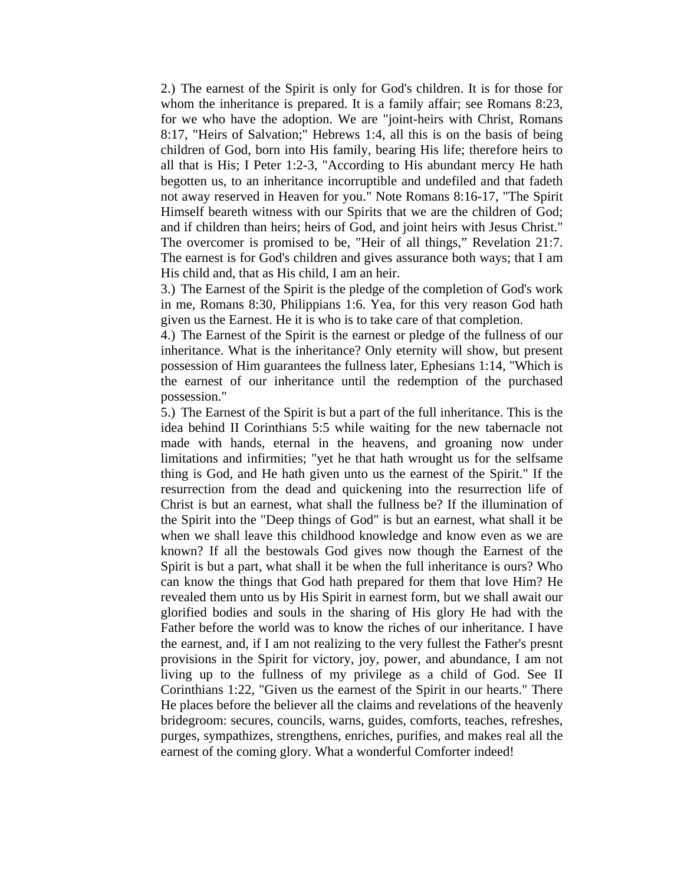2.) The earnest of the Spirit is only for God's children. It is for those for whom the inheritance is prepared. It is a family affair; see Romans 8:23, for we who have the adoption. We are "joint-heirs with Christ, Romans 8:17, "Heirs of Salvation;" Hebrews 1:4, all this is on the basis of being children of God, born into His family, bearing His life; therefore heirs to all that is His; I Peter 1:2-3, "According to His abundant mercy He hath begotten us, to an inheritance incorruptible and undefiled and that fadeth not away reserved in Heaven for you." Note Romans 8:16-17, "The Spirit Himself beareth witness with our Spirits that we are the children of God; and if children than heirs; heirs of God, and joint heirs with Jesus Christ." The overcomer is promised to be, "Heir of all things," Revelation 21:7. The earnest is for God's children and gives assurance both ways; that I am His child and, that as His child, I am an heir.

3.) The Earnest of the Spirit is the pledge of the completion of God's work in me, Romans 8:30, Philippians 1:6. Yea, for this very reason God hath given us the Earnest. He it is who is to take care of that completion.

4.) The Earnest of the Spirit is the earnest or pledge of the fullness of our inheritance. What is the inheritance? Only eternity will show, but present possession of Him guarantees the fullness later, Ephesians 1:14, "Which is the earnest of our inheritance until the redemption of the purchased possession."

5.) The Earnest of the Spirit is but a part of the full inheritance. This is the idea behind II Corinthians 5:5 while waiting for the new tabernacle not made with hands, eternal in the heavens, and groaning now under limitations and infirmities; "yet he that hath wrought us for the selfsame thing is God, and He hath given unto us the earnest of the Spirit." If the resurrection from the dead and quickening into the resurrection life of Christ is but an earnest, what shall the fullness be? If the illumination of the Spirit into the "Deep things of God" is but an earnest, what shall it be when we shall leave this childhood knowledge and know even as we are known? If all the bestowals God gives now though the Earnest of the Spirit is but a part, what shall it be when the full inheritance is ours? Who can know the things that God hath prepared for them that love Him? He revealed them unto us by His Spirit in earnest form, but we shall await our glorified bodies and souls in the sharing of His glory He had with the Father before the world was to know the riches of our inheritance. I have the earnest, and, if I am not realizing to the very fullest the Father's presnt provisions in the Spirit for victory, joy, power, and abundance, I am not living up to the fullness of my privilege as a child of God. See II Corinthians 1:22, "Given us the earnest of the Spirit in our hearts." There He places before the believer all the claims and revelations of the heavenly bridegroom: secures, councils, warns, guides, comforts, teaches, refreshes, purges, sympathizes, strengthens, enriches, purifies, and makes real all the earnest of the coming glory. What a wonderful Comforter indeed!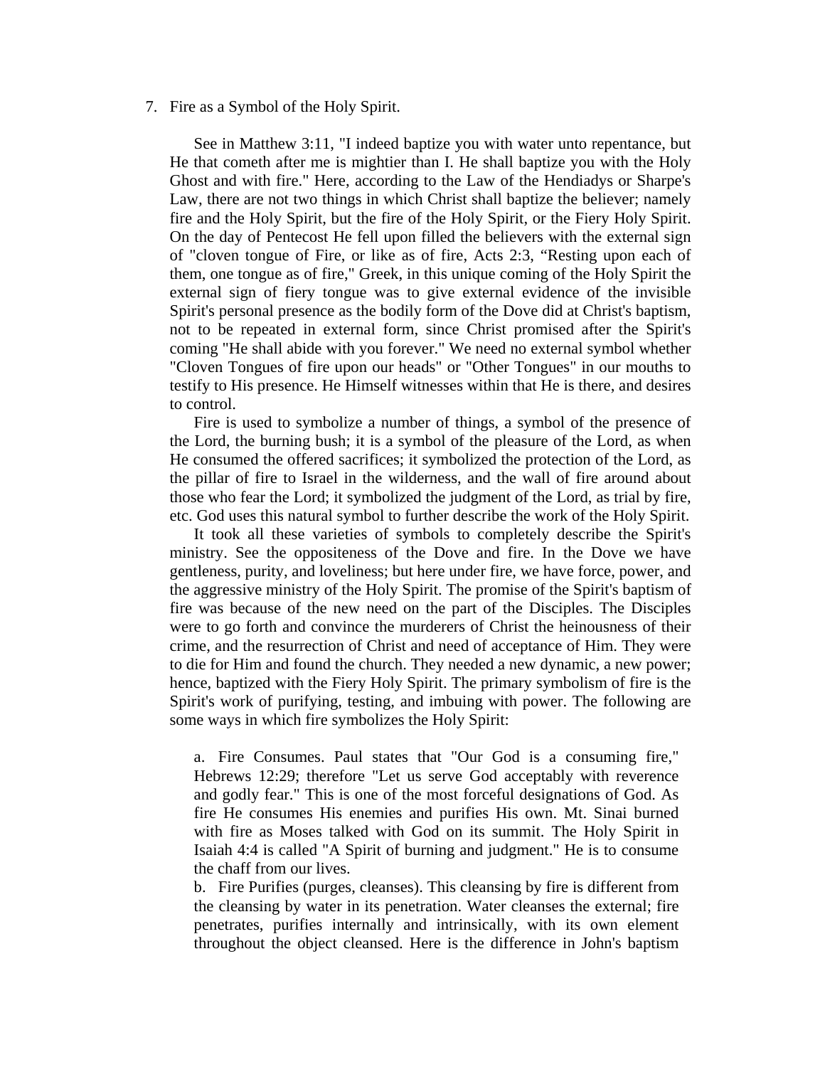7. Fire as a Symbol of the Holy Spirit.

See in Matthew 3:11, "I indeed baptize you with water unto repentance, but He that cometh after me is mightier than I. He shall baptize you with the Holy Ghost and with fire." Here, according to the Law of the Hendiadys or Sharpe's Law, there are not two things in which Christ shall baptize the believer; namely fire and the Holy Spirit, but the fire of the Holy Spirit, or the Fiery Holy Spirit. On the day of Pentecost He fell upon filled the believers with the external sign of "cloven tongue of Fire, or like as of fire, Acts 2:3, "Resting upon each of them, one tongue as of fire," Greek, in this unique coming of the Holy Spirit the external sign of fiery tongue was to give external evidence of the invisible Spirit's personal presence as the bodily form of the Dove did at Christ's baptism, not to be repeated in external form, since Christ promised after the Spirit's coming "He shall abide with you forever." We need no external symbol whether "Cloven Tongues of fire upon our heads" or "Other Tongues" in our mouths to testify to His presence. He Himself witnesses within that He is there, and desires to control.

Fire is used to symbolize a number of things, a symbol of the presence of the Lord, the burning bush; it is a symbol of the pleasure of the Lord, as when He consumed the offered sacrifices; it symbolized the protection of the Lord, as the pillar of fire to Israel in the wilderness, and the wall of fire around about those who fear the Lord; it symbolized the judgment of the Lord, as trial by fire, etc. God uses this natural symbol to further describe the work of the Holy Spirit.

It took all these varieties of symbols to completely describe the Spirit's ministry. See the oppositeness of the Dove and fire. In the Dove we have gentleness, purity, and loveliness; but here under fire, we have force, power, and the aggressive ministry of the Holy Spirit. The promise of the Spirit's baptism of fire was because of the new need on the part of the Disciples. The Disciples were to go forth and convince the murderers of Christ the heinousness of their crime, and the resurrection of Christ and need of acceptance of Him. They were to die for Him and found the church. They needed a new dynamic, a new power; hence, baptized with the Fiery Holy Spirit. The primary symbolism of fire is the Spirit's work of purifying, testing, and imbuing with power. The following are some ways in which fire symbolizes the Holy Spirit:

a. Fire Consumes. Paul states that "Our God is a consuming fire," Hebrews 12:29; therefore "Let us serve God acceptably with reverence and godly fear." This is one of the most forceful designations of God. As fire He consumes His enemies and purifies His own. Mt. Sinai burned with fire as Moses talked with God on its summit. The Holy Spirit in Isaiah 4:4 is called "A Spirit of burning and judgment." He is to consume the chaff from our lives.

b. Fire Purifies (purges, cleanses). This cleansing by fire is different from the cleansing by water in its penetration. Water cleanses the external; fire penetrates, purifies internally and intrinsically, with its own element throughout the object cleansed. Here is the difference in John's baptism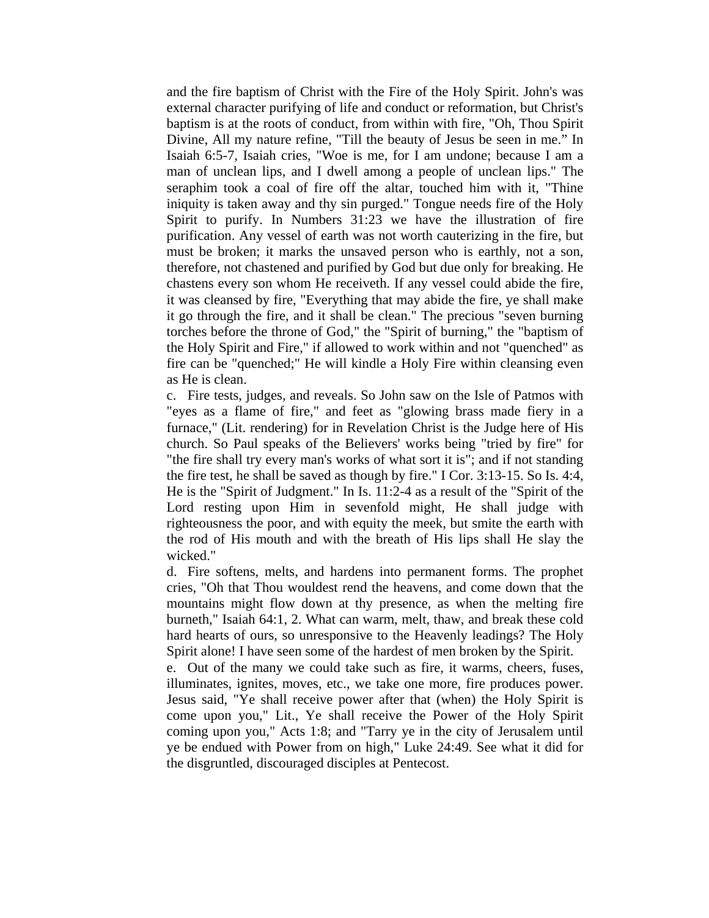and the fire baptism of Christ with the Fire of the Holy Spirit. John's was external character purifying of life and conduct or reformation, but Christ's baptism is at the roots of conduct, from within with fire, "Oh, Thou Spirit Divine, All my nature refine, "Till the beauty of Jesus be seen in me." In Isaiah 6:5-7, Isaiah cries, "Woe is me, for I am undone; because I am a man of unclean lips, and I dwell among a people of unclean lips." The seraphim took a coal of fire off the altar, touched him with it, "Thine iniquity is taken away and thy sin purged." Tongue needs fire of the Holy Spirit to purify. In Numbers 31:23 we have the illustration of fire purification. Any vessel of earth was not worth cauterizing in the fire, but must be broken; it marks the unsaved person who is earthly, not a son, therefore, not chastened and purified by God but due only for breaking. He chastens every son whom He receiveth. If any vessel could abide the fire, it was cleansed by fire, "Everything that may abide the fire, ye shall make it go through the fire, and it shall be clean." The precious "seven burning torches before the throne of God," the "Spirit of burning," the "baptism of the Holy Spirit and Fire," if allowed to work within and not "quenched" as fire can be "quenched;" He will kindle a Holy Fire within cleansing even as He is clean.

c. Fire tests, judges, and reveals. So John saw on the Isle of Patmos with "eyes as a flame of fire," and feet as "glowing brass made fiery in a furnace," (Lit. rendering) for in Revelation Christ is the Judge here of His church. So Paul speaks of the Believers' works being "tried by fire" for "the fire shall try every man's works of what sort it is"; and if not standing the fire test, he shall be saved as though by fire." I Cor. 3:13-15. So Is. 4:4, He is the "Spirit of Judgment." In Is. 11:2-4 as a result of the "Spirit of the Lord resting upon Him in sevenfold might, He shall judge with righteousness the poor, and with equity the meek, but smite the earth with the rod of His mouth and with the breath of His lips shall He slay the wicked."

d. Fire softens, melts, and hardens into permanent forms. The prophet cries, "Oh that Thou wouldest rend the heavens, and come down that the mountains might flow down at thy presence, as when the melting fire burneth," Isaiah 64:1, 2. What can warm, melt, thaw, and break these cold hard hearts of ours, so unresponsive to the Heavenly leadings? The Holy Spirit alone! I have seen some of the hardest of men broken by the Spirit.

e. Out of the many we could take such as fire, it warms, cheers, fuses, illuminates, ignites, moves, etc., we take one more, fire produces power. Jesus said, "Ye shall receive power after that (when) the Holy Spirit is come upon you," Lit., Ye shall receive the Power of the Holy Spirit coming upon you," Acts 1:8; and "Tarry ye in the city of Jerusalem until ye be endued with Power from on high," Luke 24:49. See what it did for the disgruntled, discouraged disciples at Pentecost.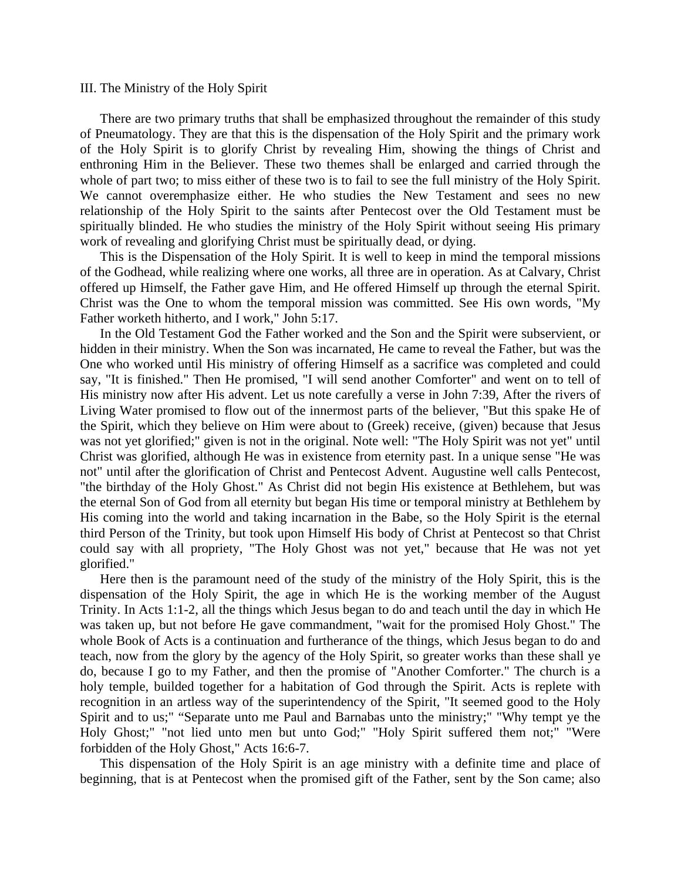## III. The Ministry of the Holy Spirit

There are two primary truths that shall be emphasized throughout the remainder of this study of Pneumatology. They are that this is the dispensation of the Holy Spirit and the primary work of the Holy Spirit is to glorify Christ by revealing Him, showing the things of Christ and enthroning Him in the Believer. These two themes shall be enlarged and carried through the whole of part two; to miss either of these two is to fail to see the full ministry of the Holy Spirit. We cannot overemphasize either. He who studies the New Testament and sees no new relationship of the Holy Spirit to the saints after Pentecost over the Old Testament must be spiritually blinded. He who studies the ministry of the Holy Spirit without seeing His primary work of revealing and glorifying Christ must be spiritually dead, or dying.

This is the Dispensation of the Holy Spirit. It is well to keep in mind the temporal missions of the Godhead, while realizing where one works, all three are in operation. As at Calvary, Christ offered up Himself, the Father gave Him, and He offered Himself up through the eternal Spirit. Christ was the One to whom the temporal mission was committed. See His own words, "My Father worketh hitherto, and I work," John 5:17.

In the Old Testament God the Father worked and the Son and the Spirit were subservient, or hidden in their ministry. When the Son was incarnated, He came to reveal the Father, but was the One who worked until His ministry of offering Himself as a sacrifice was completed and could say, "It is finished." Then He promised, "I will send another Comforter" and went on to tell of His ministry now after His advent. Let us note carefully a verse in John 7:39, After the rivers of Living Water promised to flow out of the innermost parts of the believer, "But this spake He of the Spirit, which they believe on Him were about to (Greek) receive, (given) because that Jesus was not yet glorified;" given is not in the original. Note well: "The Holy Spirit was not yet" until Christ was glorified, although He was in existence from eternity past. In a unique sense "He was not" until after the glorification of Christ and Pentecost Advent. Augustine well calls Pentecost, "the birthday of the Holy Ghost." As Christ did not begin His existence at Bethlehem, but was the eternal Son of God from all eternity but began His time or temporal ministry at Bethlehem by His coming into the world and taking incarnation in the Babe, so the Holy Spirit is the eternal third Person of the Trinity, but took upon Himself His body of Christ at Pentecost so that Christ could say with all propriety, "The Holy Ghost was not yet," because that He was not yet glorified."

Here then is the paramount need of the study of the ministry of the Holy Spirit, this is the dispensation of the Holy Spirit, the age in which He is the working member of the August Trinity. In Acts 1:1-2, all the things which Jesus began to do and teach until the day in which He was taken up, but not before He gave commandment, "wait for the promised Holy Ghost." The whole Book of Acts is a continuation and furtherance of the things, which Jesus began to do and teach, now from the glory by the agency of the Holy Spirit, so greater works than these shall ye do, because I go to my Father, and then the promise of "Another Comforter." The church is a holy temple, builded together for a habitation of God through the Spirit. Acts is replete with recognition in an artless way of the superintendency of the Spirit, "It seemed good to the Holy Spirit and to us;" "Separate unto me Paul and Barnabas unto the ministry;" "Why tempt ye the Holy Ghost;" "not lied unto men but unto God;" "Holy Spirit suffered them not;" "Were forbidden of the Holy Ghost," Acts 16:6-7.

This dispensation of the Holy Spirit is an age ministry with a definite time and place of beginning, that is at Pentecost when the promised gift of the Father, sent by the Son came; also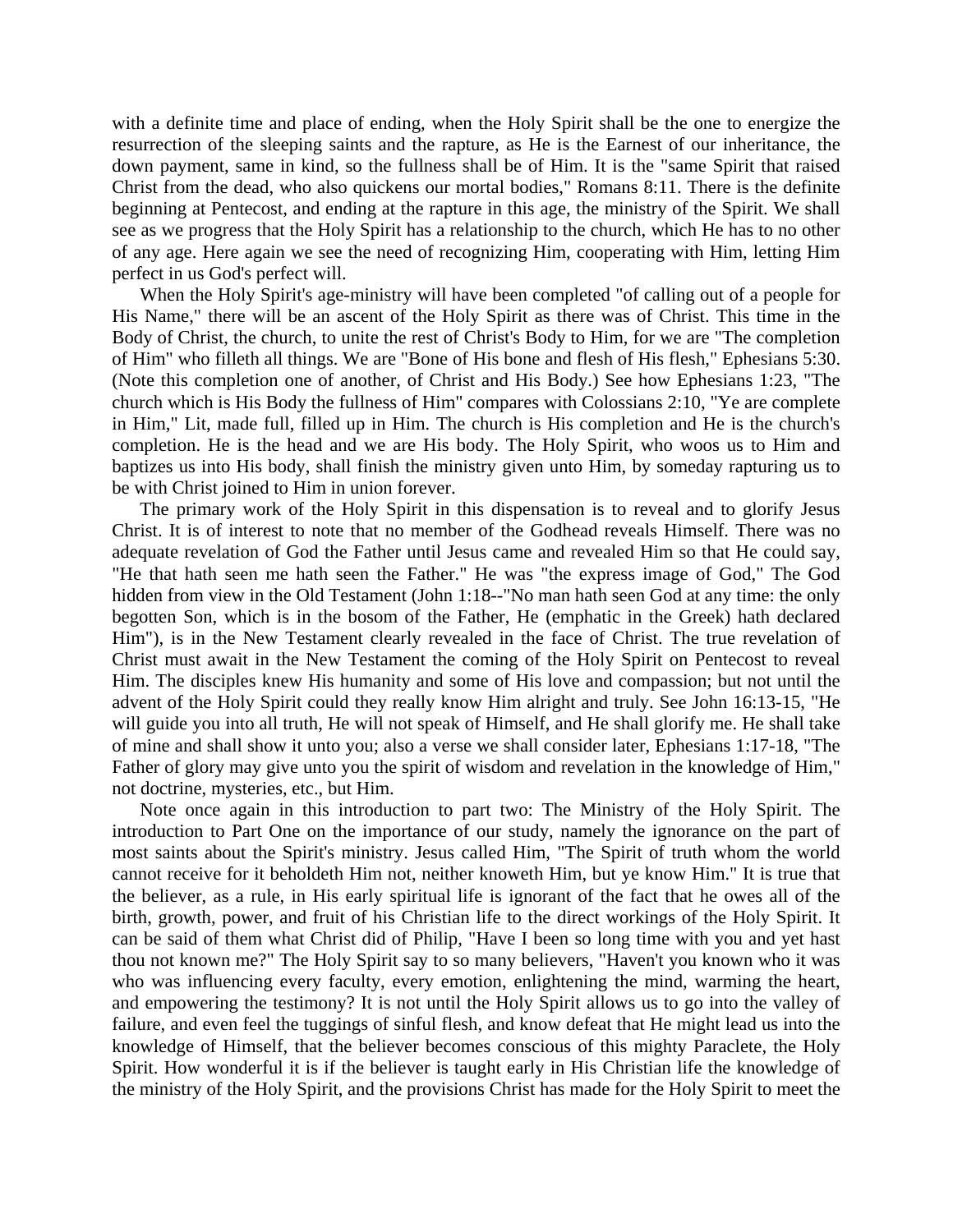with a definite time and place of ending, when the Holy Spirit shall be the one to energize the resurrection of the sleeping saints and the rapture, as He is the Earnest of our inheritance, the down payment, same in kind, so the fullness shall be of Him. It is the "same Spirit that raised Christ from the dead, who also quickens our mortal bodies," Romans 8:11. There is the definite beginning at Pentecost, and ending at the rapture in this age, the ministry of the Spirit. We shall see as we progress that the Holy Spirit has a relationship to the church, which He has to no other of any age. Here again we see the need of recognizing Him, cooperating with Him, letting Him perfect in us God's perfect will.

When the Holy Spirit's age-ministry will have been completed "of calling out of a people for His Name," there will be an ascent of the Holy Spirit as there was of Christ. This time in the Body of Christ, the church, to unite the rest of Christ's Body to Him, for we are "The completion of Him" who filleth all things. We are "Bone of His bone and flesh of His flesh," Ephesians 5:30. (Note this completion one of another, of Christ and His Body.) See how Ephesians 1:23, "The church which is His Body the fullness of Him" compares with Colossians 2:10, "Ye are complete in Him," Lit, made full, filled up in Him. The church is His completion and He is the church's completion. He is the head and we are His body. The Holy Spirit, who woos us to Him and baptizes us into His body, shall finish the ministry given unto Him, by someday rapturing us to be with Christ joined to Him in union forever.

The primary work of the Holy Spirit in this dispensation is to reveal and to glorify Jesus Christ. It is of interest to note that no member of the Godhead reveals Himself. There was no adequate revelation of God the Father until Jesus came and revealed Him so that He could say, "He that hath seen me hath seen the Father." He was "the express image of God," The God hidden from view in the Old Testament (John 1:18--"No man hath seen God at any time: the only begotten Son, which is in the bosom of the Father, He (emphatic in the Greek) hath declared Him"), is in the New Testament clearly revealed in the face of Christ. The true revelation of Christ must await in the New Testament the coming of the Holy Spirit on Pentecost to reveal Him. The disciples knew His humanity and some of His love and compassion; but not until the advent of the Holy Spirit could they really know Him alright and truly. See John 16:13-15, "He will guide you into all truth, He will not speak of Himself, and He shall glorify me. He shall take of mine and shall show it unto you; also a verse we shall consider later, Ephesians 1:17-18, "The Father of glory may give unto you the spirit of wisdom and revelation in the knowledge of Him," not doctrine, mysteries, etc., but Him.

Note once again in this introduction to part two: The Ministry of the Holy Spirit. The introduction to Part One on the importance of our study, namely the ignorance on the part of most saints about the Spirit's ministry. Jesus called Him, "The Spirit of truth whom the world cannot receive for it beholdeth Him not, neither knoweth Him, but ye know Him." It is true that the believer, as a rule, in His early spiritual life is ignorant of the fact that he owes all of the birth, growth, power, and fruit of his Christian life to the direct workings of the Holy Spirit. It can be said of them what Christ did of Philip, "Have I been so long time with you and yet hast thou not known me?" The Holy Spirit say to so many believers, "Haven't you known who it was who was influencing every faculty, every emotion, enlightening the mind, warming the heart, and empowering the testimony? It is not until the Holy Spirit allows us to go into the valley of failure, and even feel the tuggings of sinful flesh, and know defeat that He might lead us into the knowledge of Himself, that the believer becomes conscious of this mighty Paraclete, the Holy Spirit. How wonderful it is if the believer is taught early in His Christian life the knowledge of the ministry of the Holy Spirit, and the provisions Christ has made for the Holy Spirit to meet the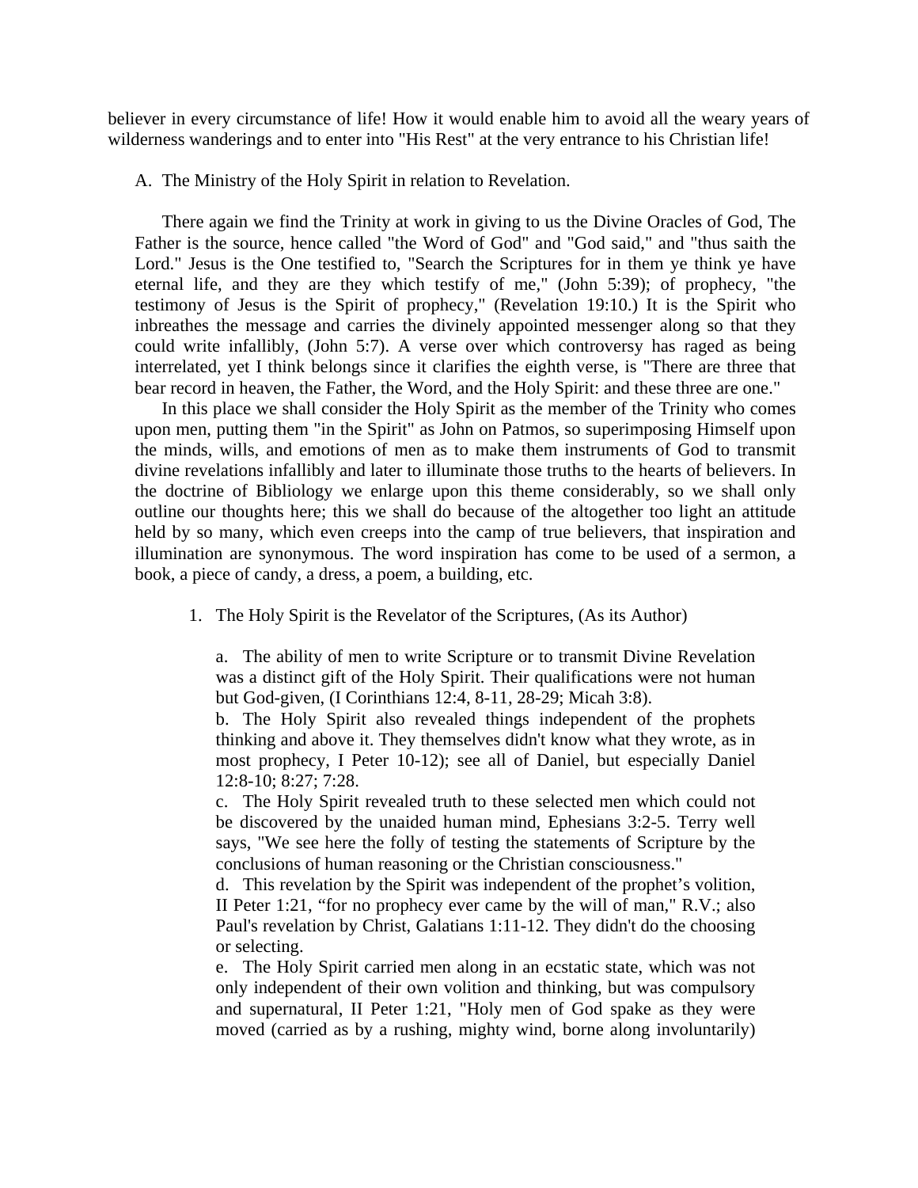believer in every circumstance of life! How it would enable him to avoid all the weary years of wilderness wanderings and to enter into "His Rest" at the very entrance to his Christian life!

A. The Ministry of the Holy Spirit in relation to Revelation.

There again we find the Trinity at work in giving to us the Divine Oracles of God, The Father is the source, hence called "the Word of God" and "God said," and "thus saith the Lord." Jesus is the One testified to, "Search the Scriptures for in them ye think ye have eternal life, and they are they which testify of me," (John 5:39); of prophecy, "the testimony of Jesus is the Spirit of prophecy," (Revelation 19:10.) It is the Spirit who inbreathes the message and carries the divinely appointed messenger along so that they could write infallibly, (John 5:7). A verse over which controversy has raged as being interrelated, yet I think belongs since it clarifies the eighth verse, is "There are three that bear record in heaven, the Father, the Word, and the Holy Spirit: and these three are one."

In this place we shall consider the Holy Spirit as the member of the Trinity who comes upon men, putting them "in the Spirit" as John on Patmos, so superimposing Himself upon the minds, wills, and emotions of men as to make them instruments of God to transmit divine revelations infallibly and later to illuminate those truths to the hearts of believers. In the doctrine of Bibliology we enlarge upon this theme considerably, so we shall only outline our thoughts here; this we shall do because of the altogether too light an attitude held by so many, which even creeps into the camp of true believers, that inspiration and illumination are synonymous. The word inspiration has come to be used of a sermon, a book, a piece of candy, a dress, a poem, a building, etc.

1. The Holy Spirit is the Revelator of the Scriptures, (As its Author)

   a. The ability of men to write Scripture or to transmit Divine Revelation was a distinct gift of the Holy Spirit. Their qualifications were not human but God-given, (I Corinthians 12:4, 8-11, 28-29; Micah 3:8).

   b. The Holy Spirit also revealed things independent of the prophets thinking and above it. They themselves didn't know what they wrote, as in most prophecy, I Peter 10-12); see all of Daniel, but especially Daniel 12:8-10; 8:27; 7:28.

   c. The Holy Spirit revealed truth to these selected men which could not be discovered by the unaided human mind, Ephesians 3:2-5. Terry well says, "We see here the folly of testing the statements of Scripture by the conclusions of human reasoning or the Christian consciousness."

   d. This revelation by the Spirit was independent of the prophet's volition, II Peter 1:21, "for no prophecy ever came by the will of man," R.V.; also Paul's revelation by Christ, Galatians 1:11-12. They didn't do the choosing or selecting.

   e. The Holy Spirit carried men along in an ecstatic state, which was not only independent of their own volition and thinking, but was compulsory and supernatural, II Peter 1:21, "Holy men of God spake as they were moved (carried as by a rushing, mighty wind, borne along involuntarily)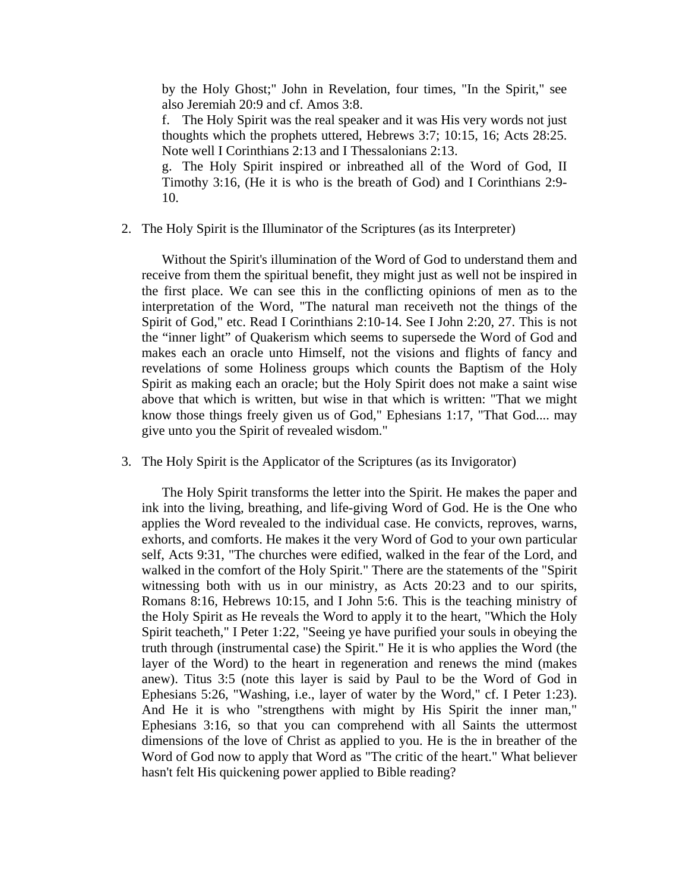by the Holy Ghost;" John in Revelation, four times, "In the Spirit," see also Jeremiah 20:9 and cf. Amos 3:8.

f. The Holy Spirit was the real speaker and it was His very words not just thoughts which the prophets uttered, Hebrews 3:7; 10:15, 16; Acts 28:25. Note well I Corinthians 2:13 and I Thessalonians 2:13.

g. The Holy Spirit inspired or inbreathed all of the Word of God, II Timothy 3:16, (He it is who is the breath of God) and I Corinthians 2:9-10.

2. The Holy Spirit is the Illuminator of the Scriptures (as its Interpreter)

Without the Spirit's illumination of the Word of God to understand them and receive from them the spiritual benefit, they might just as well not be inspired in the first place. We can see this in the conflicting opinions of men as to the interpretation of the Word, "The natural man receiveth not the things of the Spirit of God," etc. Read I Corinthians 2:10-14. See I John 2:20, 27. This is not the "inner light" of Quakerism which seems to supersede the Word of God and makes each an oracle unto Himself, not the visions and flights of fancy and revelations of some Holiness groups which counts the Baptism of the Holy Spirit as making each an oracle; but the Holy Spirit does not make a saint wise above that which is written, but wise in that which is written: "That we might know those things freely given us of God," Ephesians 1:17, "That God.... may give unto you the Spirit of revealed wisdom."

3. The Holy Spirit is the Applicator of the Scriptures (as its Invigorator)

The Holy Spirit transforms the letter into the Spirit. He makes the paper and ink into the living, breathing, and life-giving Word of God. He is the One who applies the Word revealed to the individual case. He convicts, reproves, warns, exhorts, and comforts. He makes it the very Word of God to your own particular self, Acts 9:31, "The churches were edified, walked in the fear of the Lord, and walked in the comfort of the Holy Spirit." There are the statements of the "Spirit witnessing both with us in our ministry, as Acts 20:23 and to our spirits, Romans 8:16, Hebrews 10:15, and I John 5:6. This is the teaching ministry of the Holy Spirit as He reveals the Word to apply it to the heart, "Which the Holy Spirit teacheth," I Peter 1:22, "Seeing ye have purified your souls in obeying the truth through (instrumental case) the Spirit." He it is who applies the Word (the layer of the Word) to the heart in regeneration and renews the mind (makes anew). Titus 3:5 (note this layer is said by Paul to be the Word of God in Ephesians 5:26, "Washing, i.e., layer of water by the Word," cf. I Peter 1:23). And He it is who "strengthens with might by His Spirit the inner man," Ephesians 3:16, so that you can comprehend with all Saints the uttermost dimensions of the love of Christ as applied to you. He is the in breather of the Word of God now to apply that Word as "The critic of the heart." What believer hasn't felt His quickening power applied to Bible reading?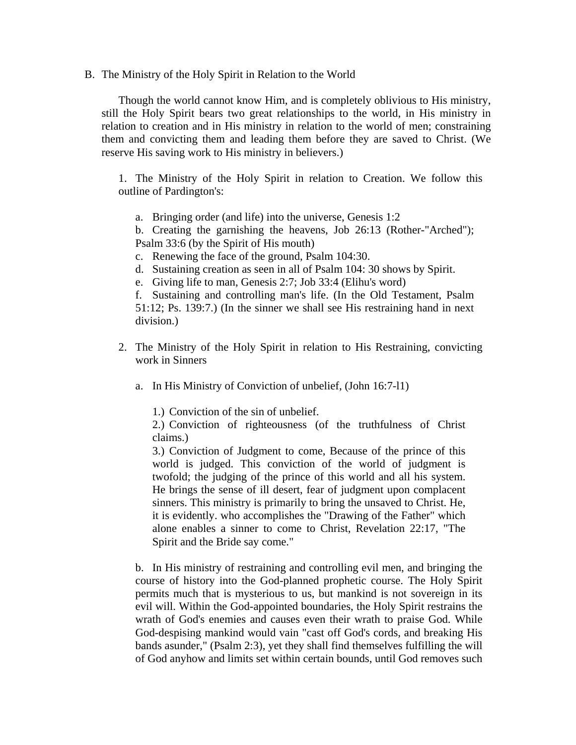B. The Ministry of the Holy Spirit in Relation to the World

Though the world cannot know Him, and is completely oblivious to His ministry, still the Holy Spirit bears two great relationships to the world, in His ministry in relation to creation and in His ministry in relation to the world of men; constraining them and convicting them and leading them before they are saved to Christ. (We reserve His saving work to His ministry in believers.)

1. The Ministry of the Holy Spirit in relation to Creation. We follow this outline of Pardington's:

a. Bringing order (and life) into the universe, Genesis 1:2
b. Creating the garnishing the heavens, Job 26:13 (Rother-"Arched"); Psalm 33:6 (by the Spirit of His mouth)
c. Renewing the face of the ground, Psalm 104:30.
d. Sustaining creation as seen in all of Psalm 104: 30 shows by Spirit.
e. Giving life to man, Genesis 2:7; Job 33:4 (Elihu's word)
f. Sustaining and controlling man's life. (In the Old Testament, Psalm 51:12; Ps. 139:7.) (In the sinner we shall see His restraining hand in next division.)

2. The Ministry of the Holy Spirit in relation to His Restraining, convicting work in Sinners

a. In His Ministry of Conviction of unbelief, (John 16:7-l1)

1.) Conviction of the sin of unbelief.
2.) Conviction of righteousness (of the truthfulness of Christ claims.)
3.) Conviction of Judgment to come, Because of the prince of this world is judged. This conviction of the world of judgment is twofold; the judging of the prince of this world and all his system. He brings the sense of ill desert, fear of judgment upon complacent sinners. This ministry is primarily to bring the unsaved to Christ. He, it is evidently. who accomplishes the "Drawing of the Father" which alone enables a sinner to come to Christ, Revelation 22:17, "The Spirit and the Bride say come."

b. In His ministry of restraining and controlling evil men, and bringing the course of history into the God-planned prophetic course. The Holy Spirit permits much that is mysterious to us, but mankind is not sovereign in its evil will. Within the God-appointed boundaries, the Holy Spirit restrains the wrath of God's enemies and causes even their wrath to praise God. While God-despising mankind would vain "cast off God's cords, and breaking His bands asunder," (Psalm 2:3), yet they shall find themselves fulfilling the will of God anyhow and limits set within certain bounds, until God removes such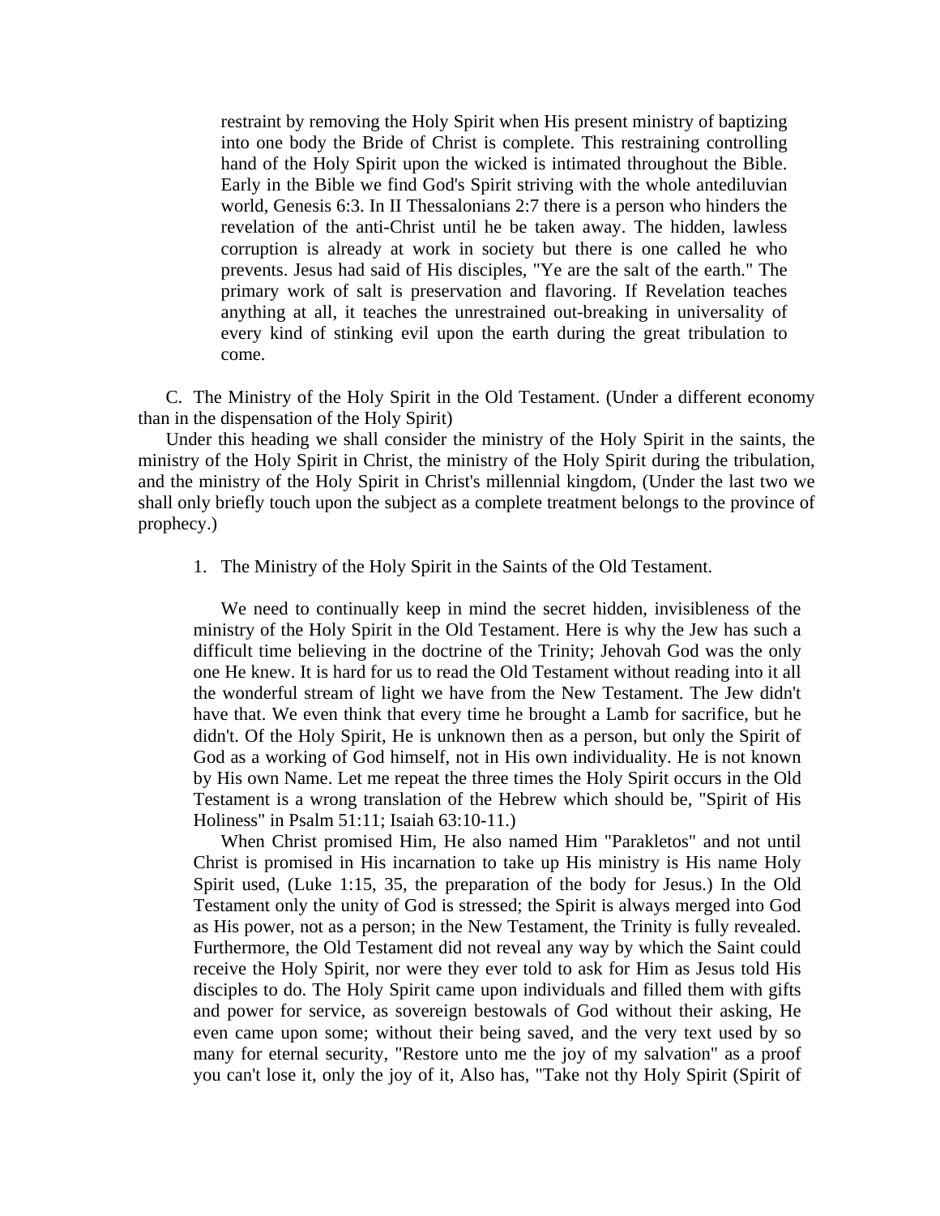restraint by removing the Holy Spirit when His present ministry of baptizing into one body the Bride of Christ is complete. This restraining controlling hand of the Holy Spirit upon the wicked is intimated throughout the Bible. Early in the Bible we find God's Spirit striving with the whole antediluvian world, Genesis 6:3. In II Thessalonians 2:7 there is a person who hinders the revelation of the anti-Christ until he be taken away. The hidden, lawless corruption is already at work in society but there is one called he who prevents. Jesus had said of His disciples, "Ye are the salt of the earth." The primary work of salt is preservation and flavoring. If Revelation teaches anything at all, it teaches the unrestrained out-breaking in universality of every kind of stinking evil upon the earth during the great tribulation to come.

C. The Ministry of the Holy Spirit in the Old Testament. (Under a different economy than in the dispensation of the Holy Spirit)

Under this heading we shall consider the ministry of the Holy Spirit in the saints, the ministry of the Holy Spirit in Christ, the ministry of the Holy Spirit during the tribulation, and the ministry of the Holy Spirit in Christ's millennial kingdom, (Under the last two we shall only briefly touch upon the subject as a complete treatment belongs to the province of prophecy.)

1. The Ministry of the Holy Spirit in the Saints of the Old Testament.

We need to continually keep in mind the secret hidden, invisibleness of the ministry of the Holy Spirit in the Old Testament. Here is why the Jew has such a difficult time believing in the doctrine of the Trinity; Jehovah God was the only one He knew. It is hard for us to read the Old Testament without reading into it all the wonderful stream of light we have from the New Testament. The Jew didn't have that. We even think that every time he brought a Lamb for sacrifice, but he didn't. Of the Holy Spirit, He is unknown then as a person, but only the Spirit of God as a working of God himself, not in His own individuality. He is not known by His own Name. Let me repeat the three times the Holy Spirit occurs in the Old Testament is a wrong translation of the Hebrew which should be, "Spirit of His Holiness" in Psalm 51:11; Isaiah 63:10-11.)

When Christ promised Him, He also named Him "Parakletos" and not until Christ is promised in His incarnation to take up His ministry is His name Holy Spirit used, (Luke 1:15, 35, the preparation of the body for Jesus.) In the Old Testament only the unity of God is stressed; the Spirit is always merged into God as His power, not as a person; in the New Testament, the Trinity is fully revealed. Furthermore, the Old Testament did not reveal any way by which the Saint could receive the Holy Spirit, nor were they ever told to ask for Him as Jesus told His disciples to do. The Holy Spirit came upon individuals and filled them with gifts and power for service, as sovereign bestowals of God without their asking, He even came upon some; without their being saved, and the very text used by so many for eternal security, "Restore unto me the joy of my salvation" as a proof you can't lose it, only the joy of it, Also has, "Take not thy Holy Spirit (Spirit of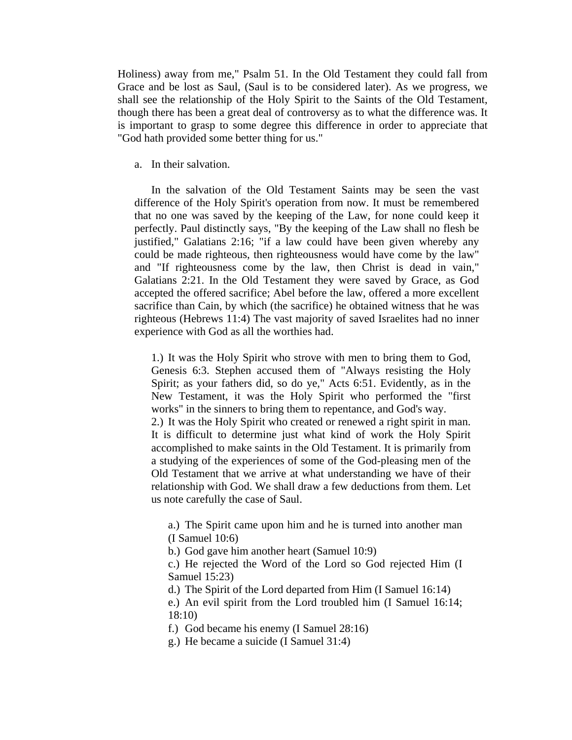Holiness) away from me," Psalm 51. In the Old Testament they could fall from Grace and be lost as Saul, (Saul is to be considered later). As we progress, we shall see the relationship of the Holy Spirit to the Saints of the Old Testament, though there has been a great deal of controversy as to what the difference was. It is important to grasp to some degree this difference in order to appreciate that "God hath provided some better thing for us."

a. In their salvation.

In the salvation of the Old Testament Saints may be seen the vast difference of the Holy Spirit's operation from now. It must be remembered that no one was saved by the keeping of the Law, for none could keep it perfectly. Paul distinctly says, "By the keeping of the Law shall no flesh be justified," Galatians 2:16; "if a law could have been given whereby any could be made righteous, then righteousness would have come by the law" and "If righteousness come by the law, then Christ is dead in vain," Galatians 2:21. In the Old Testament they were saved by Grace, as God accepted the offered sacrifice; Abel before the law, offered a more excellent sacrifice than Cain, by which (the sacrifice) he obtained witness that he was righteous (Hebrews 11:4) The vast majority of saved Israelites had no inner experience with God as all the worthies had.

1.) It was the Holy Spirit who strove with men to bring them to God, Genesis 6:3. Stephen accused them of "Always resisting the Holy Spirit; as your fathers did, so do ye," Acts 6:51. Evidently, as in the New Testament, it was the Holy Spirit who performed the "first works" in the sinners to bring them to repentance, and God's way.
2.) It was the Holy Spirit who created or renewed a right spirit in man. It is difficult to determine just what kind of work the Holy Spirit accomplished to make saints in the Old Testament. It is primarily from a studying of the experiences of some of the God-pleasing men of the Old Testament that we arrive at what understanding we have of their relationship with God. We shall draw a few deductions from them. Let us note carefully the case of Saul.

a.) The Spirit came upon him and he is turned into another man (I Samuel 10:6)
b.) God gave him another heart (Samuel 10:9)
c.) He rejected the Word of the Lord so God rejected Him (I Samuel 15:23)
d.) The Spirit of the Lord departed from Him (I Samuel 16:14)
e.) An evil spirit from the Lord troubled him (I Samuel 16:14; 18:10)
f.) God became his enemy (I Samuel 28:16)
g.) He became a suicide (I Samuel 31:4)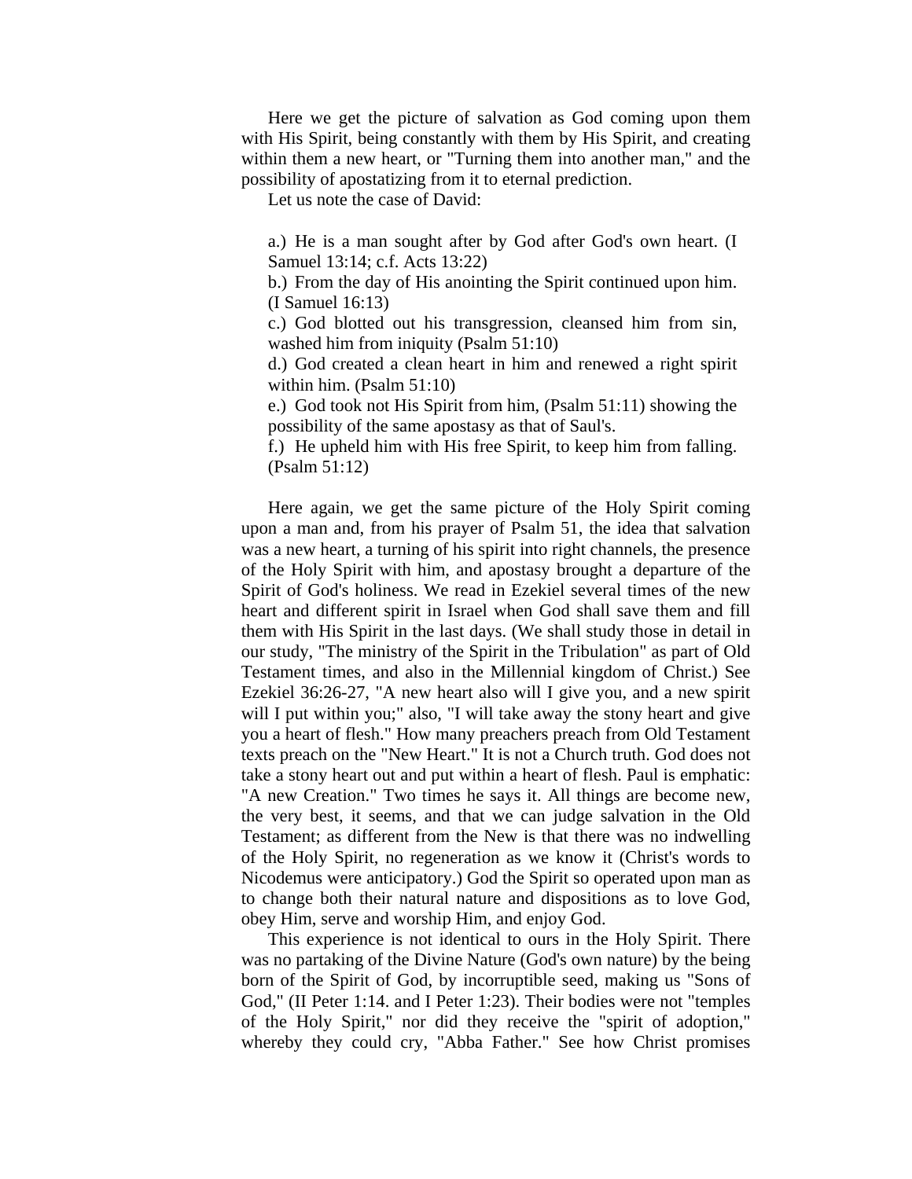Here we get the picture of salvation as God coming upon them with His Spirit, being constantly with them by His Spirit, and creating within them a new heart, or "Turning them into another man," and the possibility of apostatizing from it to eternal prediction.

Let us note the case of David:

a.) He is a man sought after by God after God's own heart. (I Samuel 13:14; c.f. Acts 13:22)
b.) From the day of His anointing the Spirit continued upon him. (I Samuel 16:13)
c.) God blotted out his transgression, cleansed him from sin, washed him from iniquity (Psalm 51:10)
d.) God created a clean heart in him and renewed a right spirit within him. (Psalm 51:10)
e.) God took not His Spirit from him, (Psalm 51:11) showing the possibility of the same apostasy as that of Saul's.
f.) He upheld him with His free Spirit, to keep him from falling. (Psalm 51:12)

Here again, we get the same picture of the Holy Spirit coming upon a man and, from his prayer of Psalm 51, the idea that salvation was a new heart, a turning of his spirit into right channels, the presence of the Holy Spirit with him, and apostasy brought a departure of the Spirit of God's holiness. We read in Ezekiel several times of the new heart and different spirit in Israel when God shall save them and fill them with His Spirit in the last days. (We shall study those in detail in our study, "The ministry of the Spirit in the Tribulation" as part of Old Testament times, and also in the Millennial kingdom of Christ.) See Ezekiel 36:26-27, "A new heart also will I give you, and a new spirit will I put within you;" also, "I will take away the stony heart and give you a heart of flesh." How many preachers preach from Old Testament texts preach on the "New Heart." It is not a Church truth. God does not take a stony heart out and put within a heart of flesh. Paul is emphatic: "A new Creation." Two times he says it. All things are become new, the very best, it seems, and that we can judge salvation in the Old Testament; as different from the New is that there was no indwelling of the Holy Spirit, no regeneration as we know it (Christ's words to Nicodemus were anticipatory.) God the Spirit so operated upon man as to change both their natural nature and dispositions as to love God, obey Him, serve and worship Him, and enjoy God.

This experience is not identical to ours in the Holy Spirit. There was no partaking of the Divine Nature (God's own nature) by the being born of the Spirit of God, by incorruptible seed, making us "Sons of God," (II Peter 1:14. and I Peter 1:23). Their bodies were not "temples of the Holy Spirit," nor did they receive the "spirit of adoption," whereby they could cry, "Abba Father." See how Christ promises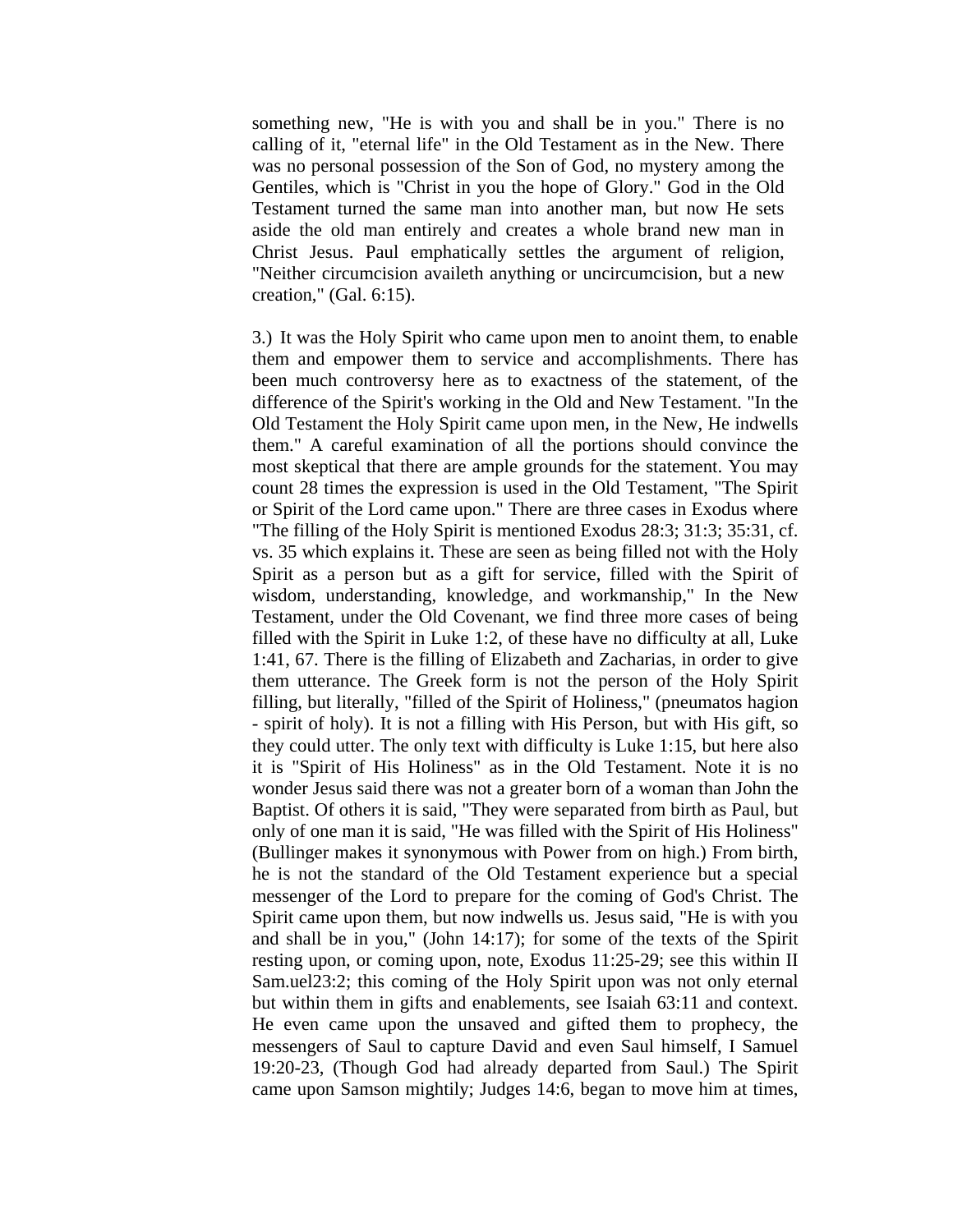something new, "He is with you and shall be in you." There is no calling of it, "eternal life" in the Old Testament as in the New. There was no personal possession of the Son of God, no mystery among the Gentiles, which is "Christ in you the hope of Glory." God in the Old Testament turned the same man into another man, but now He sets aside the old man entirely and creates a whole brand new man in Christ Jesus. Paul emphatically settles the argument of religion, "Neither circumcision availeth anything or uncircumcision, but a new creation," (Gal. 6:15).

3.) It was the Holy Spirit who came upon men to anoint them, to enable them and empower them to service and accomplishments. There has been much controversy here as to exactness of the statement, of the difference of the Spirit's working in the Old and New Testament. "In the Old Testament the Holy Spirit came upon men, in the New, He indwells them." A careful examination of all the portions should convince the most skeptical that there are ample grounds for the statement. You may count 28 times the expression is used in the Old Testament, "The Spirit or Spirit of the Lord came upon." There are three cases in Exodus where "The filling of the Holy Spirit is mentioned Exodus 28:3; 31:3; 35:31, cf. vs. 35 which explains it. These are seen as being filled not with the Holy Spirit as a person but as a gift for service, filled with the Spirit of wisdom, understanding, knowledge, and workmanship," In the New Testament, under the Old Covenant, we find three more cases of being filled with the Spirit in Luke 1:2, of these have no difficulty at all, Luke 1:41, 67. There is the filling of Elizabeth and Zacharias, in order to give them utterance. The Greek form is not the person of the Holy Spirit filling, but literally, "filled of the Spirit of Holiness," (pneumatos hagion - spirit of holy). It is not a filling with His Person, but with His gift, so they could utter. The only text with difficulty is Luke 1:15, but here also it is "Spirit of His Holiness" as in the Old Testament. Note it is no wonder Jesus said there was not a greater born of a woman than John the Baptist. Of others it is said, "They were separated from birth as Paul, but only of one man it is said, "He was filled with the Spirit of His Holiness" (Bullinger makes it synonymous with Power from on high.) From birth, he is not the standard of the Old Testament experience but a special messenger of the Lord to prepare for the coming of God's Christ. The Spirit came upon them, but now indwells us. Jesus said, "He is with you and shall be in you," (John 14:17); for some of the texts of the Spirit resting upon, or coming upon, note, Exodus 11:25-29; see this within II Sam.uel23:2; this coming of the Holy Spirit upon was not only eternal but within them in gifts and enablements, see Isaiah 63:11 and context. He even came upon the unsaved and gifted them to prophecy, the messengers of Saul to capture David and even Saul himself, I Samuel 19:20-23, (Though God had already departed from Saul.) The Spirit came upon Samson mightily; Judges 14:6, began to move him at times,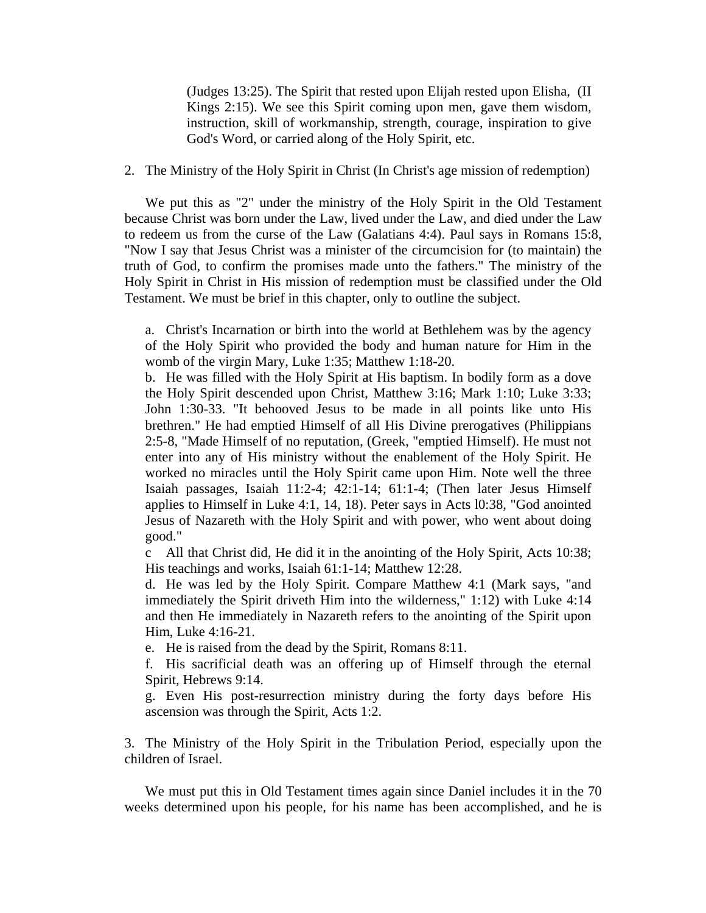(Judges 13:25). The Spirit that rested upon Elijah rested upon Elisha, (II Kings 2:15). We see this Spirit coming upon men, gave them wisdom, instruction, skill of workmanship, strength, courage, inspiration to give God's Word, or carried along of the Holy Spirit, etc.

2. The Ministry of the Holy Spirit in Christ (In Christ's age mission of redemption)

We put this as "2" under the ministry of the Holy Spirit in the Old Testament because Christ was born under the Law, lived under the Law, and died under the Law to redeem us from the curse of the Law (Galatians 4:4). Paul says in Romans 15:8, "Now I say that Jesus Christ was a minister of the circumcision for (to maintain) the truth of God, to confirm the promises made unto the fathers." The ministry of the Holy Spirit in Christ in His mission of redemption must be classified under the Old Testament. We must be brief in this chapter, only to outline the subject.

a. Christ's Incarnation or birth into the world at Bethlehem was by the agency of the Holy Spirit who provided the body and human nature for Him in the womb of the virgin Mary, Luke 1:35; Matthew 1:18-20.
b. He was filled with the Holy Spirit at His baptism. In bodily form as a dove the Holy Spirit descended upon Christ, Matthew 3:16; Mark 1:10; Luke 3:33; John 1:30-33. "It behooved Jesus to be made in all points like unto His brethren." He had emptied Himself of all His Divine prerogatives (Philippians 2:5-8, "Made Himself of no reputation, (Greek, "emptied Himself). He must not enter into any of His ministry without the enablement of the Holy Spirit. He worked no miracles until the Holy Spirit came upon Him. Note well the three Isaiah passages, Isaiah 11:2-4; 42:1-14; 61:1-4; (Then later Jesus Himself applies to Himself in Luke 4:1, 14, 18). Peter says in Acts l0:38, "God anointed Jesus of Nazareth with the Holy Spirit and with power, who went about doing good."
c All that Christ did, He did it in the anointing of the Holy Spirit, Acts 10:38; His teachings and works, Isaiah 61:1-14; Matthew 12:28.
d. He was led by the Holy Spirit. Compare Matthew 4:1 (Mark says, "and immediately the Spirit driveth Him into the wilderness," 1:12) with Luke 4:14 and then He immediately in Nazareth refers to the anointing of the Spirit upon Him, Luke 4:16-21.
e. He is raised from the dead by the Spirit, Romans 8:11.
f. His sacrificial death was an offering up of Himself through the eternal Spirit, Hebrews 9:14.
g. Even His post-resurrection ministry during the forty days before His ascension was through the Spirit, Acts 1:2.

3. The Ministry of the Holy Spirit in the Tribulation Period, especially upon the children of Israel.

We must put this in Old Testament times again since Daniel includes it in the 70 weeks determined upon his people, for his name has been accomplished, and he is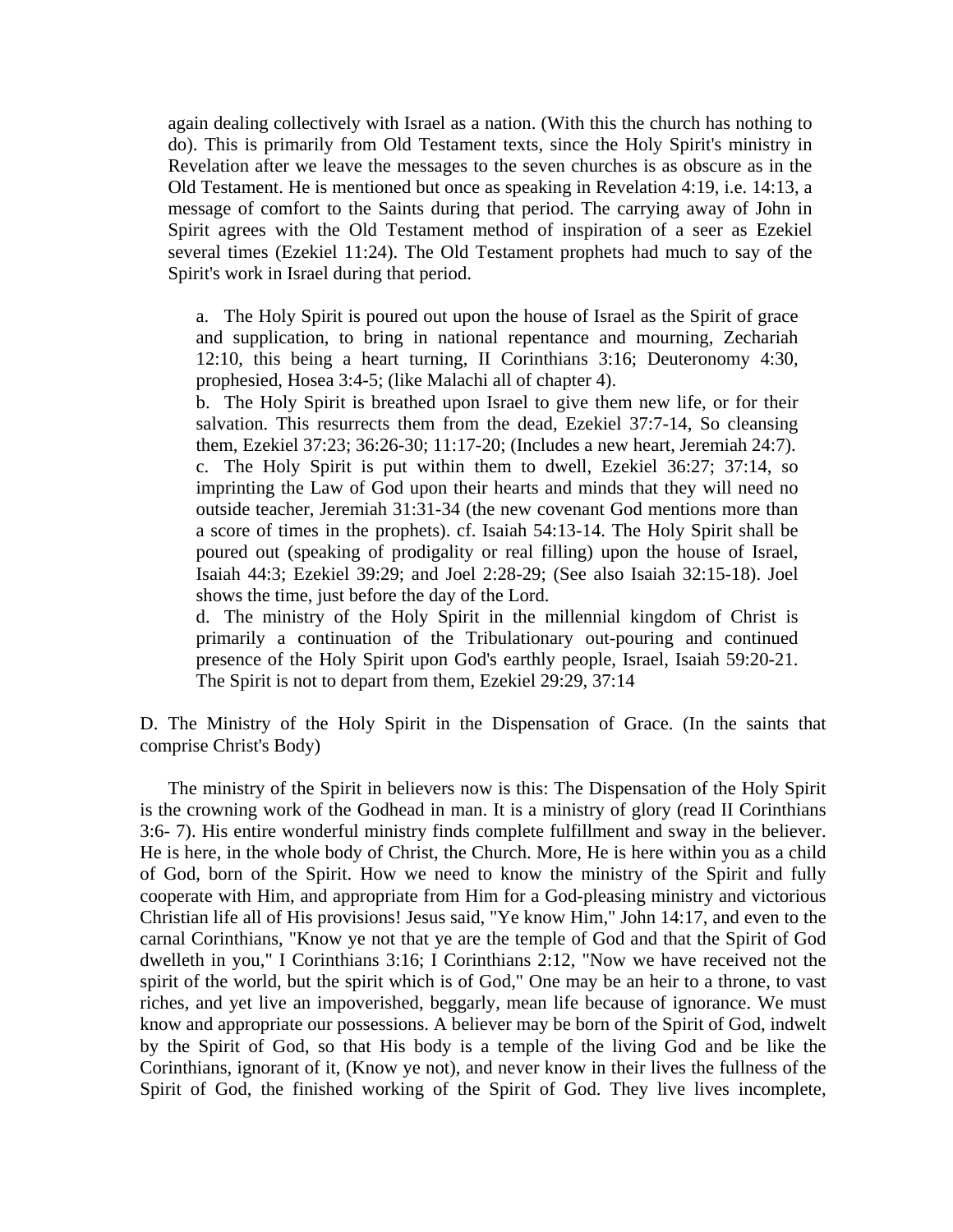again dealing collectively with Israel as a nation. (With this the church has nothing to do). This is primarily from Old Testament texts, since the Holy Spirit's ministry in Revelation after we leave the messages to the seven churches is as obscure as in the Old Testament. He is mentioned but once as speaking in Revelation 4:19, i.e. 14:13, a message of comfort to the Saints during that period. The carrying away of John in Spirit agrees with the Old Testament method of inspiration of a seer as Ezekiel several times (Ezekiel 11:24). The Old Testament prophets had much to say of the Spirit's work in Israel during that period.

a. The Holy Spirit is poured out upon the house of Israel as the Spirit of grace and supplication, to bring in national repentance and mourning, Zechariah 12:10, this being a heart turning, II Corinthians 3:16; Deuteronomy 4:30, prophesied, Hosea 3:4-5; (like Malachi all of chapter 4).
b. The Holy Spirit is breathed upon Israel to give them new life, or for their salvation. This resurrects them from the dead, Ezekiel 37:7-14, So cleansing them, Ezekiel 37:23; 36:26-30; 11:17-20; (Includes a new heart, Jeremiah 24:7).
c. The Holy Spirit is put within them to dwell, Ezekiel 36:27; 37:14, so imprinting the Law of God upon their hearts and minds that they will need no outside teacher, Jeremiah 31:31-34 (the new covenant God mentions more than a score of times in the prophets). cf. Isaiah 54:13-14. The Holy Spirit shall be poured out (speaking of prodigality or real filling) upon the house of Israel, Isaiah 44:3; Ezekiel 39:29; and Joel 2:28-29; (See also Isaiah 32:15-18). Joel shows the time, just before the day of the Lord.
d. The ministry of the Holy Spirit in the millennial kingdom of Christ is primarily a continuation of the Tribulationary out-pouring and continued presence of the Holy Spirit upon God's earthly people, Israel, Isaiah 59:20-21. The Spirit is not to depart from them, Ezekiel 29:29, 37:14

D. The Ministry of the Holy Spirit in the Dispensation of Grace. (In the saints that comprise Christ's Body)

The ministry of the Spirit in believers now is this: The Dispensation of the Holy Spirit is the crowning work of the Godhead in man. It is a ministry of glory (read II Corinthians 3:6- 7). His entire wonderful ministry finds complete fulfillment and sway in the believer. He is here, in the whole body of Christ, the Church. More, He is here within you as a child of God, born of the Spirit. How we need to know the ministry of the Spirit and fully cooperate with Him, and appropriate from Him for a God-pleasing ministry and victorious Christian life all of His provisions! Jesus said, "Ye know Him," John 14:17, and even to the carnal Corinthians, "Know ye not that ye are the temple of God and that the Spirit of God dwelleth in you," I Corinthians 3:16; I Corinthians 2:12, "Now we have received not the spirit of the world, but the spirit which is of God," One may be an heir to a throne, to vast riches, and yet live an impoverished, beggarly, mean life because of ignorance. We must know and appropriate our possessions. A believer may be born of the Spirit of God, indwelt by the Spirit of God, so that His body is a temple of the living God and be like the Corinthians, ignorant of it, (Know ye not), and never know in their lives the fullness of the Spirit of God, the finished working of the Spirit of God. They live lives incomplete,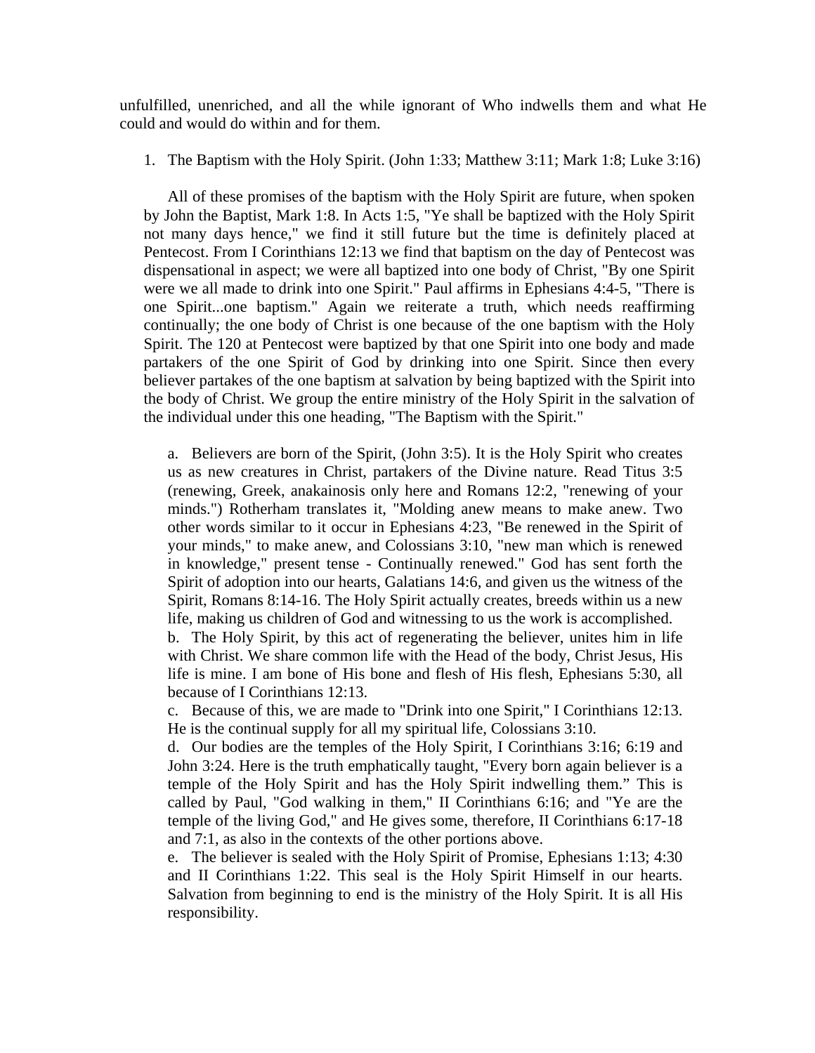unfulfilled, unenriched, and all the while ignorant of Who indwells them and what He could and would do within and for them.

1. The Baptism with the Holy Spirit. (John 1:33; Matthew 3:11; Mark 1:8; Luke 3:16)

All of these promises of the baptism with the Holy Spirit are future, when spoken by John the Baptist, Mark 1:8. In Acts 1:5, "Ye shall be baptized with the Holy Spirit not many days hence," we find it still future but the time is definitely placed at Pentecost. From I Corinthians 12:13 we find that baptism on the day of Pentecost was dispensational in aspect; we were all baptized into one body of Christ, "By one Spirit were we all made to drink into one Spirit." Paul affirms in Ephesians 4:4-5, "There is one Spirit...one baptism." Again we reiterate a truth, which needs reaffirming continually; the one body of Christ is one because of the one baptism with the Holy Spirit. The 120 at Pentecost were baptized by that one Spirit into one body and made partakers of the one Spirit of God by drinking into one Spirit. Since then every believer partakes of the one baptism at salvation by being baptized with the Spirit into the body of Christ. We group the entire ministry of the Holy Spirit in the salvation of the individual under this one heading, "The Baptism with the Spirit."

a. Believers are born of the Spirit, (John 3:5). It is the Holy Spirit who creates us as new creatures in Christ, partakers of the Divine nature. Read Titus 3:5 (renewing, Greek, anakainosis only here and Romans 12:2, "renewing of your minds.") Rotherham translates it, "Molding anew means to make anew. Two other words similar to it occur in Ephesians 4:23, "Be renewed in the Spirit of your minds," to make anew, and Colossians 3:10, "new man which is renewed in knowledge," present tense - Continually renewed." God has sent forth the Spirit of adoption into our hearts, Galatians 14:6, and given us the witness of the Spirit, Romans 8:14-16. The Holy Spirit actually creates, breeds within us a new life, making us children of God and witnessing to us the work is accomplished.

b. The Holy Spirit, by this act of regenerating the believer, unites him in life with Christ. We share common life with the Head of the body, Christ Jesus, His life is mine. I am bone of His bone and flesh of His flesh, Ephesians 5:30, all because of I Corinthians 12:13.

c. Because of this, we are made to "Drink into one Spirit," I Corinthians 12:13. He is the continual supply for all my spiritual life, Colossians 3:10.

d. Our bodies are the temples of the Holy Spirit, I Corinthians 3:16; 6:19 and John 3:24. Here is the truth emphatically taught, "Every born again believer is a temple of the Holy Spirit and has the Holy Spirit indwelling them." This is called by Paul, "God walking in them," II Corinthians 6:16; and "Ye are the temple of the living God," and He gives some, therefore, II Corinthians 6:17-18 and 7:1, as also in the contexts of the other portions above.

e. The believer is sealed with the Holy Spirit of Promise, Ephesians 1:13; 4:30 and II Corinthians 1:22. This seal is the Holy Spirit Himself in our hearts. Salvation from beginning to end is the ministry of the Holy Spirit. It is all His responsibility.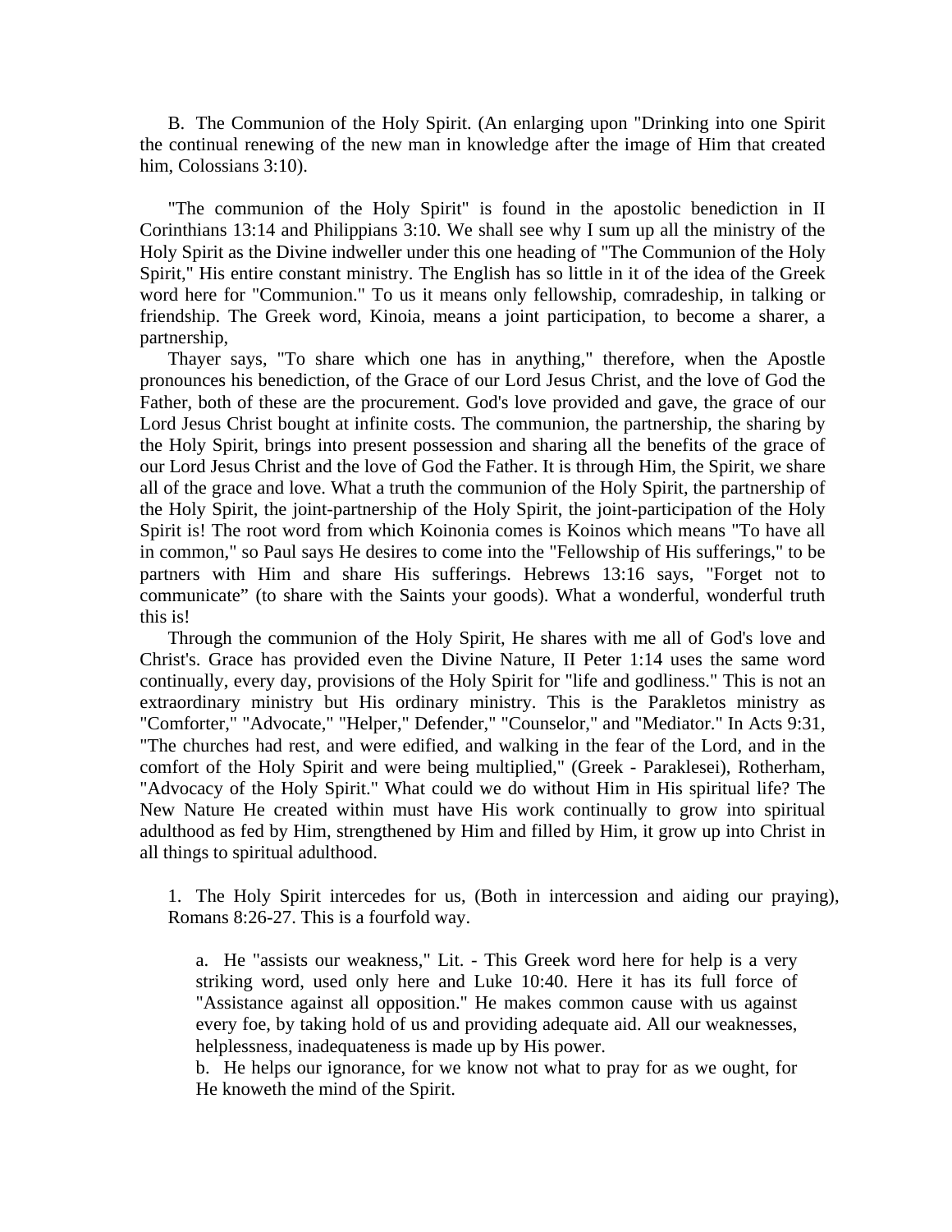B. The Communion of the Holy Spirit. (An enlarging upon "Drinking into one Spirit the continual renewing of the new man in knowledge after the image of Him that created him, Colossians 3:10).

"The communion of the Holy Spirit" is found in the apostolic benediction in II Corinthians 13:14 and Philippians 3:10. We shall see why I sum up all the ministry of the Holy Spirit as the Divine indweller under this one heading of "The Communion of the Holy Spirit," His entire constant ministry. The English has so little in it of the idea of the Greek word here for "Communion." To us it means only fellowship, comradeship, in talking or friendship. The Greek word, Kinoia, means a joint participation, to become a sharer, a partnership,

Thayer says, "To share which one has in anything," therefore, when the Apostle pronounces his benediction, of the Grace of our Lord Jesus Christ, and the love of God the Father, both of these are the procurement. God's love provided and gave, the grace of our Lord Jesus Christ bought at infinite costs. The communion, the partnership, the sharing by the Holy Spirit, brings into present possession and sharing all the benefits of the grace of our Lord Jesus Christ and the love of God the Father. It is through Him, the Spirit, we share all of the grace and love. What a truth the communion of the Holy Spirit, the partnership of the Holy Spirit, the joint-partnership of the Holy Spirit, the joint-participation of the Holy Spirit is! The root word from which Koinonia comes is Koinos which means "To have all in common," so Paul says He desires to come into the "Fellowship of His sufferings," to be partners with Him and share His sufferings. Hebrews 13:16 says, "Forget not to communicate" (to share with the Saints your goods). What a wonderful, wonderful truth this is!

Through the communion of the Holy Spirit, He shares with me all of God's love and Christ's. Grace has provided even the Divine Nature, II Peter 1:14 uses the same word continually, every day, provisions of the Holy Spirit for "life and godliness." This is not an extraordinary ministry but His ordinary ministry. This is the Parakletos ministry as "Comforter," "Advocate," "Helper," Defender," "Counselor," and "Mediator." In Acts 9:31, "The churches had rest, and were edified, and walking in the fear of the Lord, and in the comfort of the Holy Spirit and were being multiplied," (Greek - Paraklesei), Rotherham, "Advocacy of the Holy Spirit." What could we do without Him in His spiritual life? The New Nature He created within must have His work continually to grow into spiritual adulthood as fed by Him, strengthened by Him and filled by Him, it grow up into Christ in all things to spiritual adulthood.

1. The Holy Spirit intercedes for us, (Both in intercession and aiding our praying), Romans 8:26-27. This is a fourfold way.

   a. He "assists our weakness," Lit. - This Greek word here for help is a very striking word, used only here and Luke 10:40. Here it has its full force of "Assistance against all opposition." He makes common cause with us against every foe, by taking hold of us and providing adequate aid. All our weaknesses, helplessness, inadequateness is made up by His power.

   b. He helps our ignorance, for we know not what to pray for as we ought, for He knoweth the mind of the Spirit.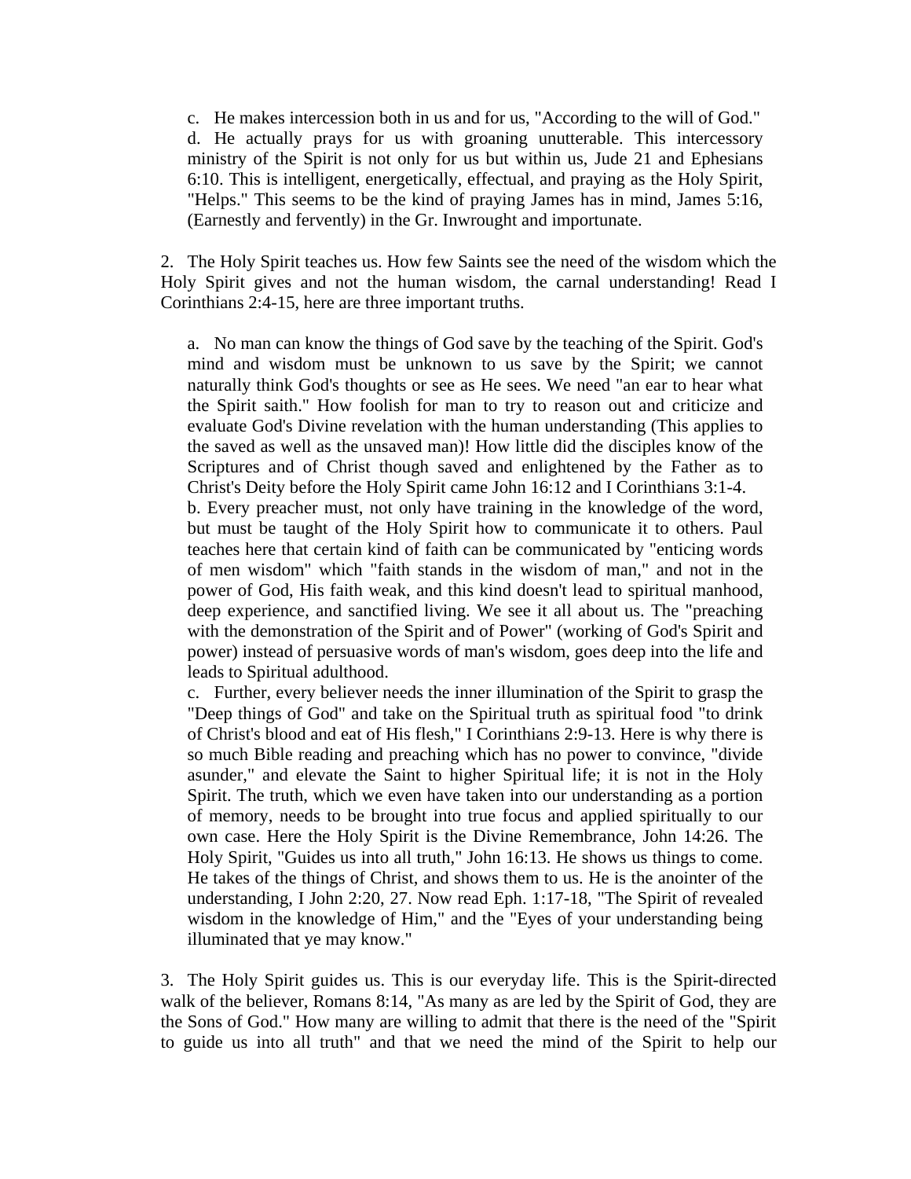c. He makes intercession both in us and for us, "According to the will of God."
d. He actually prays for us with groaning unutterable. This intercessory ministry of the Spirit is not only for us but within us, Jude 21 and Ephesians 6:10. This is intelligent, energetically, effectual, and praying as the Holy Spirit, "Helps." This seems to be the kind of praying James has in mind, James 5:16, (Earnestly and fervently) in the Gr. Inwrought and importunate.

2. The Holy Spirit teaches us. How few Saints see the need of the wisdom which the Holy Spirit gives and not the human wisdom, the carnal understanding! Read I Corinthians 2:4-15, here are three important truths.

a. No man can know the things of God save by the teaching of the Spirit. God's mind and wisdom must be unknown to us save by the Spirit; we cannot naturally think God's thoughts or see as He sees. We need "an ear to hear what the Spirit saith." How foolish for man to try to reason out and criticize and evaluate God's Divine revelation with the human understanding (This applies to the saved as well as the unsaved man)! How little did the disciples know of the Scriptures and of Christ though saved and enlightened by the Father as to Christ's Deity before the Holy Spirit came John 16:12 and I Corinthians 3:1-4.
b. Every preacher must, not only have training in the knowledge of the word, but must be taught of the Holy Spirit how to communicate it to others. Paul teaches here that certain kind of faith can be communicated by "enticing words of men wisdom" which "faith stands in the wisdom of man," and not in the power of God, His faith weak, and this kind doesn't lead to spiritual manhood, deep experience, and sanctified living. We see it all about us. The "preaching with the demonstration of the Spirit and of Power" (working of God's Spirit and power) instead of persuasive words of man's wisdom, goes deep into the life and leads to Spiritual adulthood.
c. Further, every believer needs the inner illumination of the Spirit to grasp the "Deep things of God" and take on the Spiritual truth as spiritual food "to drink of Christ's blood and eat of His flesh," I Corinthians 2:9-13. Here is why there is so much Bible reading and preaching which has no power to convince, "divide asunder," and elevate the Saint to higher Spiritual life; it is not in the Holy Spirit. The truth, which we even have taken into our understanding as a portion of memory, needs to be brought into true focus and applied spiritually to our own case. Here the Holy Spirit is the Divine Remembrance, John 14:26. The Holy Spirit, "Guides us into all truth," John 16:13. He shows us things to come. He takes of the things of Christ, and shows them to us. He is the anointer of the understanding, I John 2:20, 27. Now read Eph. 1:17-18, "The Spirit of revealed wisdom in the knowledge of Him," and the "Eyes of your understanding being illuminated that ye may know."

3. The Holy Spirit guides us. This is our everyday life. This is the Spirit-directed walk of the believer, Romans 8:14, "As many as are led by the Spirit of God, they are the Sons of God." How many are willing to admit that there is the need of the "Spirit to guide us into all truth" and that we need the mind of the Spirit to help our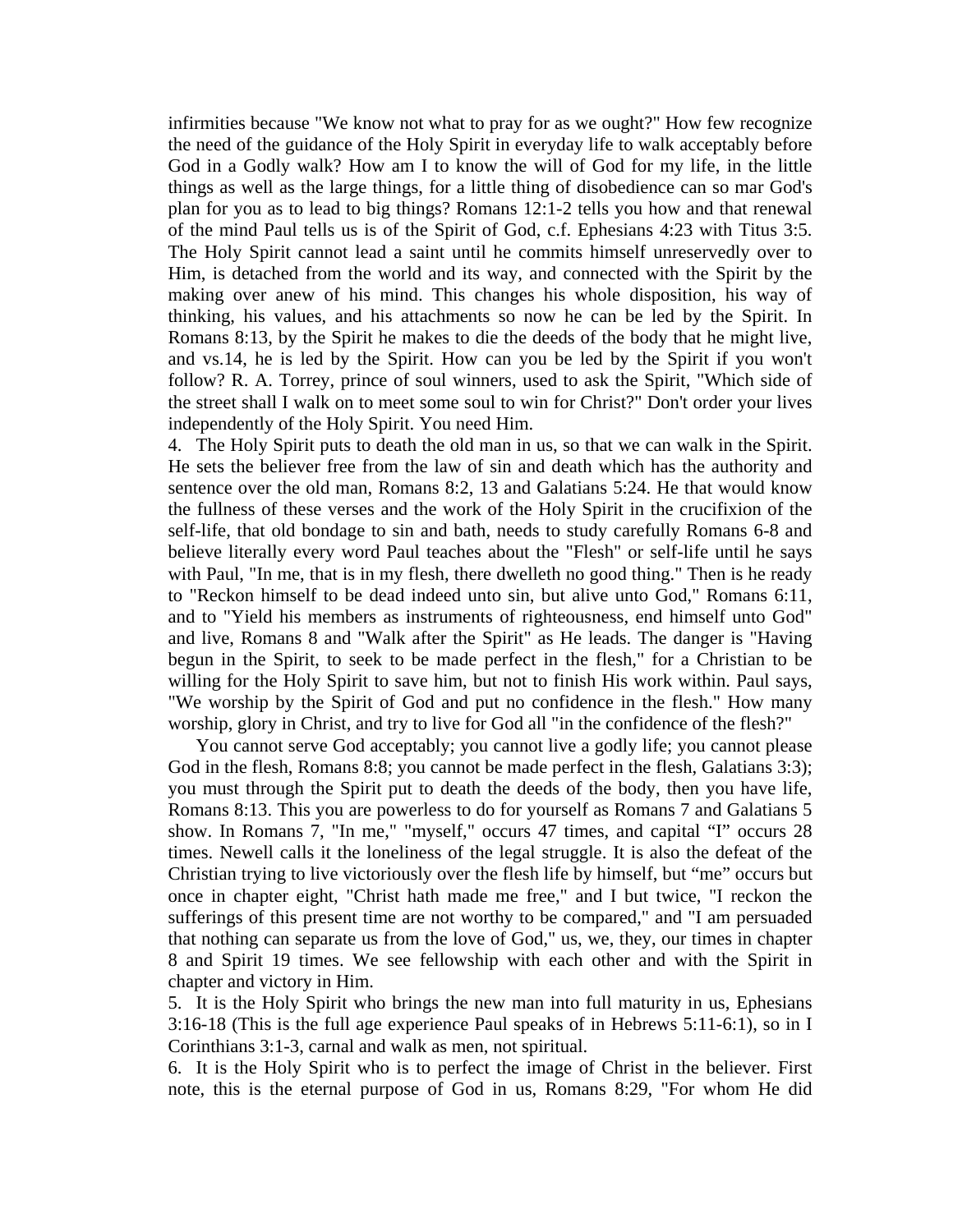infirmities because "We know not what to pray for as we ought?" How few recognize the need of the guidance of the Holy Spirit in everyday life to walk acceptably before God in a Godly walk? How am I to know the will of God for my life, in the little things as well as the large things, for a little thing of disobedience can so mar God's plan for you as to lead to big things? Romans 12:1-2 tells you how and that renewal of the mind Paul tells us is of the Spirit of God, c.f. Ephesians 4:23 with Titus 3:5. The Holy Spirit cannot lead a saint until he commits himself unreservedly over to Him, is detached from the world and its way, and connected with the Spirit by the making over anew of his mind. This changes his whole disposition, his way of thinking, his values, and his attachments so now he can be led by the Spirit. In Romans 8:13, by the Spirit he makes to die the deeds of the body that he might live, and vs.14, he is led by the Spirit. How can you be led by the Spirit if you won't follow? R. A. Torrey, prince of soul winners, used to ask the Spirit, "Which side of the street shall I walk on to meet some soul to win for Christ?" Don't order your lives independently of the Holy Spirit. You need Him.

4. The Holy Spirit puts to death the old man in us, so that we can walk in the Spirit. He sets the believer free from the law of sin and death which has the authority and sentence over the old man, Romans 8:2, 13 and Galatians 5:24. He that would know the fullness of these verses and the work of the Holy Spirit in the crucifixion of the self-life, that old bondage to sin and bath, needs to study carefully Romans 6-8 and believe literally every word Paul teaches about the "Flesh" or self-life until he says with Paul, "In me, that is in my flesh, there dwelleth no good thing." Then is he ready to "Reckon himself to be dead indeed unto sin, but alive unto God," Romans 6:11, and to "Yield his members as instruments of righteousness, end himself unto God" and live, Romans 8 and "Walk after the Spirit" as He leads. The danger is "Having begun in the Spirit, to seek to be made perfect in the flesh," for a Christian to be willing for the Holy Spirit to save him, but not to finish His work within. Paul says, "We worship by the Spirit of God and put no confidence in the flesh." How many worship, glory in Christ, and try to live for God all "in the confidence of the flesh?"

You cannot serve God acceptably; you cannot live a godly life; you cannot please God in the flesh, Romans 8:8; you cannot be made perfect in the flesh, Galatians 3:3); you must through the Spirit put to death the deeds of the body, then you have life, Romans 8:13. This you are powerless to do for yourself as Romans 7 and Galatians 5 show. In Romans 7, "In me," "myself," occurs 47 times, and capital "I" occurs 28 times. Newell calls it the loneliness of the legal struggle. It is also the defeat of the Christian trying to live victoriously over the flesh life by himself, but "me" occurs but once in chapter eight, "Christ hath made me free," and I but twice, "I reckon the sufferings of this present time are not worthy to be compared," and "I am persuaded that nothing can separate us from the love of God," us, we, they, our times in chapter 8 and Spirit 19 times. We see fellowship with each other and with the Spirit in chapter and victory in Him.

5. It is the Holy Spirit who brings the new man into full maturity in us, Ephesians 3:16-18 (This is the full age experience Paul speaks of in Hebrews 5:11-6:1), so in I Corinthians 3:1-3, carnal and walk as men, not spiritual.

6. It is the Holy Spirit who is to perfect the image of Christ in the believer. First note, this is the eternal purpose of God in us, Romans 8:29, "For whom He did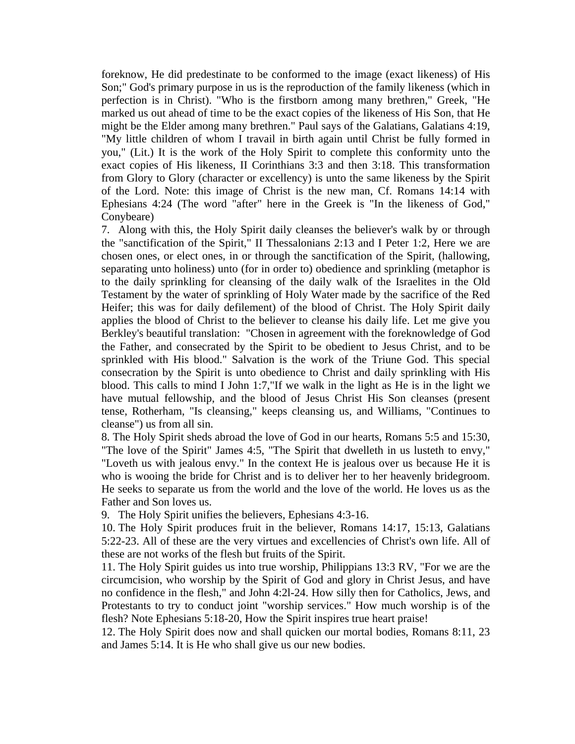foreknow, He did predestinate to be conformed to the image (exact likeness) of His Son;" God's primary purpose in us is the reproduction of the family likeness (which in perfection is in Christ). "Who is the firstborn among many brethren," Greek, "He marked us out ahead of time to be the exact copies of the likeness of His Son, that He might be the Elder among many brethren." Paul says of the Galatians, Galatians 4:19, "My little children of whom I travail in birth again until Christ be fully formed in you," (Lit.) It is the work of the Holy Spirit to complete this conformity unto the exact copies of His likeness, II Corinthians 3:3 and then 3:18. This transformation from Glory to Glory (character or excellency) is unto the same likeness by the Spirit of the Lord. Note: this image of Christ is the new man, Cf. Romans 14:14 with Ephesians 4:24 (The word "after" here in the Greek is "In the likeness of God," Conybeare)

7. Along with this, the Holy Spirit daily cleanses the believer's walk by or through the "sanctification of the Spirit," II Thessalonians 2:13 and I Peter 1:2, Here we are chosen ones, or elect ones, in or through the sanctification of the Spirit, (hallowing, separating unto holiness) unto (for in order to) obedience and sprinkling (metaphor is to the daily sprinkling for cleansing of the daily walk of the Israelites in the Old Testament by the water of sprinkling of Holy Water made by the sacrifice of the Red Heifer; this was for daily defilement) of the blood of Christ. The Holy Spirit daily applies the blood of Christ to the believer to cleanse his daily life. Let me give you Berkley's beautiful translation: "Chosen in agreement with the foreknowledge of God the Father, and consecrated by the Spirit to be obedient to Jesus Christ, and to be sprinkled with His blood." Salvation is the work of the Triune God. This special consecration by the Spirit is unto obedience to Christ and daily sprinkling with His blood. This calls to mind I John 1:7,"If we walk in the light as He is in the light we have mutual fellowship, and the blood of Jesus Christ His Son cleanses (present tense, Rotherham, "Is cleansing," keeps cleansing us, and Williams, "Continues to cleanse") us from all sin.

8. The Holy Spirit sheds abroad the love of God in our hearts, Romans 5:5 and 15:30, "The love of the Spirit" James 4:5, "The Spirit that dwelleth in us lusteth to envy," "Loveth us with jealous envy." In the context He is jealous over us because He it is who is wooing the bride for Christ and is to deliver her to her heavenly bridegroom. He seeks to separate us from the world and the love of the world. He loves us as the Father and Son loves us.

9. The Holy Spirit unifies the believers, Ephesians 4:3-16.

10. The Holy Spirit produces fruit in the believer, Romans 14:17, 15:13, Galatians 5:22-23. All of these are the very virtues and excellencies of Christ's own life. All of these are not works of the flesh but fruits of the Spirit.

11. The Holy Spirit guides us into true worship, Philippians 13:3 RV, "For we are the circumcision, who worship by the Spirit of God and glory in Christ Jesus, and have no confidence in the flesh," and John 4:2l-24. How silly then for Catholics, Jews, and Protestants to try to conduct joint "worship services." How much worship is of the flesh? Note Ephesians 5:18-20, How the Spirit inspires true heart praise!

12. The Holy Spirit does now and shall quicken our mortal bodies, Romans 8:11, 23 and James 5:14. It is He who shall give us our new bodies.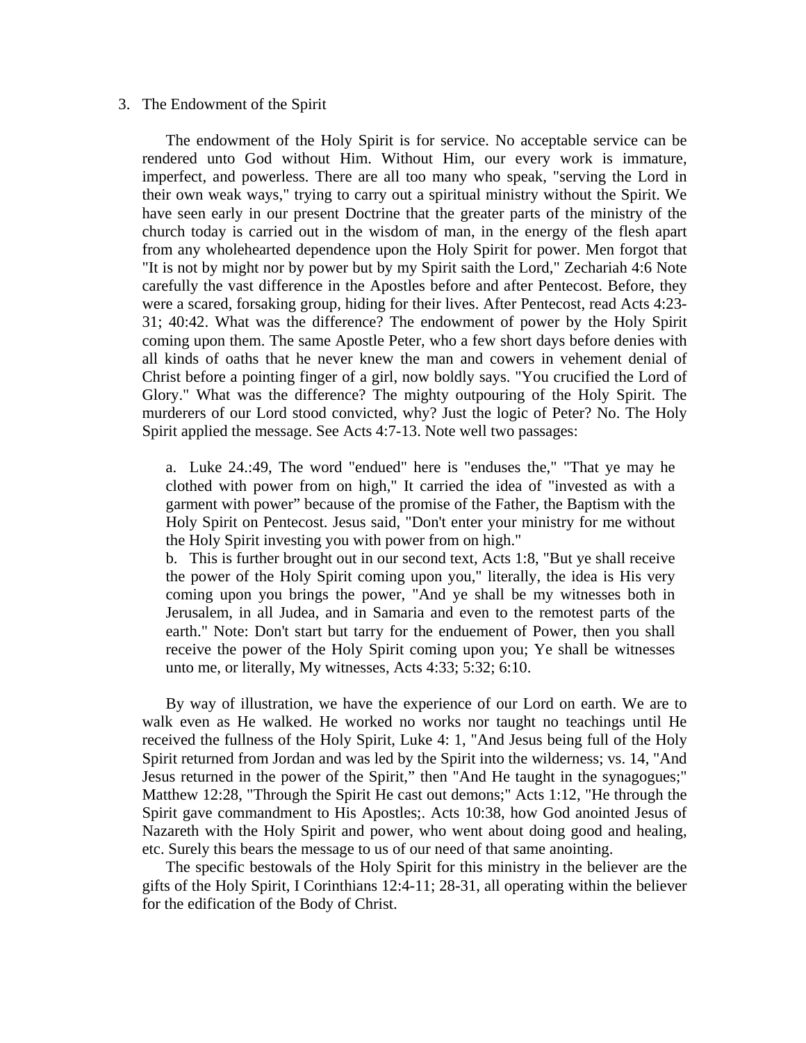3. The Endowment of the Spirit

The endowment of the Holy Spirit is for service. No acceptable service can be rendered unto God without Him. Without Him, our every work is immature, imperfect, and powerless. There are all too many who speak, "serving the Lord in their own weak ways," trying to carry out a spiritual ministry without the Spirit. We have seen early in our present Doctrine that the greater parts of the ministry of the church today is carried out in the wisdom of man, in the energy of the flesh apart from any wholehearted dependence upon the Holy Spirit for power. Men forgot that "It is not by might nor by power but by my Spirit saith the Lord," Zechariah 4:6 Note carefully the vast difference in the Apostles before and after Pentecost. Before, they were a scared, forsaking group, hiding for their lives. After Pentecost, read Acts 4:23-31; 40:42. What was the difference? The endowment of power by the Holy Spirit coming upon them. The same Apostle Peter, who a few short days before denies with all kinds of oaths that he never knew the man and cowers in vehement denial of Christ before a pointing finger of a girl, now boldly says. "You crucified the Lord of Glory." What was the difference? The mighty outpouring of the Holy Spirit. The murderers of our Lord stood convicted, why? Just the logic of Peter? No. The Holy Spirit applied the message. See Acts 4:7-13. Note well two passages:

a. Luke 24.:49, The word "endued" here is "enduses the," "That ye may he clothed with power from on high," It carried the idea of "invested as with a garment with power" because of the promise of the Father, the Baptism with the Holy Spirit on Pentecost. Jesus said, "Don't enter your ministry for me without the Holy Spirit investing you with power from on high."

b. This is further brought out in our second text, Acts 1:8, "But ye shall receive the power of the Holy Spirit coming upon you," literally, the idea is His very coming upon you brings the power, "And ye shall be my witnesses both in Jerusalem, in all Judea, and in Samaria and even to the remotest parts of the earth." Note: Don't start but tarry for the enduement of Power, then you shall receive the power of the Holy Spirit coming upon you; Ye shall be witnesses unto me, or literally, My witnesses, Acts 4:33; 5:32; 6:10.

By way of illustration, we have the experience of our Lord on earth. We are to walk even as He walked. He worked no works nor taught no teachings until He received the fullness of the Holy Spirit, Luke 4: 1, "And Jesus being full of the Holy Spirit returned from Jordan and was led by the Spirit into the wilderness; vs. 14, "And Jesus returned in the power of the Spirit," then "And He taught in the synagogues;" Matthew 12:28, "Through the Spirit He cast out demons;" Acts 1:12, "He through the Spirit gave commandment to His Apostles;. Acts 10:38, how God anointed Jesus of Nazareth with the Holy Spirit and power, who went about doing good and healing, etc. Surely this bears the message to us of our need of that same anointing.

The specific bestowals of the Holy Spirit for this ministry in the believer are the gifts of the Holy Spirit, I Corinthians 12:4-11; 28-31, all operating within the believer for the edification of the Body of Christ.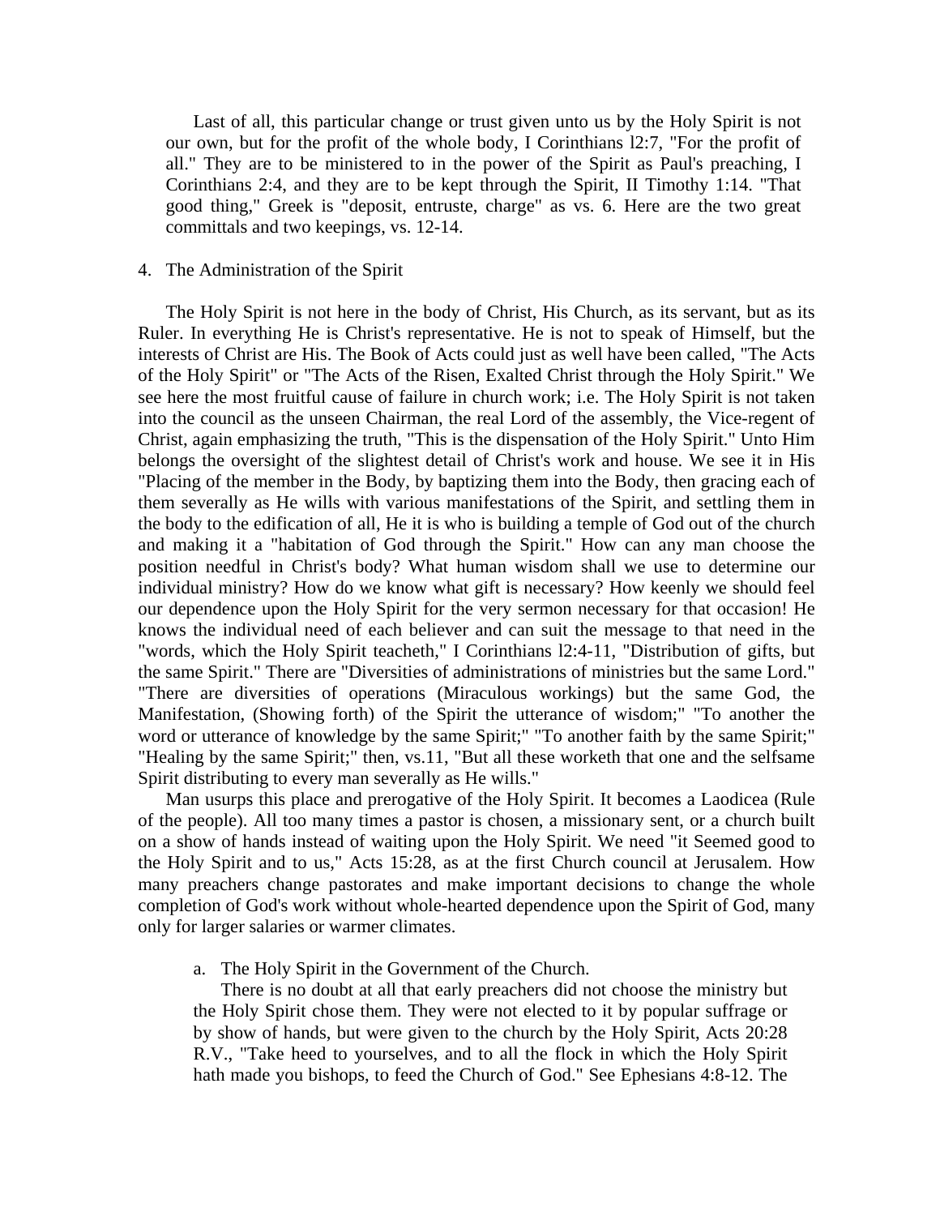Last of all, this particular change or trust given unto us by the Holy Spirit is not our own, but for the profit of the whole body, I Corinthians l2:7, "For the profit of all." They are to be ministered to in the power of the Spirit as Paul's preaching, I Corinthians 2:4, and they are to be kept through the Spirit, II Timothy 1:14. "That good thing," Greek is "deposit, entruste, charge" as vs. 6. Here are the two great committals and two keepings, vs. 12-14.

4. The Administration of the Spirit

The Holy Spirit is not here in the body of Christ, His Church, as its servant, but as its Ruler. In everything He is Christ's representative. He is not to speak of Himself, but the interests of Christ are His. The Book of Acts could just as well have been called, "The Acts of the Holy Spirit" or "The Acts of the Risen, Exalted Christ through the Holy Spirit." We see here the most fruitful cause of failure in church work; i.e. The Holy Spirit is not taken into the council as the unseen Chairman, the real Lord of the assembly, the Vice-regent of Christ, again emphasizing the truth, "This is the dispensation of the Holy Spirit." Unto Him belongs the oversight of the slightest detail of Christ's work and house. We see it in His "Placing of the member in the Body, by baptizing them into the Body, then gracing each of them severally as He wills with various manifestations of the Spirit, and settling them in the body to the edification of all, He it is who is building a temple of God out of the church and making it a "habitation of God through the Spirit." How can any man choose the position needful in Christ's body? What human wisdom shall we use to determine our individual ministry? How do we know what gift is necessary? How keenly we should feel our dependence upon the Holy Spirit for the very sermon necessary for that occasion! He knows the individual need of each believer and can suit the message to that need in the "words, which the Holy Spirit teacheth," I Corinthians l2:4-11, "Distribution of gifts, but the same Spirit." There are "Diversities of administrations of ministries but the same Lord." "There are diversities of operations (Miraculous workings) but the same God, the Manifestation, (Showing forth) of the Spirit the utterance of wisdom;" "To another the word or utterance of knowledge by the same Spirit;" "To another faith by the same Spirit;" "Healing by the same Spirit;" then, vs.11, "But all these worketh that one and the selfsame Spirit distributing to every man severally as He wills."

Man usurps this place and prerogative of the Holy Spirit. It becomes a Laodicea (Rule of the people). All too many times a pastor is chosen, a missionary sent, or a church built on a show of hands instead of waiting upon the Holy Spirit. We need "it Seemed good to the Holy Spirit and to us," Acts 15:28, as at the first Church council at Jerusalem. How many preachers change pastorates and make important decisions to change the whole completion of God's work without whole-hearted dependence upon the Spirit of God, many only for larger salaries or warmer climates.

a. The Holy Spirit in the Government of the Church.

There is no doubt at all that early preachers did not choose the ministry but the Holy Spirit chose them. They were not elected to it by popular suffrage or by show of hands, but were given to the church by the Holy Spirit, Acts 20:28 R.V., "Take heed to yourselves, and to all the flock in which the Holy Spirit hath made you bishops, to feed the Church of God." See Ephesians 4:8-12. The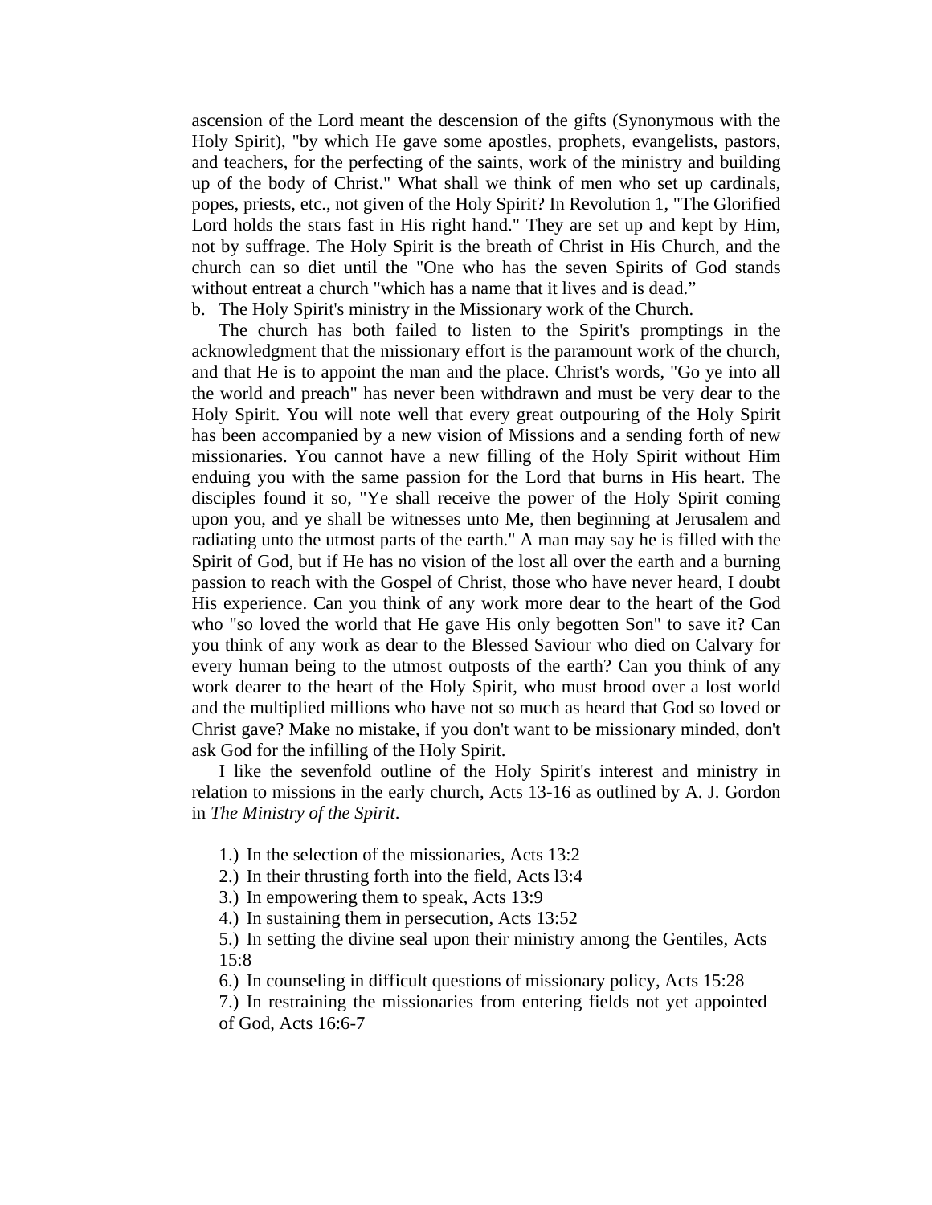ascension of the Lord meant the descension of the gifts (Synonymous with the Holy Spirit), "by which He gave some apostles, prophets, evangelists, pastors, and teachers, for the perfecting of the saints, work of the ministry and building up of the body of Christ." What shall we think of men who set up cardinals, popes, priests, etc., not given of the Holy Spirit? In Revolution 1, "The Glorified Lord holds the stars fast in His right hand." They are set up and kept by Him, not by suffrage. The Holy Spirit is the breath of Christ in His Church, and the church can so diet until the "One who has the seven Spirits of God stands without entreat a church "which has a name that it lives and is dead."

b. The Holy Spirit's ministry in the Missionary work of the Church.

The church has both failed to listen to the Spirit's promptings in the acknowledgment that the missionary effort is the paramount work of the church, and that He is to appoint the man and the place. Christ's words, "Go ye into all the world and preach" has never been withdrawn and must be very dear to the Holy Spirit. You will note well that every great outpouring of the Holy Spirit has been accompanied by a new vision of Missions and a sending forth of new missionaries. You cannot have a new filling of the Holy Spirit without Him enduing you with the same passion for the Lord that burns in His heart. The disciples found it so, "Ye shall receive the power of the Holy Spirit coming upon you, and ye shall be witnesses unto Me, then beginning at Jerusalem and radiating unto the utmost parts of the earth." A man may say he is filled with the Spirit of God, but if He has no vision of the lost all over the earth and a burning passion to reach with the Gospel of Christ, those who have never heard, I doubt His experience. Can you think of any work more dear to the heart of the God who "so loved the world that He gave His only begotten Son" to save it? Can you think of any work as dear to the Blessed Saviour who died on Calvary for every human being to the utmost outposts of the earth? Can you think of any work dearer to the heart of the Holy Spirit, who must brood over a lost world and the multiplied millions who have not so much as heard that God so loved or Christ gave? Make no mistake, if you don't want to be missionary minded, don't ask God for the infilling of the Holy Spirit.

I like the sevenfold outline of the Holy Spirit's interest and ministry in relation to missions in the early church, Acts 13-16 as outlined by A. J. Gordon in *The Ministry of the Spirit*.

1.) In the selection of the missionaries, Acts 13:2

2.) In their thrusting forth into the field, Acts l3:4

3.) In empowering them to speak, Acts 13:9

4.) In sustaining them in persecution, Acts 13:52

5.) In setting the divine seal upon their ministry among the Gentiles, Acts 15:8

6.) In counseling in difficult questions of missionary policy, Acts 15:28

7.) In restraining the missionaries from entering fields not yet appointed of God, Acts 16:6-7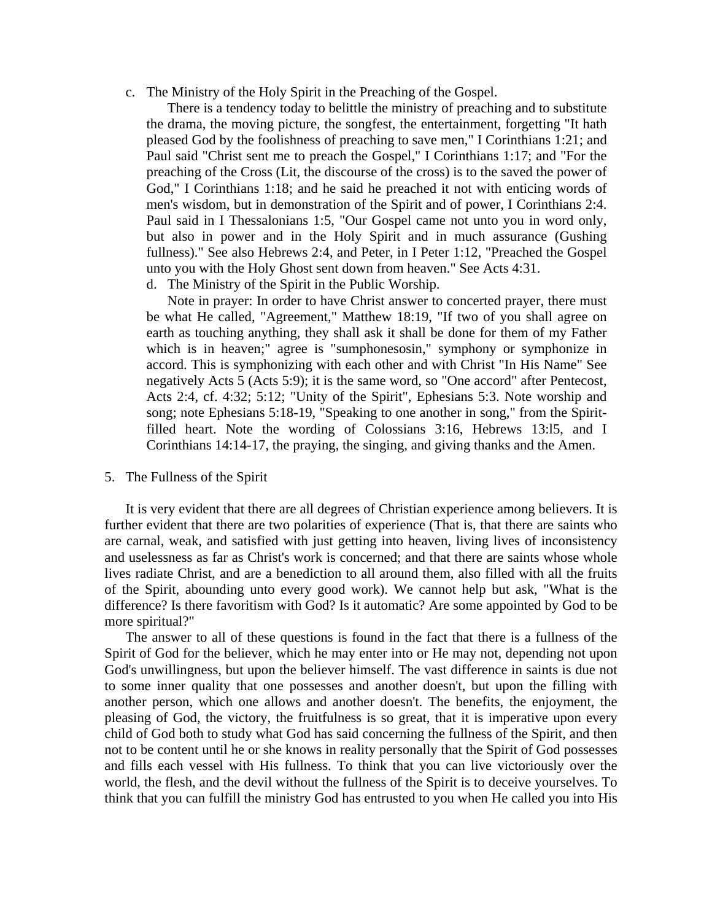c. The Ministry of the Holy Spirit in the Preaching of the Gospel.

There is a tendency today to belittle the ministry of preaching and to substitute the drama, the moving picture, the songfest, the entertainment, forgetting "It hath pleased God by the foolishness of preaching to save men," I Corinthians 1:21; and Paul said "Christ sent me to preach the Gospel," I Corinthians 1:17; and "For the preaching of the Cross (Lit, the discourse of the cross) is to the saved the power of God," I Corinthians 1:18; and he said he preached it not with enticing words of men's wisdom, but in demonstration of the Spirit and of power, I Corinthians 2:4. Paul said in I Thessalonians 1:5, "Our Gospel came not unto you in word only, but also in power and in the Holy Spirit and in much assurance (Gushing fullness)." See also Hebrews 2:4, and Peter, in I Peter 1:12, "Preached the Gospel unto you with the Holy Ghost sent down from heaven." See Acts 4:31.

d. The Ministry of the Spirit in the Public Worship.

Note in prayer: In order to have Christ answer to concerted prayer, there must be what He called, "Agreement," Matthew 18:19, "If two of you shall agree on earth as touching anything, they shall ask it shall be done for them of my Father which is in heaven;" agree is "sumphonesosin," symphony or symphonize in accord. This is symphonizing with each other and with Christ "In His Name" See negatively Acts 5 (Acts 5:9); it is the same word, so "One accord" after Pentecost, Acts 2:4, cf. 4:32; 5:12; "Unity of the Spirit", Ephesians 5:3. Note worship and song; note Ephesians 5:18-19, "Speaking to one another in song," from the Spirit-filled heart. Note the wording of Colossians 3:16, Hebrews 13:l5, and I Corinthians 14:14-17, the praying, the singing, and giving thanks and the Amen.

5. The Fullness of the Spirit

It is very evident that there are all degrees of Christian experience among believers. It is further evident that there are two polarities of experience (That is, that there are saints who are carnal, weak, and satisfied with just getting into heaven, living lives of inconsistency and uselessness as far as Christ's work is concerned; and that there are saints whose whole lives radiate Christ, and are a benediction to all around them, also filled with all the fruits of the Spirit, abounding unto every good work). We cannot help but ask, "What is the difference? Is there favoritism with God? Is it automatic? Are some appointed by God to be more spiritual?"

The answer to all of these questions is found in the fact that there is a fullness of the Spirit of God for the believer, which he may enter into or He may not, depending not upon God's unwillingness, but upon the believer himself. The vast difference in saints is due not to some inner quality that one possesses and another doesn't, but upon the filling with another person, which one allows and another doesn't. The benefits, the enjoyment, the pleasing of God, the victory, the fruitfulness is so great, that it is imperative upon every child of God both to study what God has said concerning the fullness of the Spirit, and then not to be content until he or she knows in reality personally that the Spirit of God possesses and fills each vessel with His fullness. To think that you can live victoriously over the world, the flesh, and the devil without the fullness of the Spirit is to deceive yourselves. To think that you can fulfill the ministry God has entrusted to you when He called you into His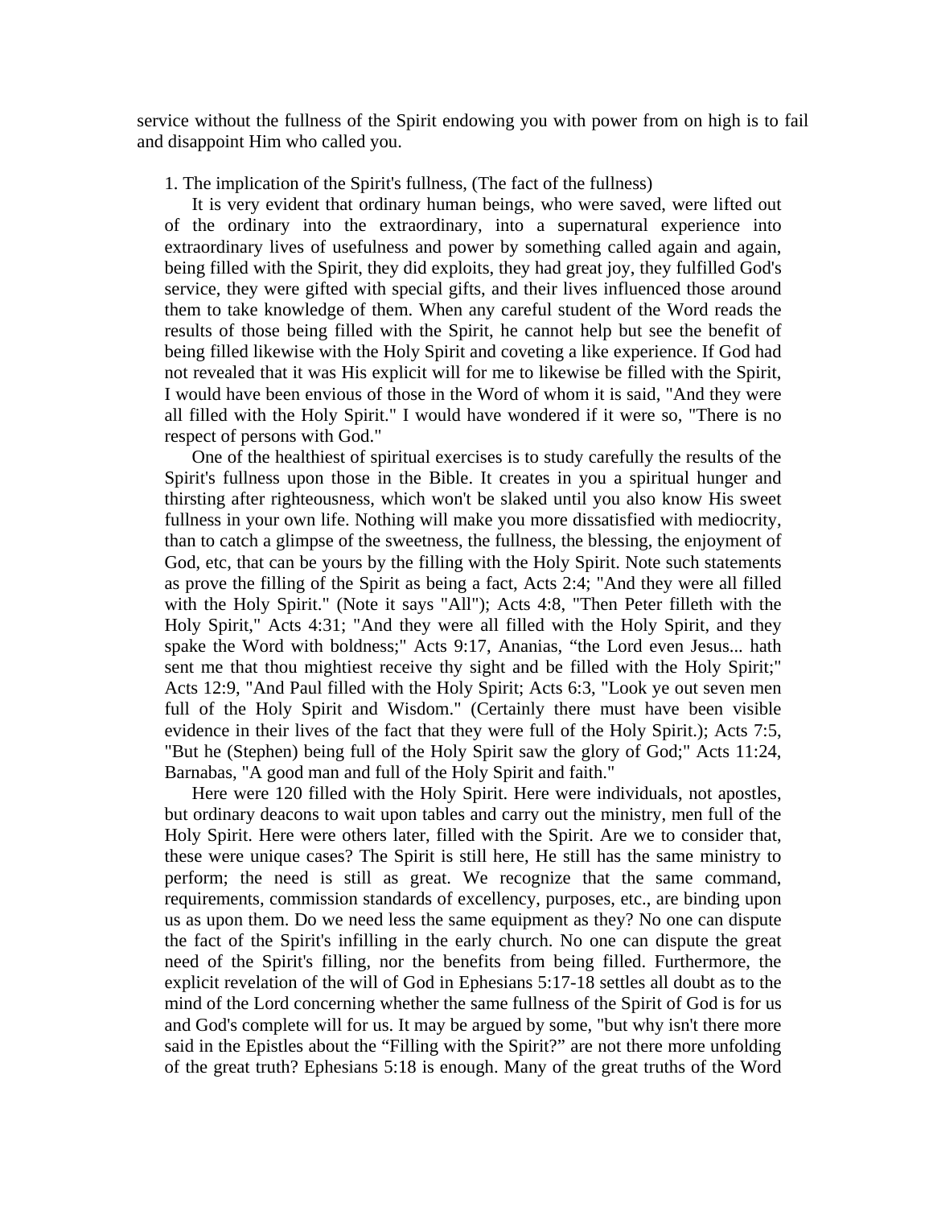service without the fullness of the Spirit endowing you with power from on high is to fail and disappoint Him who called you.

1. The implication of the Spirit's fullness, (The fact of the fullness)

It is very evident that ordinary human beings, who were saved, were lifted out of the ordinary into the extraordinary, into a supernatural experience into extraordinary lives of usefulness and power by something called again and again, being filled with the Spirit, they did exploits, they had great joy, they fulfilled God's service, they were gifted with special gifts, and their lives influenced those around them to take knowledge of them. When any careful student of the Word reads the results of those being filled with the Spirit, he cannot help but see the benefit of being filled likewise with the Holy Spirit and coveting a like experience. If God had not revealed that it was His explicit will for me to likewise be filled with the Spirit, I would have been envious of those in the Word of whom it is said, "And they were all filled with the Holy Spirit." I would have wondered if it were so, "There is no respect of persons with God."

One of the healthiest of spiritual exercises is to study carefully the results of the Spirit's fullness upon those in the Bible. It creates in you a spiritual hunger and thirsting after righteousness, which won't be slaked until you also know His sweet fullness in your own life. Nothing will make you more dissatisfied with mediocrity, than to catch a glimpse of the sweetness, the fullness, the blessing, the enjoyment of God, etc, that can be yours by the filling with the Holy Spirit. Note such statements as prove the filling of the Spirit as being a fact, Acts 2:4; "And they were all filled with the Holy Spirit." (Note it says "All"); Acts 4:8, "Then Peter filleth with the Holy Spirit," Acts 4:31; "And they were all filled with the Holy Spirit, and they spake the Word with boldness;" Acts 9:17, Ananias, "the Lord even Jesus... hath sent me that thou mightiest receive thy sight and be filled with the Holy Spirit;" Acts 12:9, "And Paul filled with the Holy Spirit; Acts 6:3, "Look ye out seven men full of the Holy Spirit and Wisdom." (Certainly there must have been visible evidence in their lives of the fact that they were full of the Holy Spirit.); Acts 7:5, "But he (Stephen) being full of the Holy Spirit saw the glory of God;" Acts 11:24, Barnabas, "A good man and full of the Holy Spirit and faith."

Here were 120 filled with the Holy Spirit. Here were individuals, not apostles, but ordinary deacons to wait upon tables and carry out the ministry, men full of the Holy Spirit. Here were others later, filled with the Spirit. Are we to consider that, these were unique cases? The Spirit is still here, He still has the same ministry to perform; the need is still as great. We recognize that the same command, requirements, commission standards of excellency, purposes, etc., are binding upon us as upon them. Do we need less the same equipment as they? No one can dispute the fact of the Spirit's infilling in the early church. No one can dispute the great need of the Spirit's filling, nor the benefits from being filled. Furthermore, the explicit revelation of the will of God in Ephesians 5:17-18 settles all doubt as to the mind of the Lord concerning whether the same fullness of the Spirit of God is for us and God's complete will for us. It may be argued by some, "but why isn't there more said in the Epistles about the "Filling with the Spirit?" are not there more unfolding of the great truth? Ephesians 5:18 is enough. Many of the great truths of the Word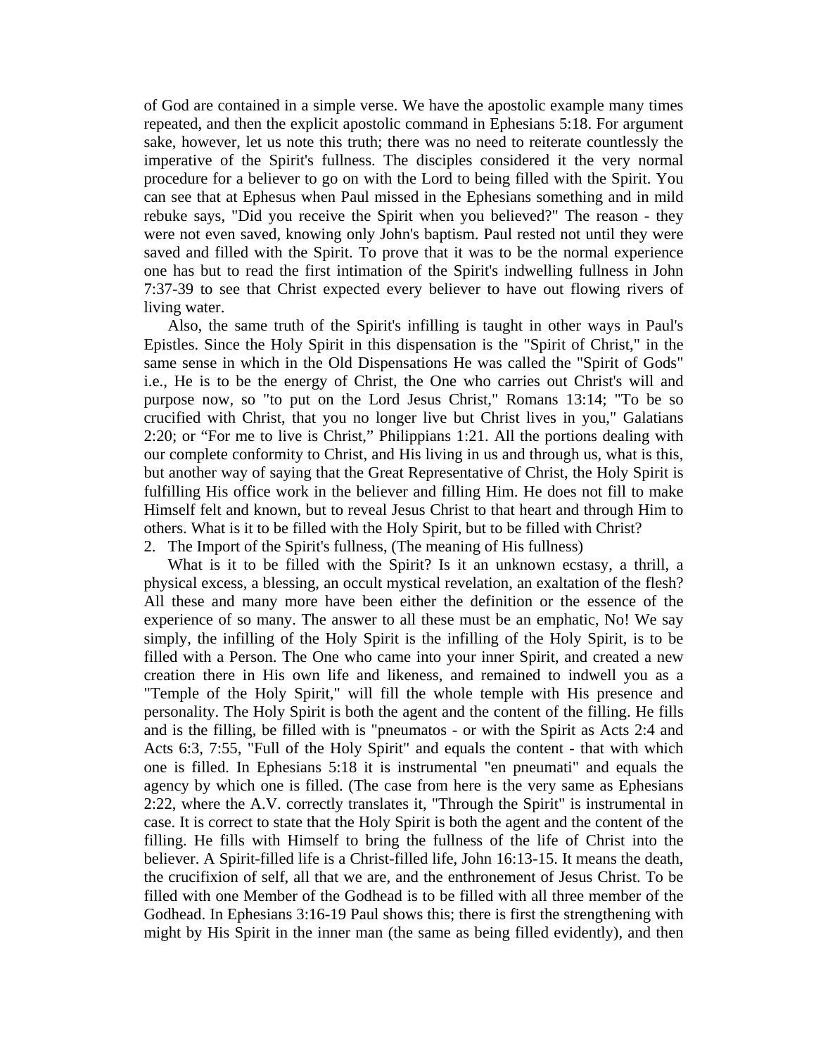of God are contained in a simple verse. We have the apostolic example many times repeated, and then the explicit apostolic command in Ephesians 5:18. For argument sake, however, let us note this truth; there was no need to reiterate countlessly the imperative of the Spirit's fullness. The disciples considered it the very normal procedure for a believer to go on with the Lord to being filled with the Spirit. You can see that at Ephesus when Paul missed in the Ephesians something and in mild rebuke says, "Did you receive the Spirit when you believed?" The reason - they were not even saved, knowing only John's baptism. Paul rested not until they were saved and filled with the Spirit. To prove that it was to be the normal experience one has but to read the first intimation of the Spirit's indwelling fullness in John 7:37-39 to see that Christ expected every believer to have out flowing rivers of living water.

Also, the same truth of the Spirit's infilling is taught in other ways in Paul's Epistles. Since the Holy Spirit in this dispensation is the "Spirit of Christ," in the same sense in which in the Old Dispensations He was called the "Spirit of Gods" i.e., He is to be the energy of Christ, the One who carries out Christ's will and purpose now, so "to put on the Lord Jesus Christ," Romans 13:14; "To be so crucified with Christ, that you no longer live but Christ lives in you," Galatians 2:20; or “For me to live is Christ,” Philippians 1:21. All the portions dealing with our complete conformity to Christ, and His living in us and through us, what is this, but another way of saying that the Great Representative of Christ, the Holy Spirit is fulfilling His office work in the believer and filling Him. He does not fill to make Himself felt and known, but to reveal Jesus Christ to that heart and through Him to others. What is it to be filled with the Holy Spirit, but to be filled with Christ?

2. The Import of the Spirit's fullness, (The meaning of His fullness)

What is it to be filled with the Spirit? Is it an unknown ecstasy, a thrill, a physical excess, a blessing, an occult mystical revelation, an exaltation of the flesh? All these and many more have been either the definition or the essence of the experience of so many. The answer to all these must be an emphatic, No! We say simply, the infilling of the Holy Spirit is the infilling of the Holy Spirit, is to be filled with a Person. The One who came into your inner Spirit, and created a new creation there in His own life and likeness, and remained to indwell you as a "Temple of the Holy Spirit," will fill the whole temple with His presence and personality. The Holy Spirit is both the agent and the content of the filling. He fills and is the filling, be filled with is "pneumatos - or with the Spirit as Acts 2:4 and Acts 6:3, 7:55, "Full of the Holy Spirit" and equals the content - that with which one is filled. In Ephesians 5:18 it is instrumental "en pneumati" and equals the agency by which one is filled. (The case from here is the very same as Ephesians 2:22, where the A.V. correctly translates it, "Through the Spirit" is instrumental in case. It is correct to state that the Holy Spirit is both the agent and the content of the filling. He fills with Himself to bring the fullness of the life of Christ into the believer. A Spirit-filled life is a Christ-filled life, John 16:13-15. It means the death, the crucifixion of self, all that we are, and the enthronement of Jesus Christ. To be filled with one Member of the Godhead is to be filled with all three member of the Godhead. In Ephesians 3:16-19 Paul shows this; there is first the strengthening with might by His Spirit in the inner man (the same as being filled evidently), and then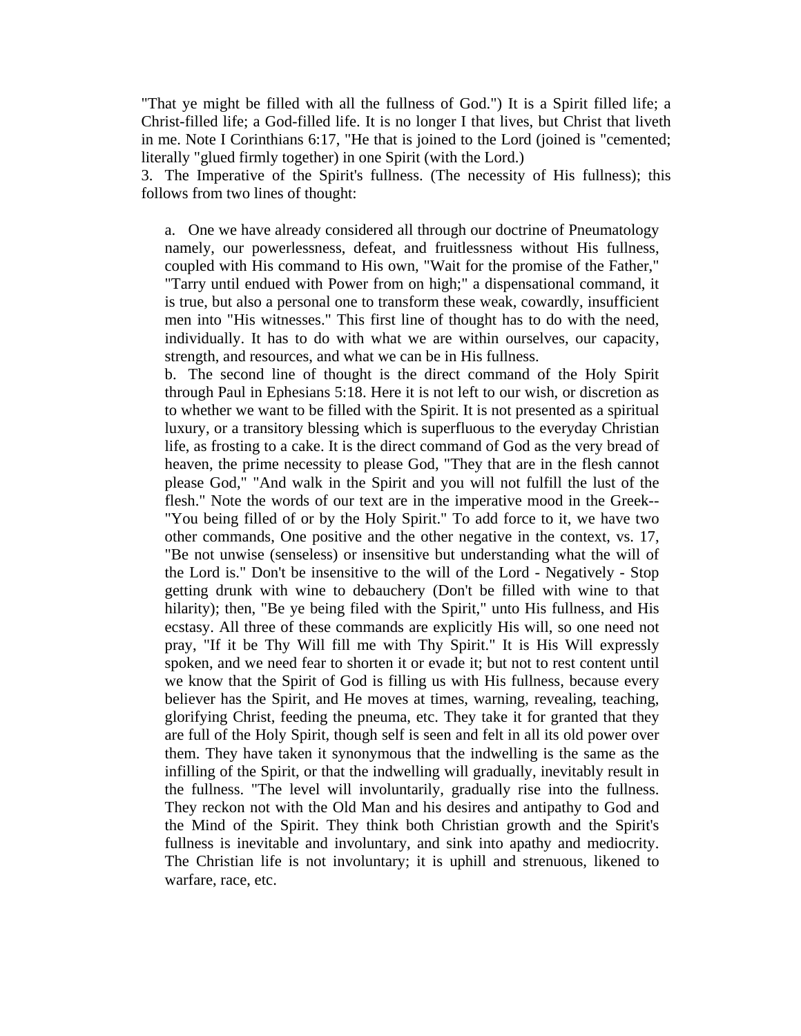"That ye might be filled with all the fullness of God.") It is a Spirit filled life; a Christ-filled life; a God-filled life. It is no longer I that lives, but Christ that liveth in me. Note I Corinthians 6:17, "He that is joined to the Lord (joined is "cemented; literally "glued firmly together) in one Spirit (with the Lord.)

3. The Imperative of the Spirit's fullness. (The necessity of His fullness); this follows from two lines of thought:

a. One we have already considered all through our doctrine of Pneumatology namely, our powerlessness, defeat, and fruitlessness without His fullness, coupled with His command to His own, "Wait for the promise of the Father," "Tarry until endued with Power from on high;" a dispensational command, it is true, but also a personal one to transform these weak, cowardly, insufficient men into "His witnesses." This first line of thought has to do with the need, individually. It has to do with what we are within ourselves, our capacity, strength, and resources, and what we can be in His fullness.

b. The second line of thought is the direct command of the Holy Spirit through Paul in Ephesians 5:18. Here it is not left to our wish, or discretion as to whether we want to be filled with the Spirit. It is not presented as a spiritual luxury, or a transitory blessing which is superfluous to the everyday Christian life, as frosting to a cake. It is the direct command of God as the very bread of heaven, the prime necessity to please God, "They that are in the flesh cannot please God," "And walk in the Spirit and you will not fulfill the lust of the flesh." Note the words of our text are in the imperative mood in the Greek-- "You being filled of or by the Holy Spirit." To add force to it, we have two other commands, One positive and the other negative in the context, vs. 17, "Be not unwise (senseless) or insensitive but understanding what the will of the Lord is." Don't be insensitive to the will of the Lord - Negatively - Stop getting drunk with wine to debauchery (Don't be filled with wine to that hilarity); then, "Be ye being filed with the Spirit," unto His fullness, and His ecstasy. All three of these commands are explicitly His will, so one need not pray, "If it be Thy Will fill me with Thy Spirit." It is His Will expressly spoken, and we need fear to shorten it or evade it; but not to rest content until we know that the Spirit of God is filling us with His fullness, because every believer has the Spirit, and He moves at times, warning, revealing, teaching, glorifying Christ, feeding the pneuma, etc. They take it for granted that they are full of the Holy Spirit, though self is seen and felt in all its old power over them. They have taken it synonymous that the indwelling is the same as the infilling of the Spirit, or that the indwelling will gradually, inevitably result in the fullness. "The level will involuntarily, gradually rise into the fullness. They reckon not with the Old Man and his desires and antipathy to God and the Mind of the Spirit. They think both Christian growth and the Spirit's fullness is inevitable and involuntary, and sink into apathy and mediocrity. The Christian life is not involuntary; it is uphill and strenuous, likened to warfare, race, etc.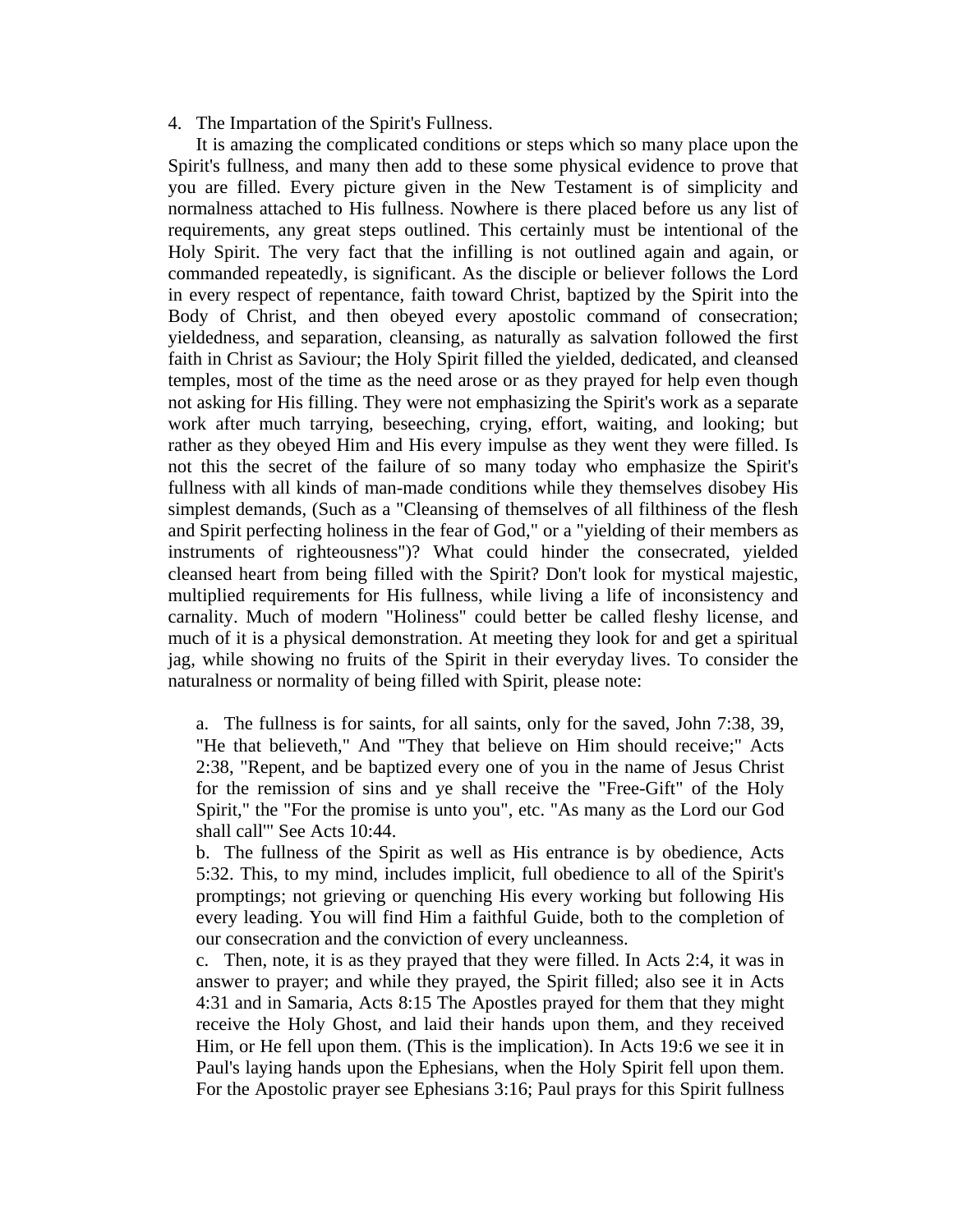4. The Impartation of the Spirit's Fullness.

It is amazing the complicated conditions or steps which so many place upon the Spirit's fullness, and many then add to these some physical evidence to prove that you are filled. Every picture given in the New Testament is of simplicity and normalness attached to His fullness. Nowhere is there placed before us any list of requirements, any great steps outlined. This certainly must be intentional of the Holy Spirit. The very fact that the infilling is not outlined again and again, or commanded repeatedly, is significant. As the disciple or believer follows the Lord in every respect of repentance, faith toward Christ, baptized by the Spirit into the Body of Christ, and then obeyed every apostolic command of consecration; yieldedness, and separation, cleansing, as naturally as salvation followed the first faith in Christ as Saviour; the Holy Spirit filled the yielded, dedicated, and cleansed temples, most of the time as the need arose or as they prayed for help even though not asking for His filling. They were not emphasizing the Spirit's work as a separate work after much tarrying, beseeching, crying, effort, waiting, and looking; but rather as they obeyed Him and His every impulse as they went they were filled. Is not this the secret of the failure of so many today who emphasize the Spirit's fullness with all kinds of man-made conditions while they themselves disobey His simplest demands, (Such as a "Cleansing of themselves of all filthiness of the flesh and Spirit perfecting holiness in the fear of God," or a "yielding of their members as instruments of righteousness")? What could hinder the consecrated, yielded cleansed heart from being filled with the Spirit? Don't look for mystical majestic, multiplied requirements for His fullness, while living a life of inconsistency and carnality. Much of modern "Holiness" could better be called fleshy license, and much of it is a physical demonstration. At meeting they look for and get a spiritual jag, while showing no fruits of the Spirit in their everyday lives. To consider the naturalness or normality of being filled with Spirit, please note:

a. The fullness is for saints, for all saints, only for the saved, John 7:38, 39, "He that believeth," And "They that believe on Him should receive;" Acts 2:38, "Repent, and be baptized every one of you in the name of Jesus Christ for the remission of sins and ye shall receive the "Free-Gift" of the Holy Spirit," the "For the promise is unto you", etc. "As many as the Lord our God shall call"' See Acts 10:44.

b. The fullness of the Spirit as well as His entrance is by obedience, Acts 5:32. This, to my mind, includes implicit, full obedience to all of the Spirit's promptings; not grieving or quenching His every working but following His every leading. You will find Him a faithful Guide, both to the completion of our consecration and the conviction of every uncleanness.

c. Then, note, it is as they prayed that they were filled. In Acts 2:4, it was in answer to prayer; and while they prayed, the Spirit filled; also see it in Acts 4:31 and in Samaria, Acts 8:15 The Apostles prayed for them that they might receive the Holy Ghost, and laid their hands upon them, and they received Him, or He fell upon them. (This is the implication). In Acts 19:6 we see it in Paul's laying hands upon the Ephesians, when the Holy Spirit fell upon them. For the Apostolic prayer see Ephesians 3:16; Paul prays for this Spirit fullness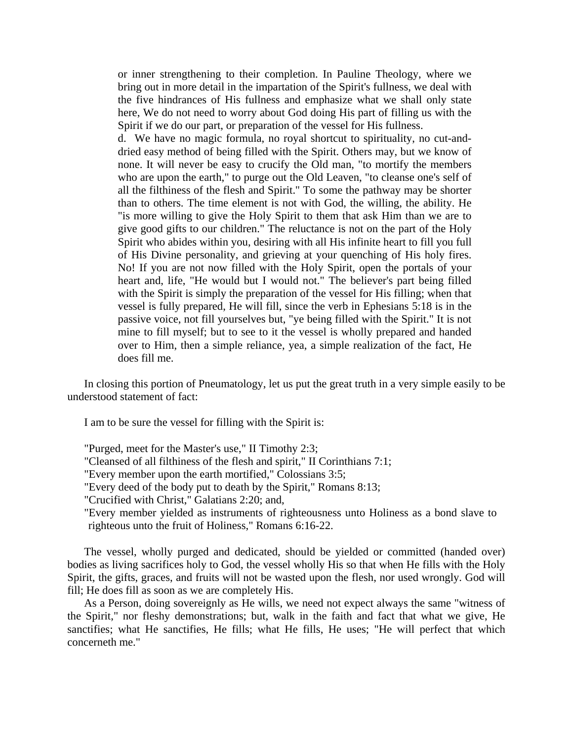or inner strengthening to their completion. In Pauline Theology, where we bring out in more detail in the impartation of the Spirit's fullness, we deal with the five hindrances of His fullness and emphasize what we shall only state here, We do not need to worry about God doing His part of filling us with the Spirit if we do our part, or preparation of the vessel for His fullness.

d. We have no magic formula, no royal shortcut to spirituality, no cut-and-dried easy method of being filled with the Spirit. Others may, but we know of none. It will never be easy to crucify the Old man, "to mortify the members who are upon the earth," to purge out the Old Leaven, "to cleanse one's self of all the filthiness of the flesh and Spirit." To some the pathway may be shorter than to others. The time element is not with God, the willing, the ability. He "is more willing to give the Holy Spirit to them that ask Him than we are to give good gifts to our children." The reluctance is not on the part of the Holy Spirit who abides within you, desiring with all His infinite heart to fill you full of His Divine personality, and grieving at your quenching of His holy fires. No! If you are not now filled with the Holy Spirit, open the portals of your heart and, life, "He would but I would not." The believer's part being filled with the Spirit is simply the preparation of the vessel for His filling; when that vessel is fully prepared, He will fill, since the verb in Ephesians 5:18 is in the passive voice, not fill yourselves but, "ye being filled with the Spirit." It is not mine to fill myself; but to see to it the vessel is wholly prepared and handed over to Him, then a simple reliance, yea, a simple realization of the fact, He does fill me.

In closing this portion of Pneumatology, let us put the great truth in a very simple easily to be understood statement of fact:

I am to be sure the vessel for filling with the Spirit is:

"Purged, meet for the Master's use," II Timothy 2:3;
"Cleansed of all filthiness of the flesh and spirit," II Corinthians 7:1;
"Every member upon the earth mortified," Colossians 3:5;
"Every deed of the body put to death by the Spirit," Romans 8:13;
"Crucified with Christ," Galatians 2:20; and,
"Every member yielded as instruments of righteousness unto Holiness as a bond slave to righteous unto the fruit of Holiness," Romans 6:16-22.

The vessel, wholly purged and dedicated, should be yielded or committed (handed over) bodies as living sacrifices holy to God, the vessel wholly His so that when He fills with the Holy Spirit, the gifts, graces, and fruits will not be wasted upon the flesh, nor used wrongly. God will fill; He does fill as soon as we are completely His.

As a Person, doing sovereignly as He wills, we need not expect always the same "witness of the Spirit," nor fleshy demonstrations; but, walk in the faith and fact that what we give, He sanctifies; what He sanctifies, He fills; what He fills, He uses; "He will perfect that which concerneth me."